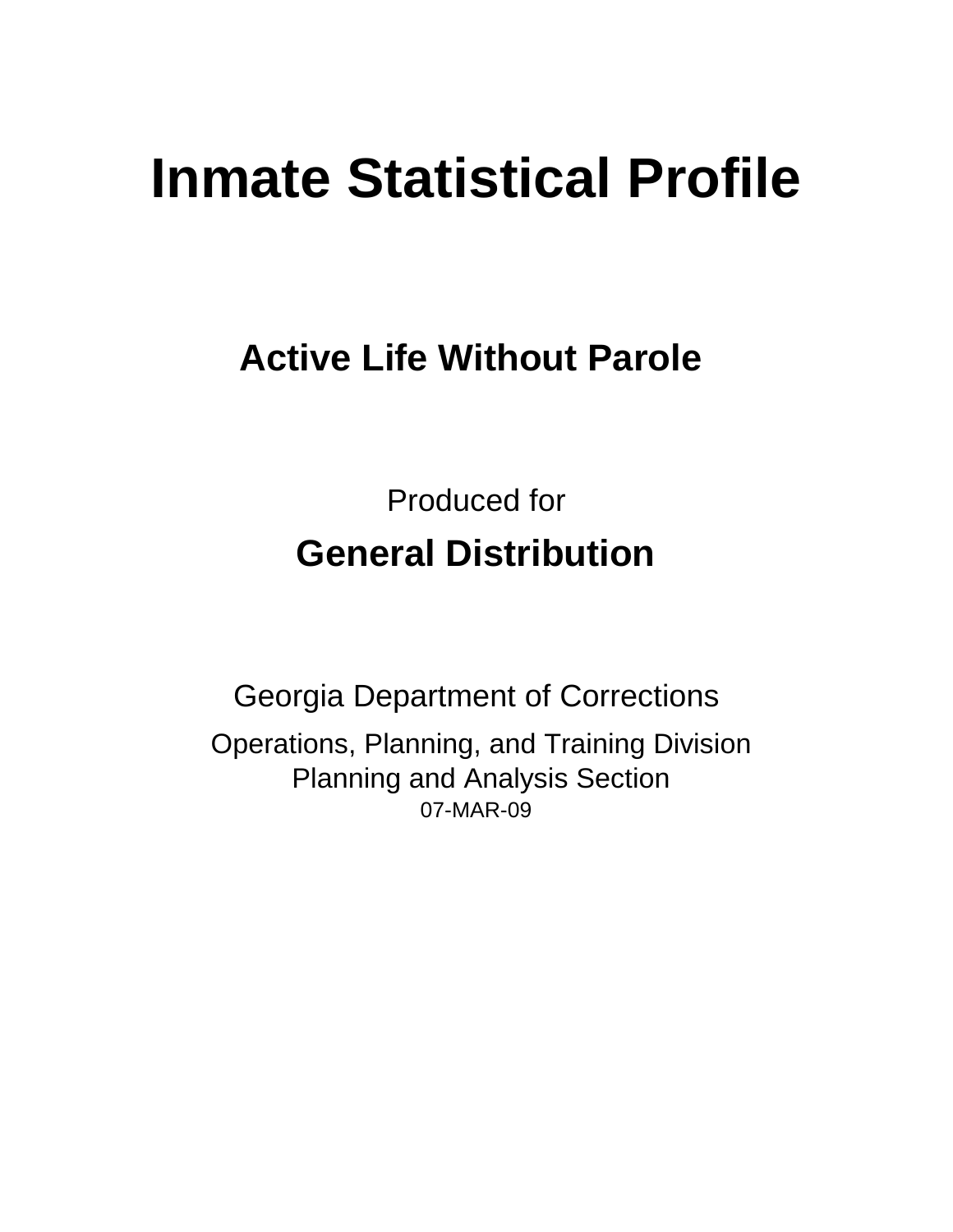# Inmate Statistical Profile

## Active Life Without Parole

Produced for

**General Distribution**

Georgia Department of Corrections

Operations, Planning, and Training Division
Planning and Analysis Section
07-MAR-09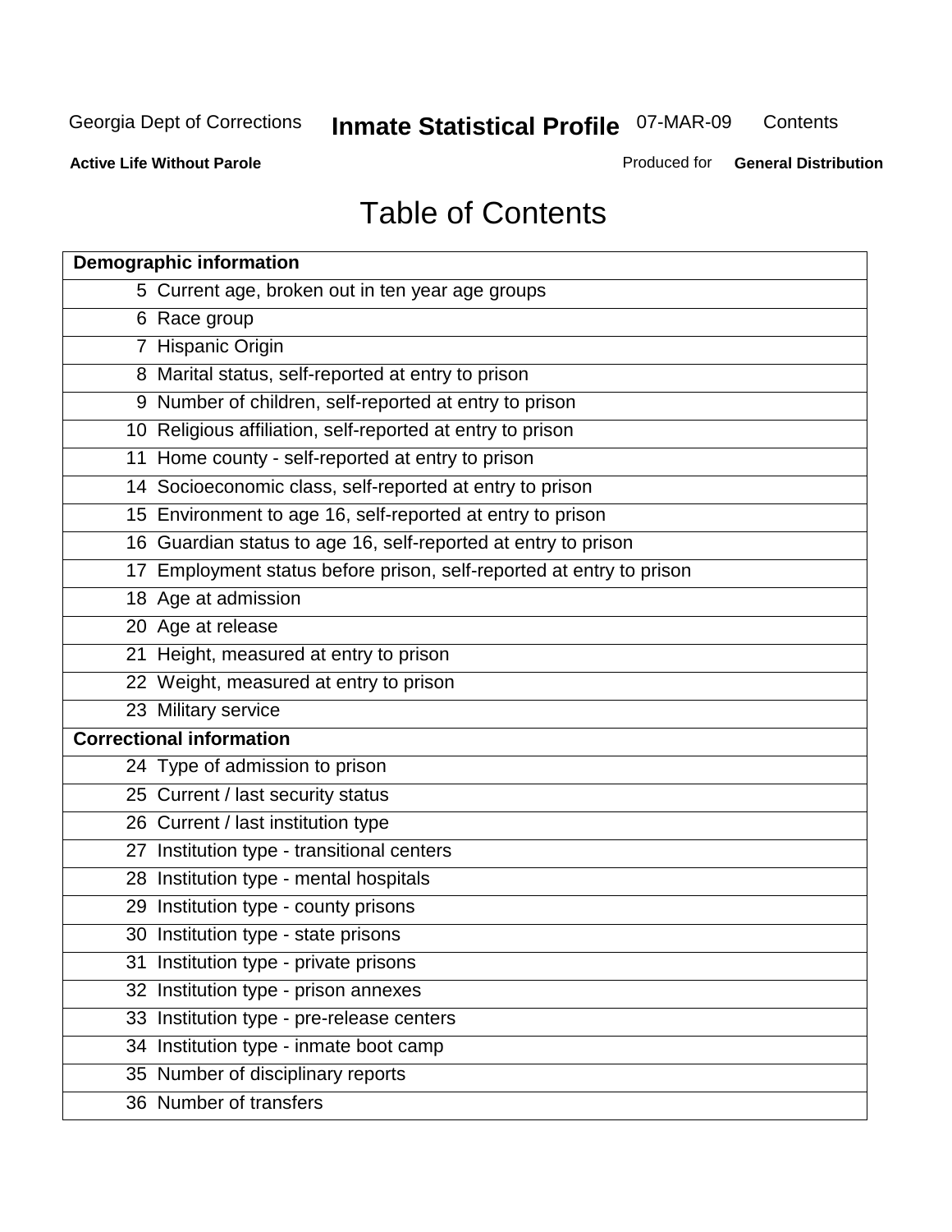# Table of Contents

| Demographic information | |
|---|---|
| 5 | Current age, broken out in ten year age groups |
| 6 | Race group |
| 7 | Hispanic Origin |
| 8 | Marital status, self-reported at entry to prison |
| 9 | Number of children, self-reported at entry to prison |
| 10 | Religious affiliation, self-reported at entry to prison |
| 11 | Home county - self-reported at entry to prison |
| 14 | Socioeconomic class, self-reported at entry to prison |
| 15 | Environment to age 16, self-reported at entry to prison |
| 16 | Guardian status to age 16, self-reported at entry to prison |
| 17 | Employment status before prison, self-reported at entry to prison |
| 18 | Age at admission |
| 20 | Age at release |
| 21 | Height, measured at entry to prison |
| 22 | Weight, measured at entry to prison |
| 23 | Military service |
| **Correctional information** | |
| 24 | Type of admission to prison |
| 25 | Current / last security status |
| 26 | Current / last institution type |
| 27 | Institution type - transitional centers |
| 28 | Institution type - mental hospitals |
| 29 | Institution type - county prisons |
| 30 | Institution type - state prisons |
| 31 | Institution type - private prisons |
| 32 | Institution type - prison annexes |
| 33 | Institution type - pre-release centers |
| 34 | Institution type - inmate boot camp |
| 35 | Number of disciplinary reports |
| 36 | Number of transfers |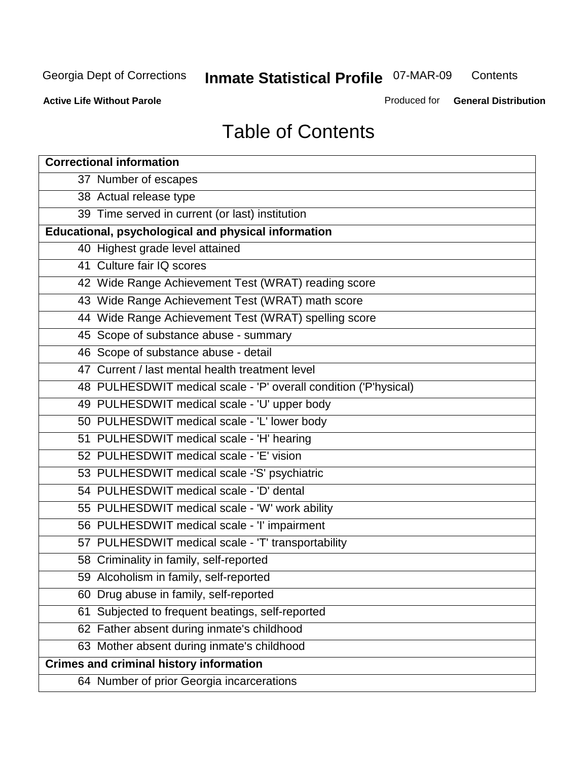# Table of Contents

| Correctional information |
|---|
| 37 Number of escapes |
| 38 Actual release type |
| 39 Time served in current (or last) institution |
| **Educational, psychological and physical information** |
| 40 Highest grade level attained |
| 41 Culture fair IQ scores |
| 42 Wide Range Achievement Test (WRAT) reading score |
| 43 Wide Range Achievement Test (WRAT) math score |
| 44 Wide Range Achievement Test (WRAT) spelling score |
| 45 Scope of substance abuse - summary |
| 46 Scope of substance abuse - detail |
| 47 Current / last mental health treatment level |
| 48 PULHESDWIT medical scale - 'P' overall condition ('P'hysical) |
| 49 PULHESDWIT medical scale - 'U' upper body |
| 50 PULHESDWIT medical scale - 'L' lower body |
| 51 PULHESDWIT medical scale - 'H' hearing |
| 52 PULHESDWIT medical scale - 'E' vision |
| 53 PULHESDWIT medical scale -'S' psychiatric |
| 54 PULHESDWIT medical scale - 'D' dental |
| 55 PULHESDWIT medical scale - 'W' work ability |
| 56 PULHESDWIT medical scale - 'I' impairment |
| 57 PULHESDWIT medical scale - 'T' transportability |
| 58 Criminality in family, self-reported |
| 59 Alcoholism in family, self-reported |
| 60 Drug abuse in family, self-reported |
| 61 Subjected to frequent beatings, self-reported |
| 62 Father absent during inmate's childhood |
| 63 Mother absent during inmate's childhood |
| **Crimes and criminal history information** |
| 64 Number of prior Georgia incarcerations |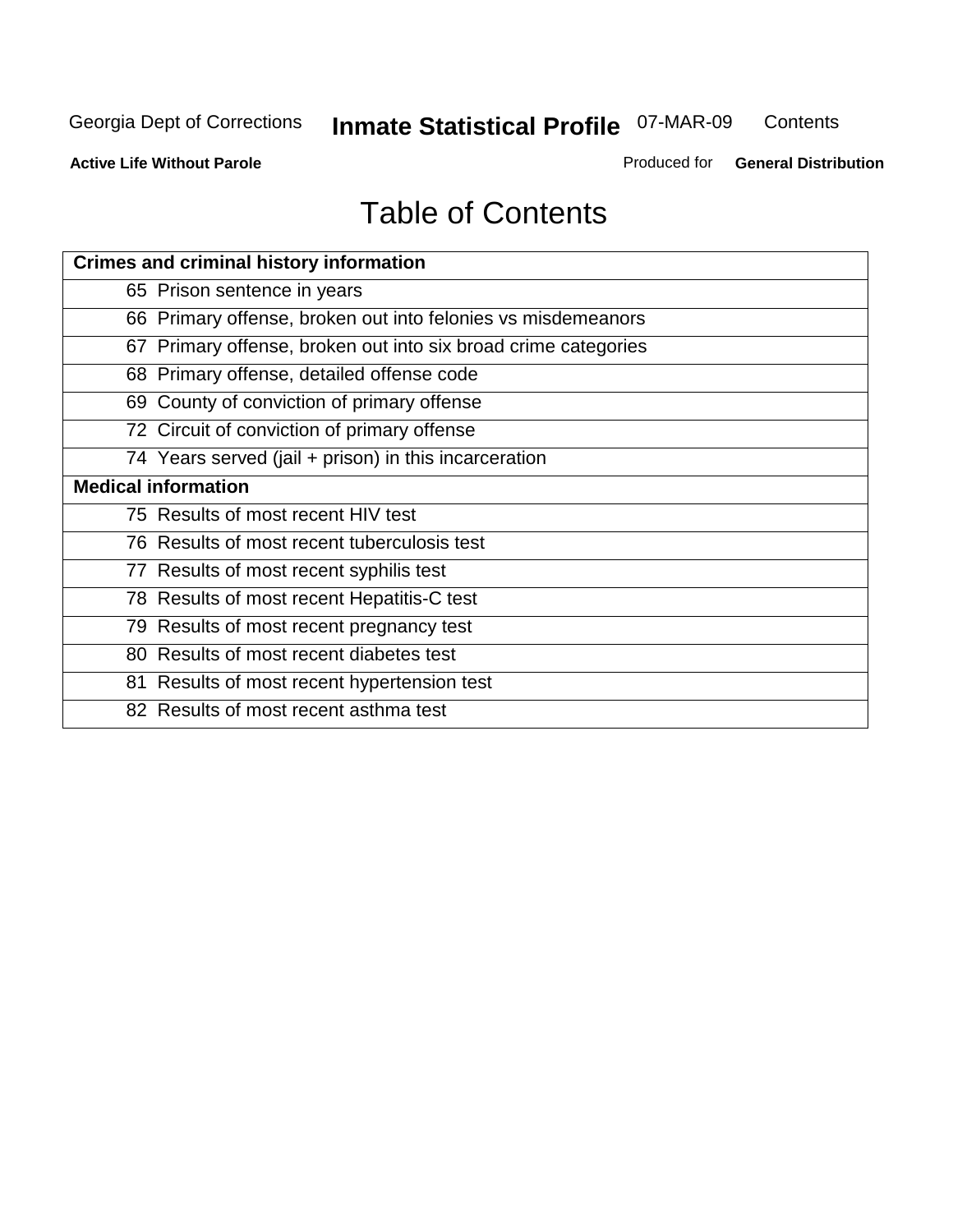# Table of Contents

| Crimes and criminal history information | |
|---|---|
| 65 | Prison sentence in years |
| 66 | Primary offense, broken out into felonies vs misdemeanors |
| 67 | Primary offense, broken out into six broad crime categories |
| 68 | Primary offense, detailed offense code |
| 69 | County of conviction of primary offense |
| 72 | Circuit of conviction of primary offense |
| 74 | Years served (jail + prison) in this incarceration |
| **Medical information** | |
| 75 | Results of most recent HIV test |
| 76 | Results of most recent tuberculosis test |
| 77 | Results of most recent syphilis test |
| 78 | Results of most recent Hepatitis-C test |
| 79 | Results of most recent pregnancy test |
| 80 | Results of most recent diabetes test |
| 81 | Results of most recent hypertension test |
| 82 | Results of most recent asthma test |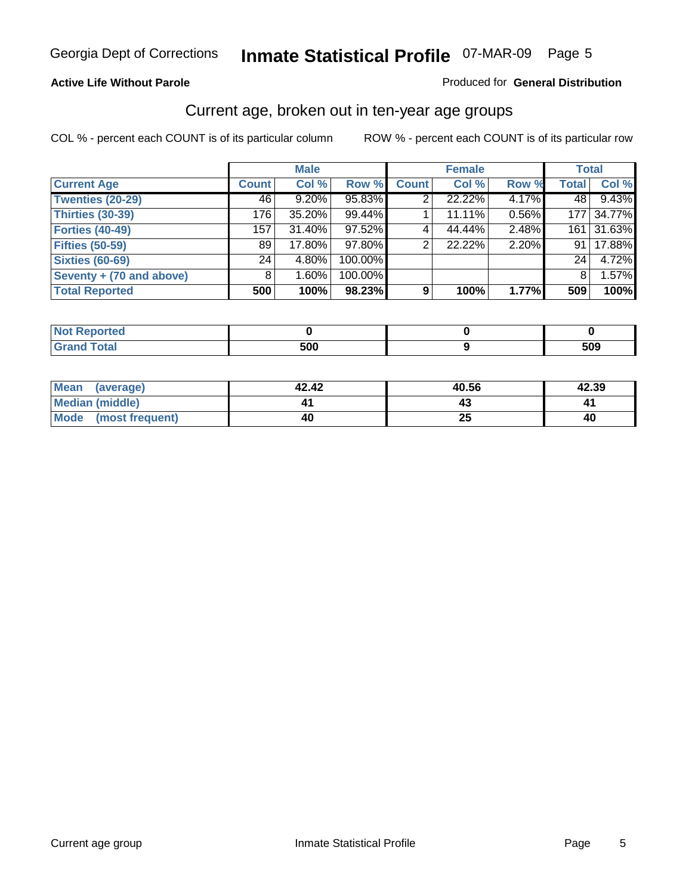# Georgia Dept of Corrections — Inmate Statistical Profile 07-MAR-09

**Active Life Without Parole**

Produced for **General Distribution**

## Current age, broken out in ten-year age groups

COL % - percent each COUNT is of its particular column

ROW % - percent each COUNT is of its particular row

| | Male | | | Female | | | Total | |
|---|---|---|---|---|---|---|---|---|
| **Current Age** | **Count** | **Col %** | **Row %** | **Count** | **Col %** | **Row %** | **Total** | **Col %** |
| **Twenties (20-29)** | 46 | 9.20% | 95.83% | 2 | 22.22% | 4.17% | 48 | 9.43% |
| **Thirties (30-39)** | 176 | 35.20% | 99.44% | 1 | 11.11% | 0.56% | 177 | 34.77% |
| **Forties (40-49)** | 157 | 31.40% | 97.52% | 4 | 44.44% | 2.48% | 161 | 31.63% |
| **Fifties (50-59)** | 89 | 17.80% | 97.80% | 2 | 22.22% | 2.20% | 91 | 17.88% |
| **Sixties (60-69)** | 24 | 4.80% | 100.00% | | | | 24 | 4.72% |
| **Seventy + (70 and above)** | 8 | 1.60% | 100.00% | | | | 8 | 1.57% |
| **Total Reported** | **500** | **100%** | **98.23%** | **9** | **100%** | **1.77%** | **509** | **100%** |

| | Male | Female | Total |
|---|---|---|---|
| **Not Reported** | **0** | **0** | **0** |
| **Grand Total** | **500** | **9** | **509** |

| | Male | Female | Total |
|---|---|---|---|
| **Mean (average)** | **42.42** | **40.56** | **42.39** |
| **Median (middle)** | **41** | **43** | **41** |
| **Mode (most frequent)** | **40** | **25** | **40** |

Current age group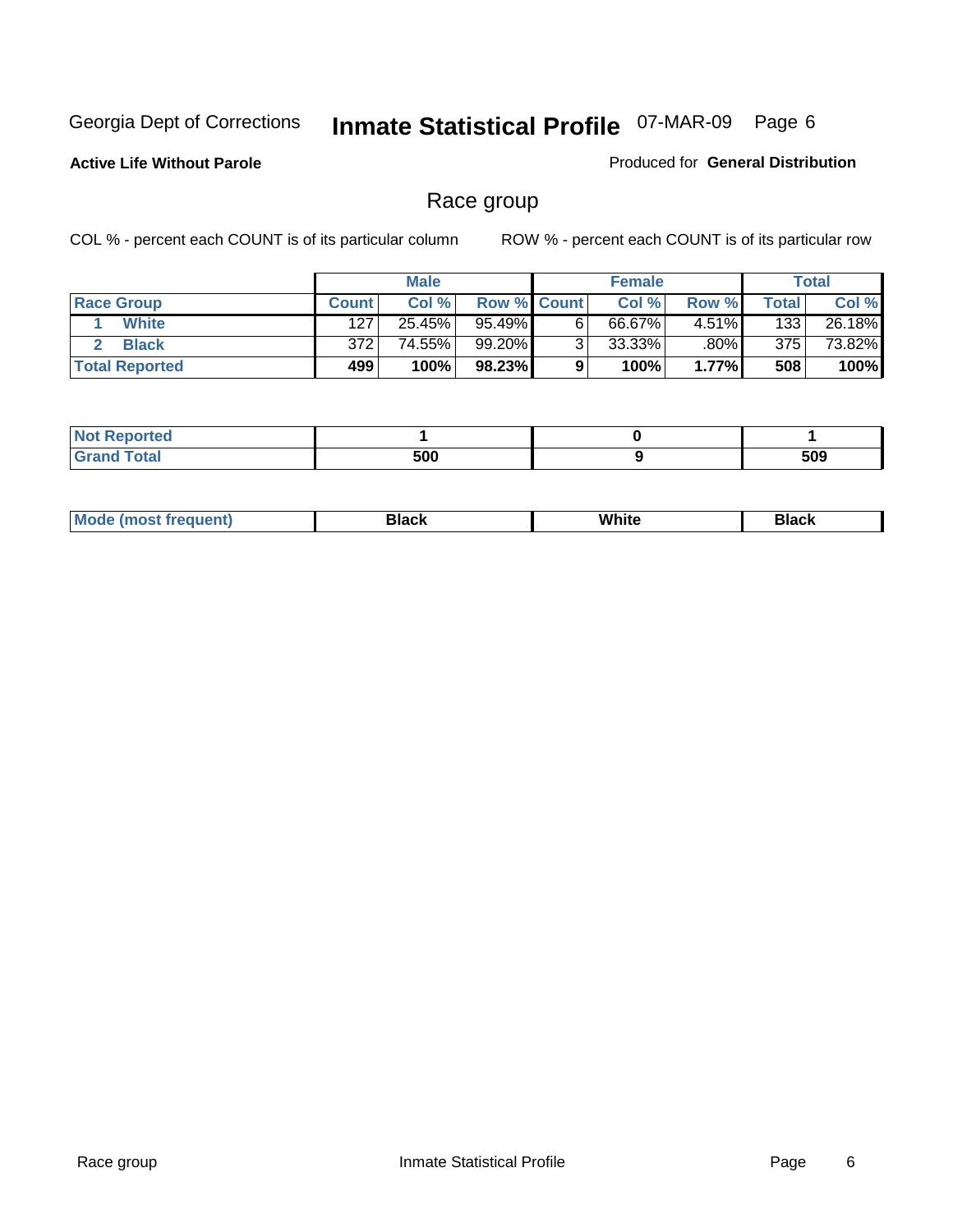Georgia Dept of Corrections **Inmate Statistical Profile** 07-MAR-09

**Active Life Without Parole**

Produced for **General Distribution**

## Race group

COL % - percent each COUNT is of its particular column ROW % - percent each COUNT is of its particular row

| | Male | | | Female | | | Total | |
|---|---|---|---|---|---|---|---|---|
| Race Group | Count | Col % | Row % | Count | Col % | Row % | Total | Col % |
| 1 White | 127 | 25.45% | 95.49% | 6 | 66.67% | 4.51% | 133 | 26.18% |
| 2 Black | 372 | 74.55% | 99.20% | 3 | 33.33% | .80% | 375 | 73.82% |
| **Total Reported** | **499** | **100%** | **98.23%** | **9** | **100%** | **1.77%** | **508** | **100%** |

| | Male | Female | Total |
|---|---|---|---|
| Not Reported | 1 | 0 | 1 |
| Grand Total | 500 | 9 | 509 |

| | Male | Female | Total |
|---|---|---|---|
| Mode (most frequent) | Black | White | Black |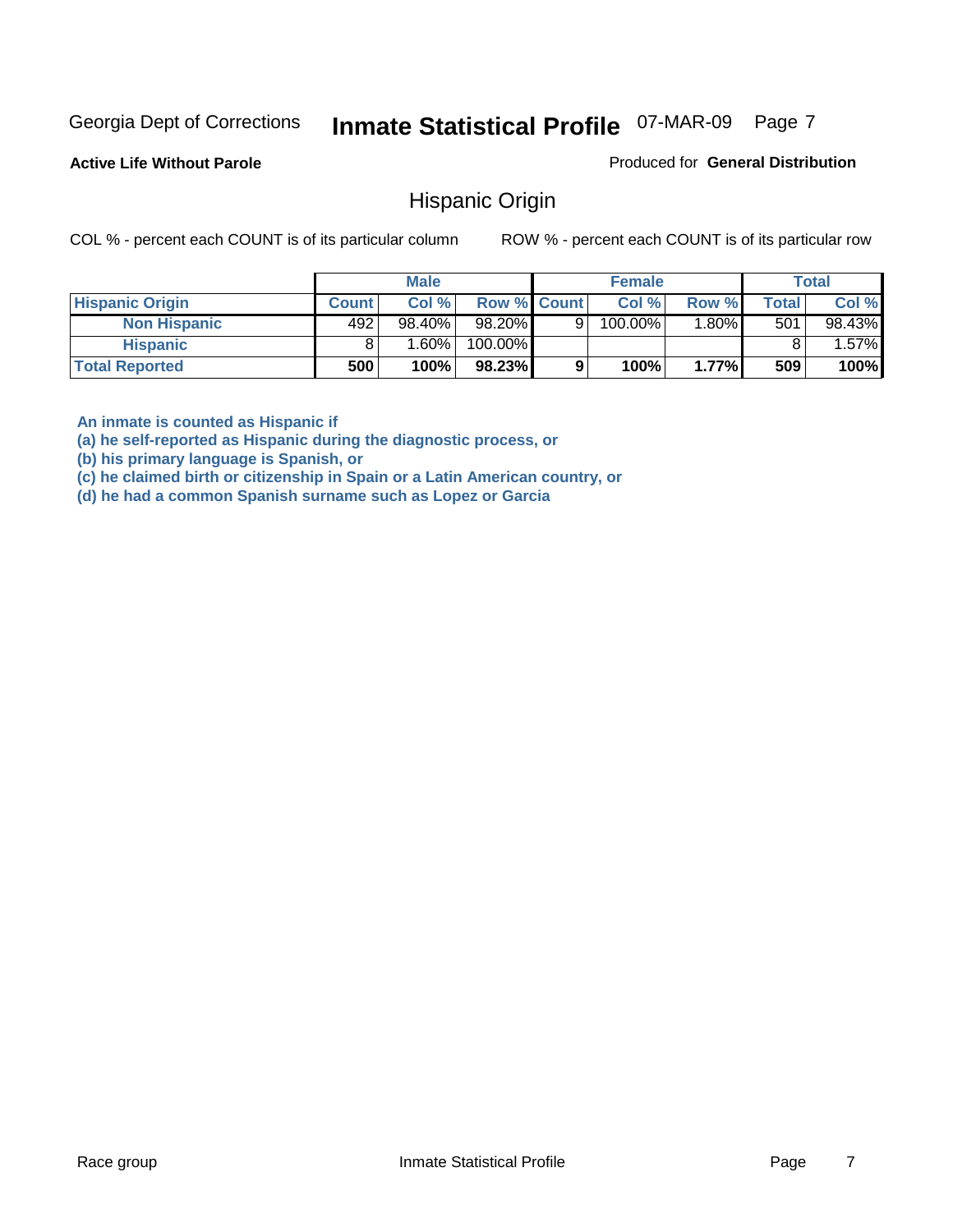Georgia Dept of Corrections **Inmate Statistical Profile** 07-MAR-09

**Active Life Without Parole**

Produced for **General Distribution**

## Hispanic Origin

COL % - percent each COUNT is of its particular column

ROW % - percent each COUNT is of its particular row

| | Male | | | Female | | | Total | |
|---|---|---|---|---|---|---|---|---|
| **Hispanic Origin** | **Count** | **Col %** | **Row %** | **Count** | **Col %** | **Row %** | **Total** | **Col %** |
| **Non Hispanic** | 492 | 98.40% | 98.20% | 9 | 100.00% | 1.80% | 501 | 98.43% |
| **Hispanic** | 8 | 1.60% | 100.00% | | | | 8 | 1.57% |
| **Total Reported** | **500** | **100%** | **98.23%** | **9** | **100%** | **1.77%** | **509** | **100%** |

**An inmate is counted as Hispanic if**
**(a) he self-reported as Hispanic during the diagnostic process, or**
**(b) his primary language is Spanish, or**
**(c) he claimed birth or citizenship in Spain or a Latin American country, or**
**(d) he had a common Spanish surname such as Lopez or Garcia**

Race group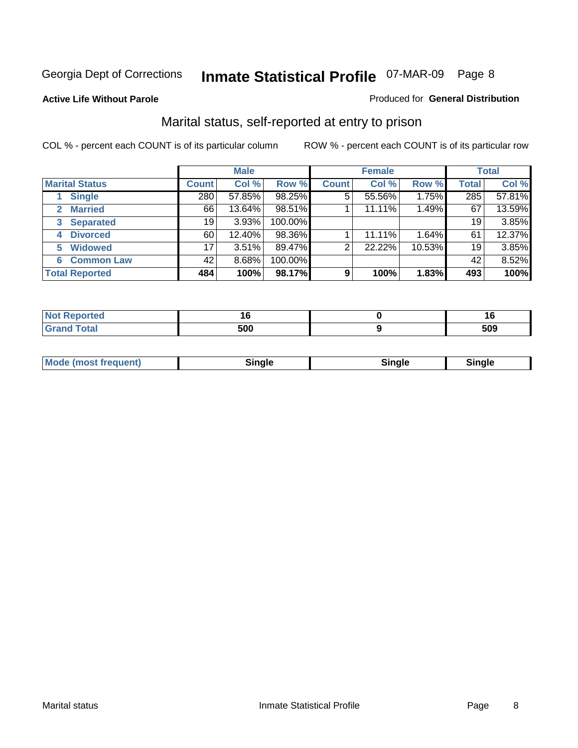Georgia Dept of Corrections **Inmate Statistical Profile** 07-MAR-09

**Active Life Without Parole**

Produced for **General Distribution**

## Marital status, self-reported at entry to prison

COL % - percent each COUNT is of its particular column

ROW % - percent each COUNT is of its particular row

| | Male | | | Female | | | Total | |
|---|---|---|---|---|---|---|---|---|
| **Marital Status** | **Count** | **Col %** | **Row %** | **Count** | **Col %** | **Row %** | **Total** | **Col %** |
| 1 Single | 280 | 57.85% | 98.25% | 5 | 55.56% | 1.75% | 285 | 57.81% |
| 2 Married | 66 | 13.64% | 98.51% | 1 | 11.11% | 1.49% | 67 | 13.59% |
| 3 Separated | 19 | 3.93% | 100.00% | | | | 19 | 3.85% |
| 4 Divorced | 60 | 12.40% | 98.36% | 1 | 11.11% | 1.64% | 61 | 12.37% |
| 5 Widowed | 17 | 3.51% | 89.47% | 2 | 22.22% | 10.53% | 19 | 3.85% |
| 6 Common Law | 42 | 8.68% | 100.00% | | | | 42 | 8.52% |
| **Total Reported** | **484** | **100%** | **98.17%** | **9** | **100%** | **1.83%** | **493** | **100%** |

| | Male | Female | Total |
|---|---|---|---|
| Not Reported | 16 | 0 | 16 |
| Grand Total | 500 | 9 | 509 |

| | Male | Female | Total |
|---|---|---|---|
| Mode (most frequent) | Single | Single | Single |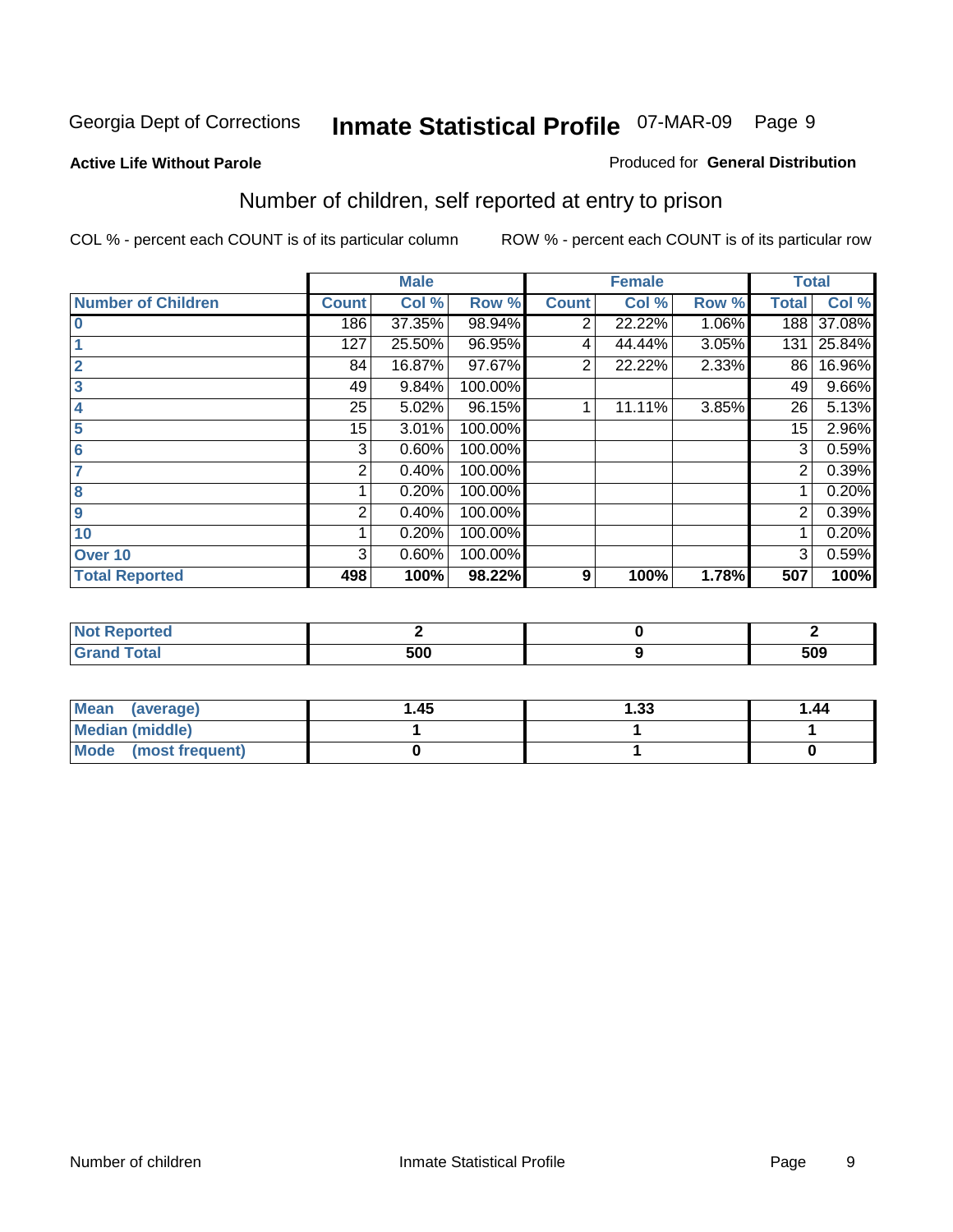Georgia Dept of Corrections **Inmate Statistical Profile** 07-MAR-09

**Active Life Without Parole** Produced for **General Distribution**

## Number of children, self reported at entry to prison

COL % - percent each COUNT is of its particular column ROW % - percent each COUNT is of its particular row

| | Male | | | Female | | | Total | |
|---|---|---|---|---|---|---|---|---|
| **Number of Children** | **Count** | **Col %** | **Row %** | **Count** | **Col %** | **Row %** | **Total** | **Col %** |
| 0 | 186 | 37.35% | 98.94% | 2 | 22.22% | 1.06% | 188 | 37.08% |
| 1 | 127 | 25.50% | 96.95% | 4 | 44.44% | 3.05% | 131 | 25.84% |
| 2 | 84 | 16.87% | 97.67% | 2 | 22.22% | 2.33% | 86 | 16.96% |
| 3 | 49 | 9.84% | 100.00% | | | | 49 | 9.66% |
| 4 | 25 | 5.02% | 96.15% | 1 | 11.11% | 3.85% | 26 | 5.13% |
| 5 | 15 | 3.01% | 100.00% | | | | 15 | 2.96% |
| 6 | 3 | 0.60% | 100.00% | | | | 3 | 0.59% |
| 7 | 2 | 0.40% | 100.00% | | | | 2 | 0.39% |
| 8 | 1 | 0.20% | 100.00% | | | | 1 | 0.20% |
| 9 | 2 | 0.40% | 100.00% | | | | 2 | 0.39% |
| 10 | 1 | 0.20% | 100.00% | | | | 1 | 0.20% |
| Over 10 | 3 | 0.60% | 100.00% | | | | 3 | 0.59% |
| **Total Reported** | **498** | **100%** | **98.22%** | **9** | **100%** | **1.78%** | **507** | **100%** |

| | Male | Female | Total |
|---|---|---|---|
| **Not Reported** | **2** | **0** | **2** |
| **Grand Total** | **500** | **9** | **509** |

| | Male | Female | Total |
|---|---|---|---|
| **Mean (average)** | **1.45** | **1.33** | **1.44** |
| **Median (middle)** | **1** | **1** | **1** |
| **Mode (most frequent)** | **0** | **1** | **0** |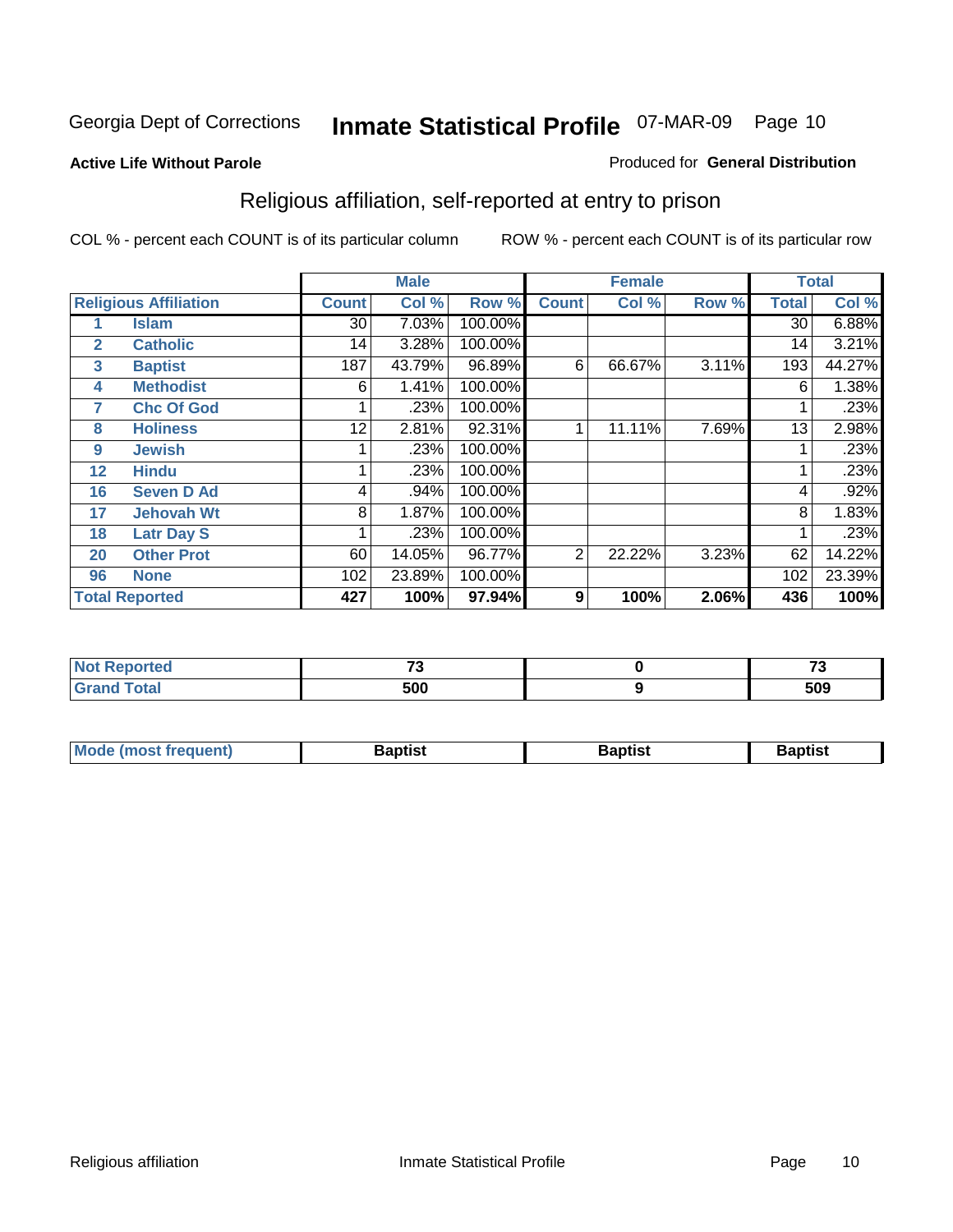Georgia Dept of Corrections **Inmate Statistical Profile** 07-MAR-09 Page 10

**Active Life Without Parole**

Produced for **General Distribution**

## Religious affiliation, self-reported at entry to prison

COL % - percent each COUNT is of its particular column ROW % - percent each COUNT is of its particular row

| Religious Affiliation | | Male | | | Female | | | Total | |
|---|---|---|---|---|---|---|---|---|---|
| | | Count | Col % | Row % | Count | Col % | Row % | Total | Col % |
| 1 | Islam | 30 | 7.03% | 100.00% | | | | 30 | 6.88% |
| 2 | Catholic | 14 | 3.28% | 100.00% | | | | 14 | 3.21% |
| 3 | Baptist | 187 | 43.79% | 96.89% | 6 | 66.67% | 3.11% | 193 | 44.27% |
| 4 | Methodist | 6 | 1.41% | 100.00% | | | | 6 | 1.38% |
| 7 | Chc Of God | 1 | .23% | 100.00% | | | | 1 | .23% |
| 8 | Holiness | 12 | 2.81% | 92.31% | 1 | 11.11% | 7.69% | 13 | 2.98% |
| 9 | Jewish | 1 | .23% | 100.00% | | | | 1 | .23% |
| 12 | Hindu | 1 | .23% | 100.00% | | | | 1 | .23% |
| 16 | Seven D Ad | 4 | .94% | 100.00% | | | | 4 | .92% |
| 17 | Jehovah Wt | 8 | 1.87% | 100.00% | | | | 8 | 1.83% |
| 18 | Latr Day S | 1 | .23% | 100.00% | | | | 1 | .23% |
| 20 | Other Prot | 60 | 14.05% | 96.77% | 2 | 22.22% | 3.23% | 62 | 14.22% |
| 96 | None | 102 | 23.89% | 100.00% | | | | 102 | 23.39% |
| Total Reported | | 427 | 100% | 97.94% | 9 | 100% | 2.06% | 436 | 100% |

| | Male | Female | Total |
|---|---|---|---|
| Not Reported | 73 | 0 | 73 |
| Grand Total | 500 | 9 | 509 |

| | Male | Female | Total |
|---|---|---|---|
| Mode (most frequent) | Baptist | Baptist | Baptist |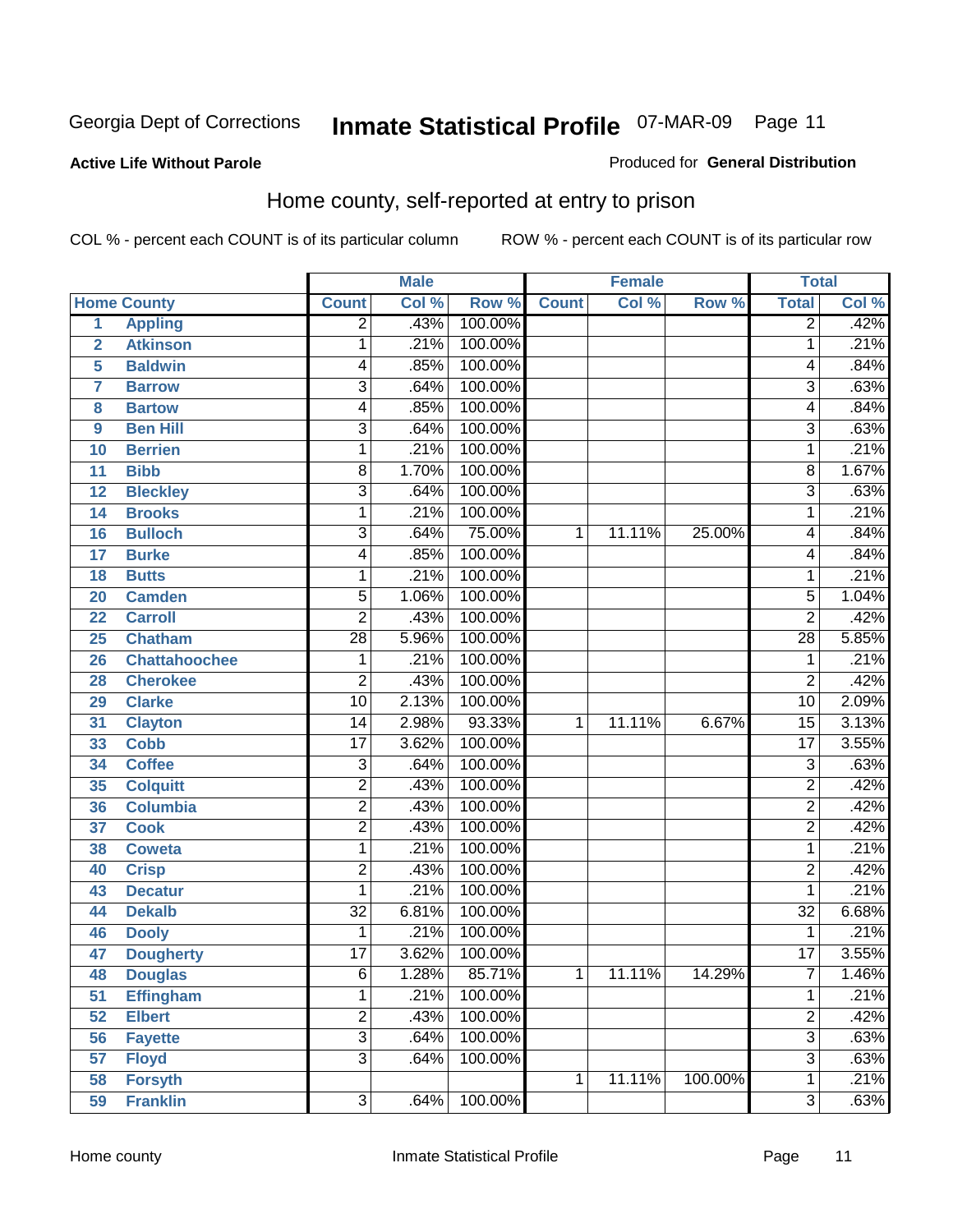Georgia Dept of Corrections **Inmate Statistical Profile** 07-MAR-09 Page 11

**Active Life Without Parole**

Produced for **General Distribution**

## Home county, self-reported at entry to prison

COL % - percent each COUNT is of its particular column

ROW % - percent each COUNT is of its particular row

| Home County | | Male | | | Female | | | Total | |
|---|---|---|---|---|---|---|---|---|---|
| | | Count | Col % | Row % | Count | Col % | Row % | Total | Col % |
| 1 | Appling | 2 | .43% | 100.00% | | | | 2 | .42% |
| 2 | Atkinson | 1 | .21% | 100.00% | | | | 1 | .21% |
| 5 | Baldwin | 4 | .85% | 100.00% | | | | 4 | .84% |
| 7 | Barrow | 3 | .64% | 100.00% | | | | 3 | .63% |
| 8 | Bartow | 4 | .85% | 100.00% | | | | 4 | .84% |
| 9 | Ben Hill | 3 | .64% | 100.00% | | | | 3 | .63% |
| 10 | Berrien | 1 | .21% | 100.00% | | | | 1 | .21% |
| 11 | Bibb | 8 | 1.70% | 100.00% | | | | 8 | 1.67% |
| 12 | Bleckley | 3 | .64% | 100.00% | | | | 3 | .63% |
| 14 | Brooks | 1 | .21% | 100.00% | | | | 1 | .21% |
| 16 | Bulloch | 3 | .64% | 75.00% | 1 | 11.11% | 25.00% | 4 | .84% |
| 17 | Burke | 4 | .85% | 100.00% | | | | 4 | .84% |
| 18 | Butts | 1 | .21% | 100.00% | | | | 1 | .21% |
| 20 | Camden | 5 | 1.06% | 100.00% | | | | 5 | 1.04% |
| 22 | Carroll | 2 | .43% | 100.00% | | | | 2 | .42% |
| 25 | Chatham | 28 | 5.96% | 100.00% | | | | 28 | 5.85% |
| 26 | Chattahoochee | 1 | .21% | 100.00% | | | | 1 | .21% |
| 28 | Cherokee | 2 | .43% | 100.00% | | | | 2 | .42% |
| 29 | Clarke | 10 | 2.13% | 100.00% | | | | 10 | 2.09% |
| 31 | Clayton | 14 | 2.98% | 93.33% | 1 | 11.11% | 6.67% | 15 | 3.13% |
| 33 | Cobb | 17 | 3.62% | 100.00% | | | | 17 | 3.55% |
| 34 | Coffee | 3 | .64% | 100.00% | | | | 3 | .63% |
| 35 | Colquitt | 2 | .43% | 100.00% | | | | 2 | .42% |
| 36 | Columbia | 2 | .43% | 100.00% | | | | 2 | .42% |
| 37 | Cook | 2 | .43% | 100.00% | | | | 2 | .42% |
| 38 | Coweta | 1 | .21% | 100.00% | | | | 1 | .21% |
| 40 | Crisp | 2 | .43% | 100.00% | | | | 2 | .42% |
| 43 | Decatur | 1 | .21% | 100.00% | | | | 1 | .21% |
| 44 | Dekalb | 32 | 6.81% | 100.00% | | | | 32 | 6.68% |
| 46 | Dooly | 1 | .21% | 100.00% | | | | 1 | .21% |
| 47 | Dougherty | 17 | 3.62% | 100.00% | | | | 17 | 3.55% |
| 48 | Douglas | 6 | 1.28% | 85.71% | 1 | 11.11% | 14.29% | 7 | 1.46% |
| 51 | Effingham | 1 | .21% | 100.00% | | | | 1 | .21% |
| 52 | Elbert | 2 | .43% | 100.00% | | | | 2 | .42% |
| 56 | Fayette | 3 | .64% | 100.00% | | | | 3 | .63% |
| 57 | Floyd | 3 | .64% | 100.00% | | | | 3 | .63% |
| 58 | Forsyth | | | | 1 | 11.11% | 100.00% | 1 | .21% |
| 59 | Franklin | 3 | .64% | 100.00% | | | | 3 | .63% |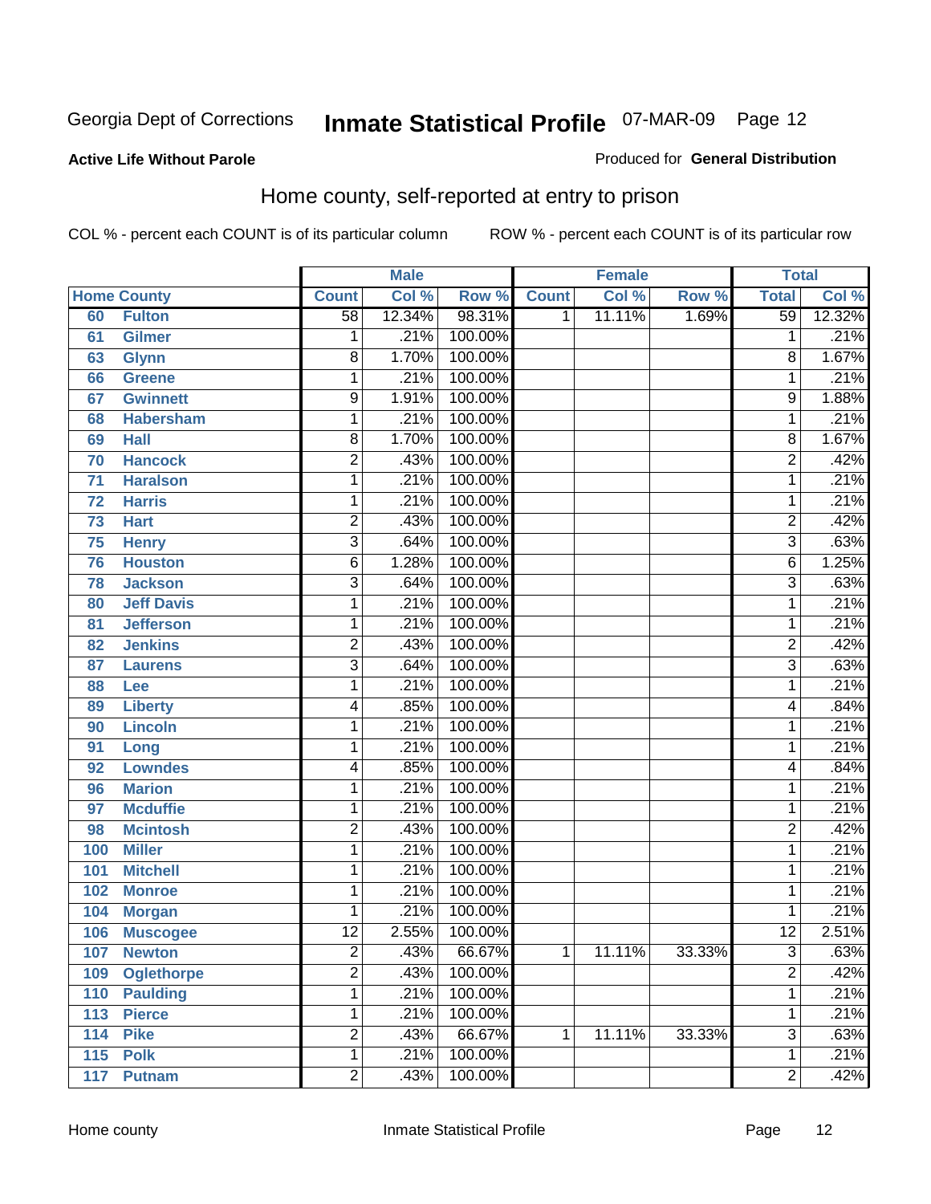## Active Life Without Parole

Produced for **General Distribution**

# Home county, self-reported at entry to prison

COL % - percent each COUNT is of its particular column

ROW % - percent each COUNT is of its particular row

| | | Male | | | Female | | | Total | |
|---|---|---|---|---|---|---|---|---|---|
| Home County | | Count | Col % | Row % | Count | Col % | Row % | Total | Col % |
| 60 | Fulton | 58 | 12.34% | 98.31% | 1 | 11.11% | 1.69% | 59 | 12.32% |
| 61 | Gilmer | 1 | .21% | 100.00% | | | | 1 | .21% |
| 63 | Glynn | 8 | 1.70% | 100.00% | | | | 8 | 1.67% |
| 66 | Greene | 1 | .21% | 100.00% | | | | 1 | .21% |
| 67 | Gwinnett | 9 | 1.91% | 100.00% | | | | 9 | 1.88% |
| 68 | Habersham | 1 | .21% | 100.00% | | | | 1 | .21% |
| 69 | Hall | 8 | 1.70% | 100.00% | | | | 8 | 1.67% |
| 70 | Hancock | 2 | .43% | 100.00% | | | | 2 | .42% |
| 71 | Haralson | 1 | .21% | 100.00% | | | | 1 | .21% |
| 72 | Harris | 1 | .21% | 100.00% | | | | 1 | .21% |
| 73 | Hart | 2 | .43% | 100.00% | | | | 2 | .42% |
| 75 | Henry | 3 | .64% | 100.00% | | | | 3 | .63% |
| 76 | Houston | 6 | 1.28% | 100.00% | | | | 6 | 1.25% |
| 78 | Jackson | 3 | .64% | 100.00% | | | | 3 | .63% |
| 80 | Jeff Davis | 1 | .21% | 100.00% | | | | 1 | .21% |
| 81 | Jefferson | 1 | .21% | 100.00% | | | | 1 | .21% |
| 82 | Jenkins | 2 | .43% | 100.00% | | | | 2 | .42% |
| 87 | Laurens | 3 | .64% | 100.00% | | | | 3 | .63% |
| 88 | Lee | 1 | .21% | 100.00% | | | | 1 | .21% |
| 89 | Liberty | 4 | .85% | 100.00% | | | | 4 | .84% |
| 90 | Lincoln | 1 | .21% | 100.00% | | | | 1 | .21% |
| 91 | Long | 1 | .21% | 100.00% | | | | 1 | .21% |
| 92 | Lowndes | 4 | .85% | 100.00% | | | | 4 | .84% |
| 96 | Marion | 1 | .21% | 100.00% | | | | 1 | .21% |
| 97 | Mcduffie | 1 | .21% | 100.00% | | | | 1 | .21% |
| 98 | Mcintosh | 2 | .43% | 100.00% | | | | 2 | .42% |
| 100 | Miller | 1 | .21% | 100.00% | | | | 1 | .21% |
| 101 | Mitchell | 1 | .21% | 100.00% | | | | 1 | .21% |
| 102 | Monroe | 1 | .21% | 100.00% | | | | 1 | .21% |
| 104 | Morgan | 1 | .21% | 100.00% | | | | 1 | .21% |
| 106 | Muscogee | 12 | 2.55% | 100.00% | | | | 12 | 2.51% |
| 107 | Newton | 2 | .43% | 66.67% | 1 | 11.11% | 33.33% | 3 | .63% |
| 109 | Oglethorpe | 2 | .43% | 100.00% | | | | 2 | .42% |
| 110 | Paulding | 1 | .21% | 100.00% | | | | 1 | .21% |
| 113 | Pierce | 1 | .21% | 100.00% | | | | 1 | .21% |
| 114 | Pike | 2 | .43% | 66.67% | 1 | 11.11% | 33.33% | 3 | .63% |
| 115 | Polk | 1 | .21% | 100.00% | | | | 1 | .21% |
| 117 | Putnam | 2 | .43% | 100.00% | | | | 2 | .42% |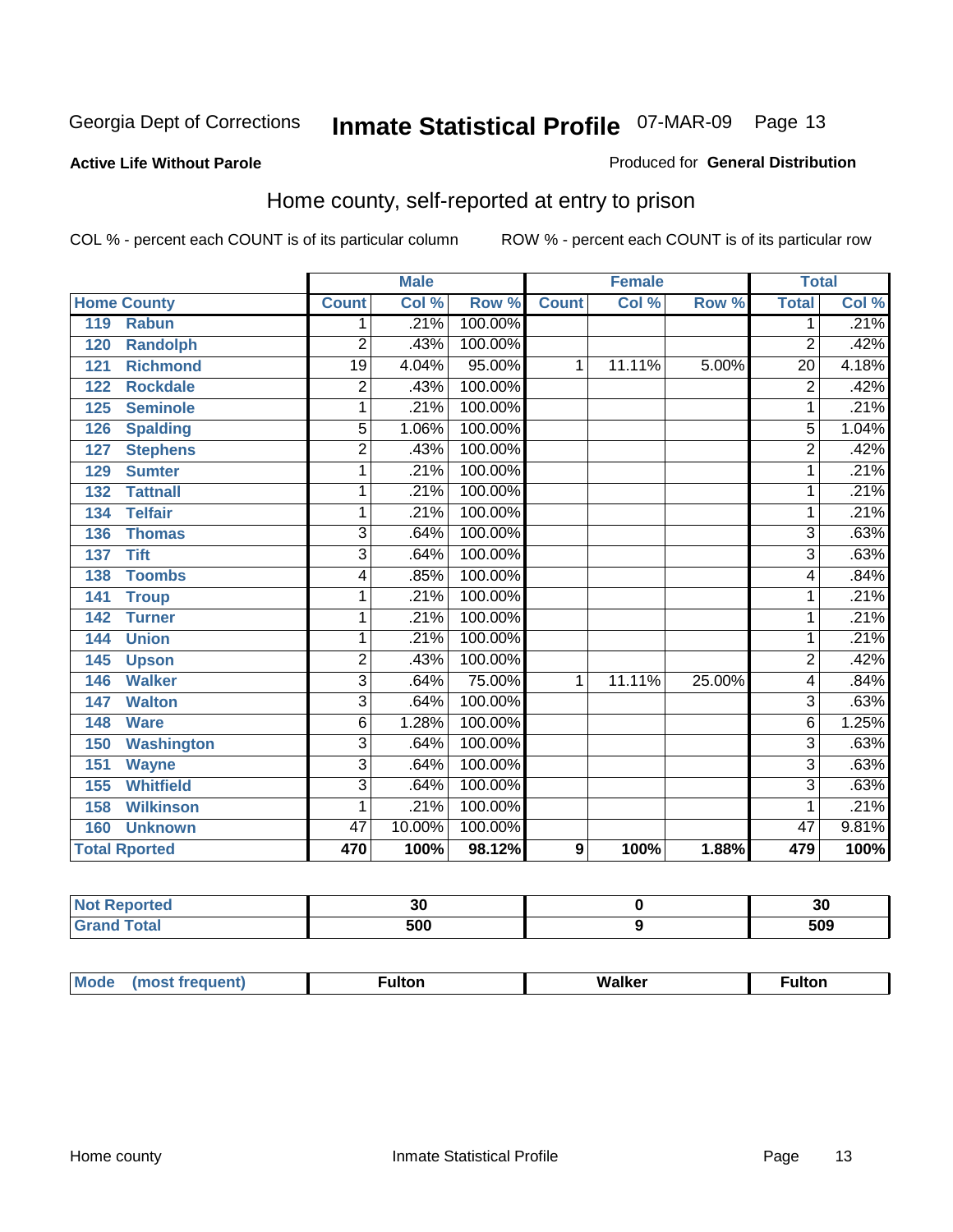Georgia Dept of Corrections **Inmate Statistical Profile** 07-MAR-09

**Active Life Without Parole**

Produced for **General Distribution**

## Home county, self-reported at entry to prison

COL % - percent each COUNT is of its particular column ROW % - percent each COUNT is of its particular row

| Home County | | Male | | | Female | | | Total | |
|---|---|---|---|---|---|---|---|---|---|
| | | Count | Col % | Row % | Count | Col % | Row % | Total | Col % |
| 119 | Rabun | 1 | .21% | 100.00% | | | | 1 | .21% |
| 120 | Randolph | 2 | .43% | 100.00% | | | | 2 | .42% |
| 121 | Richmond | 19 | 4.04% | 95.00% | 1 | 11.11% | 5.00% | 20 | 4.18% |
| 122 | Rockdale | 2 | .43% | 100.00% | | | | 2 | .42% |
| 125 | Seminole | 1 | .21% | 100.00% | | | | 1 | .21% |
| 126 | Spalding | 5 | 1.06% | 100.00% | | | | 5 | 1.04% |
| 127 | Stephens | 2 | .43% | 100.00% | | | | 2 | .42% |
| 129 | Sumter | 1 | .21% | 100.00% | | | | 1 | .21% |
| 132 | Tattnall | 1 | .21% | 100.00% | | | | 1 | .21% |
| 134 | Telfair | 1 | .21% | 100.00% | | | | 1 | .21% |
| 136 | Thomas | 3 | .64% | 100.00% | | | | 3 | .63% |
| 137 | Tift | 3 | .64% | 100.00% | | | | 3 | .63% |
| 138 | Toombs | 4 | .85% | 100.00% | | | | 4 | .84% |
| 141 | Troup | 1 | .21% | 100.00% | | | | 1 | .21% |
| 142 | Turner | 1 | .21% | 100.00% | | | | 1 | .21% |
| 144 | Union | 1 | .21% | 100.00% | | | | 1 | .21% |
| 145 | Upson | 2 | .43% | 100.00% | | | | 2 | .42% |
| 146 | Walker | 3 | .64% | 75.00% | 1 | 11.11% | 25.00% | 4 | .84% |
| 147 | Walton | 3 | .64% | 100.00% | | | | 3 | .63% |
| 148 | Ware | 6 | 1.28% | 100.00% | | | | 6 | 1.25% |
| 150 | Washington | 3 | .64% | 100.00% | | | | 3 | .63% |
| 151 | Wayne | 3 | .64% | 100.00% | | | | 3 | .63% |
| 155 | Whitfield | 3 | .64% | 100.00% | | | | 3 | .63% |
| 158 | Wilkinson | 1 | .21% | 100.00% | | | | 1 | .21% |
| 160 | Unknown | 47 | 10.00% | 100.00% | | | | 47 | 9.81% |
| **Total Rported** | | **470** | **100%** | **98.12%** | **9** | **100%** | **1.88%** | **479** | **100%** |

| | Male | Female | Total |
|---|---|---|---|
| Not Reported | **30** | **0** | **30** |
| Grand Total | **500** | **9** | **509** |

| | Male | Female | Total |
|---|---|---|---|
| Mode (most frequent) | **Fulton** | **Walker** | **Fulton** |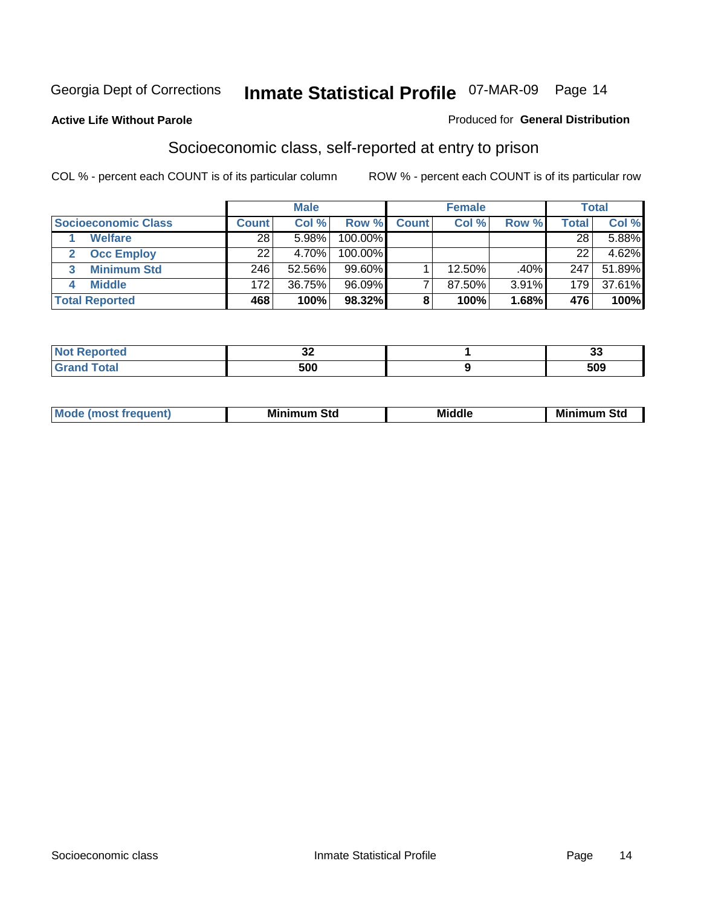Georgia Dept of Corrections **Inmate Statistical Profile** 07-MAR-09

**Active Life Without Parole**

Produced for **General Distribution**

## Socioeconomic class, self-reported at entry to prison

COL % - percent each COUNT is of its particular column

ROW % - percent each COUNT is of its particular row

| Socioeconomic Class | Male | | | Female | | | Total | |
|---|---|---|---|---|---|---|---|---|
| | Count | Col % | Row % | Count | Col % | Row % | Total | Col % |
| 1 Welfare | 28 | 5.98% | 100.00% | | | | 28 | 5.88% |
| 2 Occ Employ | 22 | 4.70% | 100.00% | | | | 22 | 4.62% |
| 3 Minimum Std | 246 | 52.56% | 99.60% | 1 | 12.50% | .40% | 247 | 51.89% |
| 4 Middle | 172 | 36.75% | 96.09% | 7 | 87.50% | 3.91% | 179 | 37.61% |
| **Total Reported** | **468** | **100%** | **98.32%** | **8** | **100%** | **1.68%** | **476** | **100%** |

| | Male | Female | Total |
|---|---|---|---|
| Not Reported | 32 | 1 | 33 |
| Grand Total | 500 | 9 | 509 |

| | Male | Female | Total |
|---|---|---|---|
| Mode (most frequent) | Minimum Std | Middle | Minimum Std |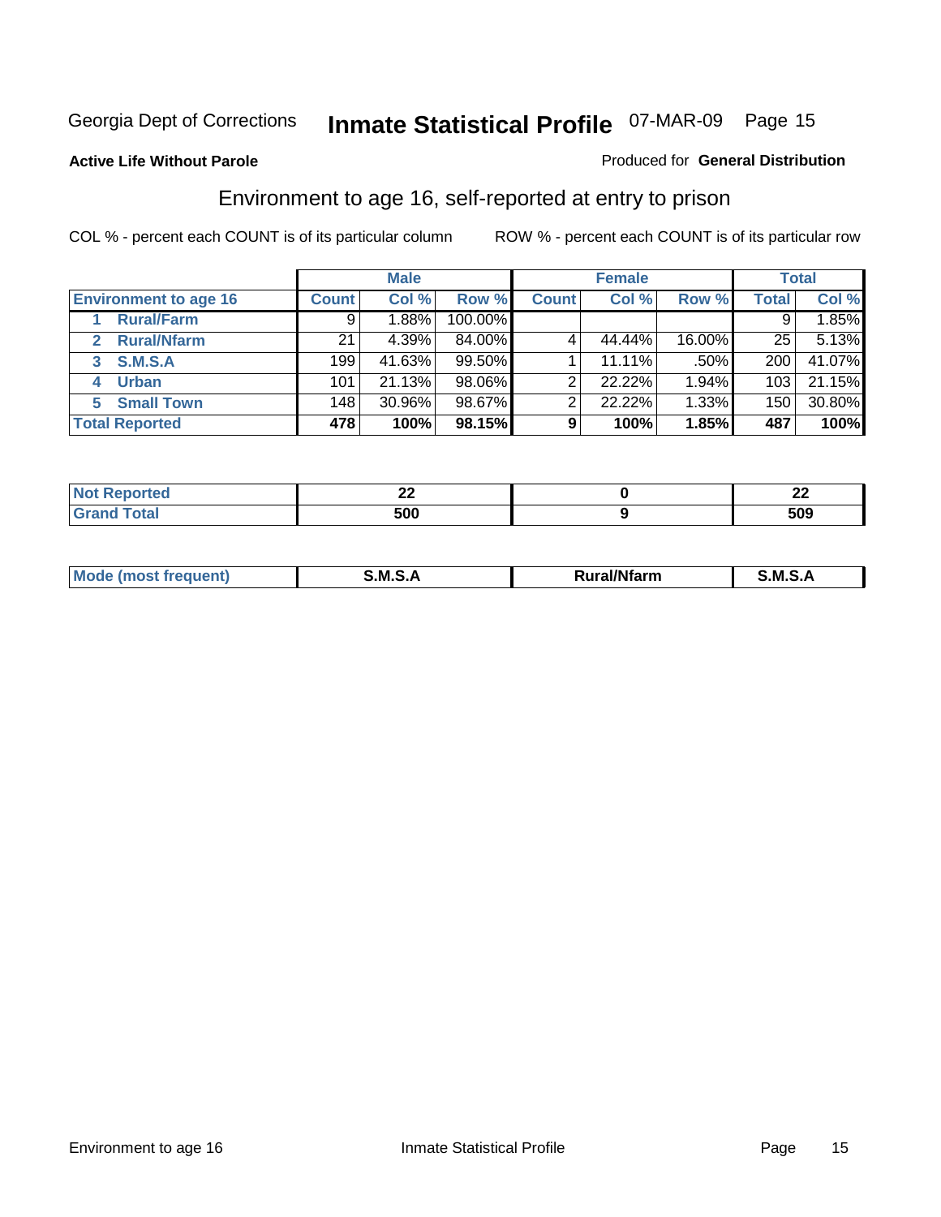Georgia Dept of Corrections **Inmate Statistical Profile** 07-MAR-09 Page 15

**Active Life Without Parole**

Produced for **General Distribution**

## Environment to age 16, self-reported at entry to prison

COL % - percent each COUNT is of its particular column

ROW % - percent each COUNT is of its particular row

| Environment to age 16 | Male | | | Female | | | Total | |
|---|---|---|---|---|---|---|---|---|
| | Count | Col % | Row % | Count | Col % | Row % | Total | Col % |
| 1 Rural/Farm | 9 | 1.88% | 100.00% | | | | 9 | 1.85% |
| 2 Rural/Nfarm | 21 | 4.39% | 84.00% | 4 | 44.44% | 16.00% | 25 | 5.13% |
| 3 S.M.S.A | 199 | 41.63% | 99.50% | 1 | 11.11% | .50% | 200 | 41.07% |
| 4 Urban | 101 | 21.13% | 98.06% | 2 | 22.22% | 1.94% | 103 | 21.15% |
| 5 Small Town | 148 | 30.96% | 98.67% | 2 | 22.22% | 1.33% | 150 | 30.80% |
| **Total Reported** | **478** | **100%** | **98.15%** | **9** | **100%** | **1.85%** | **487** | **100%** |

| | Male | Female | Total |
|---|---|---|---|
| Not Reported | 22 | 0 | 22 |
| Grand Total | 500 | 9 | 509 |

| | Male | Female | Total |
|---|---|---|---|
| Mode (most frequent) | S.M.S.A | Rural/Nfarm | S.M.S.A |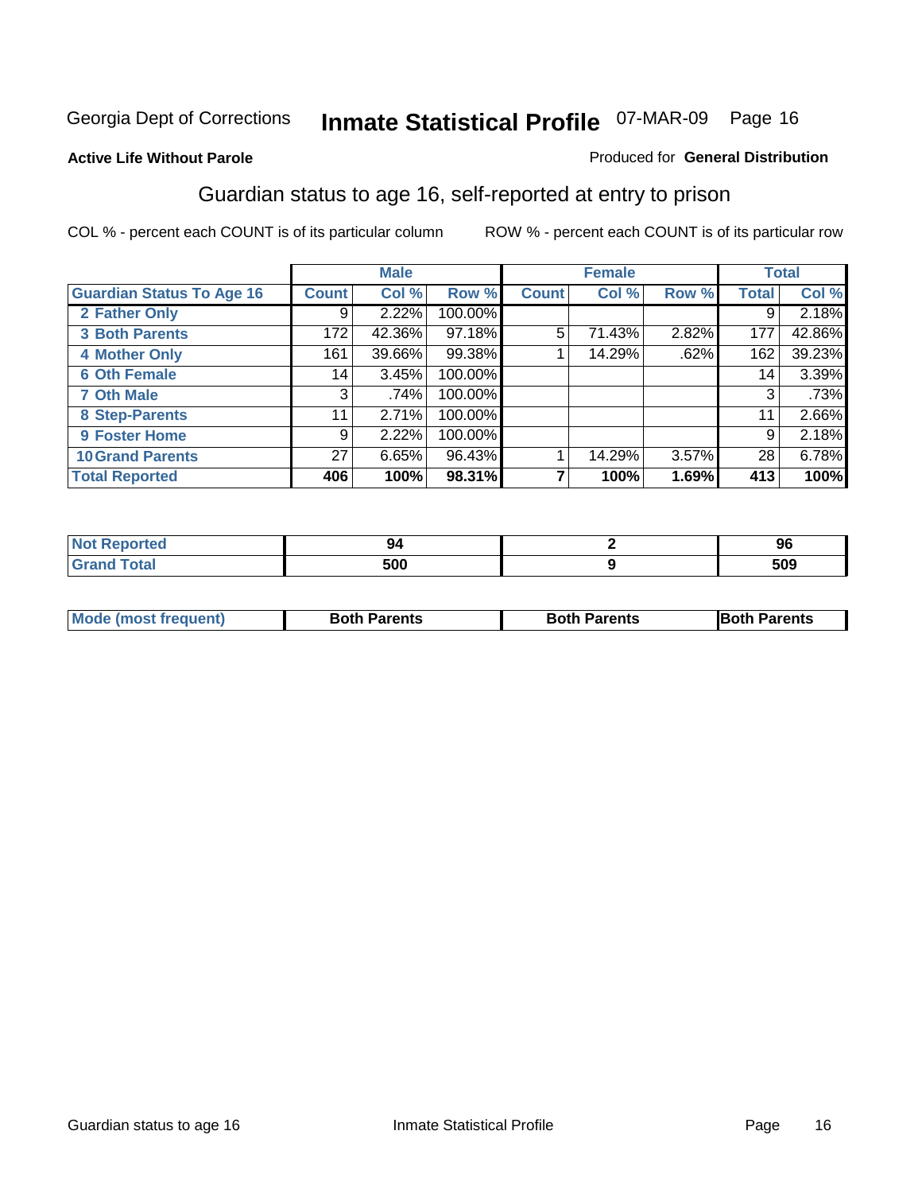Georgia Dept of Corrections **Inmate Statistical Profile** 07-MAR-09

**Active Life Without Parole**

Produced for **General Distribution**

## Guardian status to age 16, self-reported at entry to prison

COL % - percent each COUNT is of its particular column

ROW % - percent each COUNT is of its particular row

| | Male | | | Female | | | Total | |
|---|---|---|---|---|---|---|---|---|
| Guardian Status To Age 16 | Count | Col % | Row % | Count | Col % | Row % | Total | Col % |
| 2 Father Only | 9 | 2.22% | 100.00% | | | | 9 | 2.18% |
| 3 Both Parents | 172 | 42.36% | 97.18% | 5 | 71.43% | 2.82% | 177 | 42.86% |
| 4 Mother Only | 161 | 39.66% | 99.38% | 1 | 14.29% | .62% | 162 | 39.23% |
| 6 Oth Female | 14 | 3.45% | 100.00% | | | | 14 | 3.39% |
| 7 Oth Male | 3 | .74% | 100.00% | | | | 3 | .73% |
| 8 Step-Parents | 11 | 2.71% | 100.00% | | | | 11 | 2.66% |
| 9 Foster Home | 9 | 2.22% | 100.00% | | | | 9 | 2.18% |
| 10 Grand Parents | 27 | 6.65% | 96.43% | 1 | 14.29% | 3.57% | 28 | 6.78% |
| **Total Reported** | **406** | **100%** | **98.31%** | **7** | **100%** | **1.69%** | **413** | **100%** |

| | Male | Female | Total |
|---|---|---|---|
| Not Reported | 94 | 2 | 96 |
| Grand Total | 500 | 9 | 509 |

| | Male | Female | Total |
|---|---|---|---|
| Mode (most frequent) | Both Parents | Both Parents | Both Parents |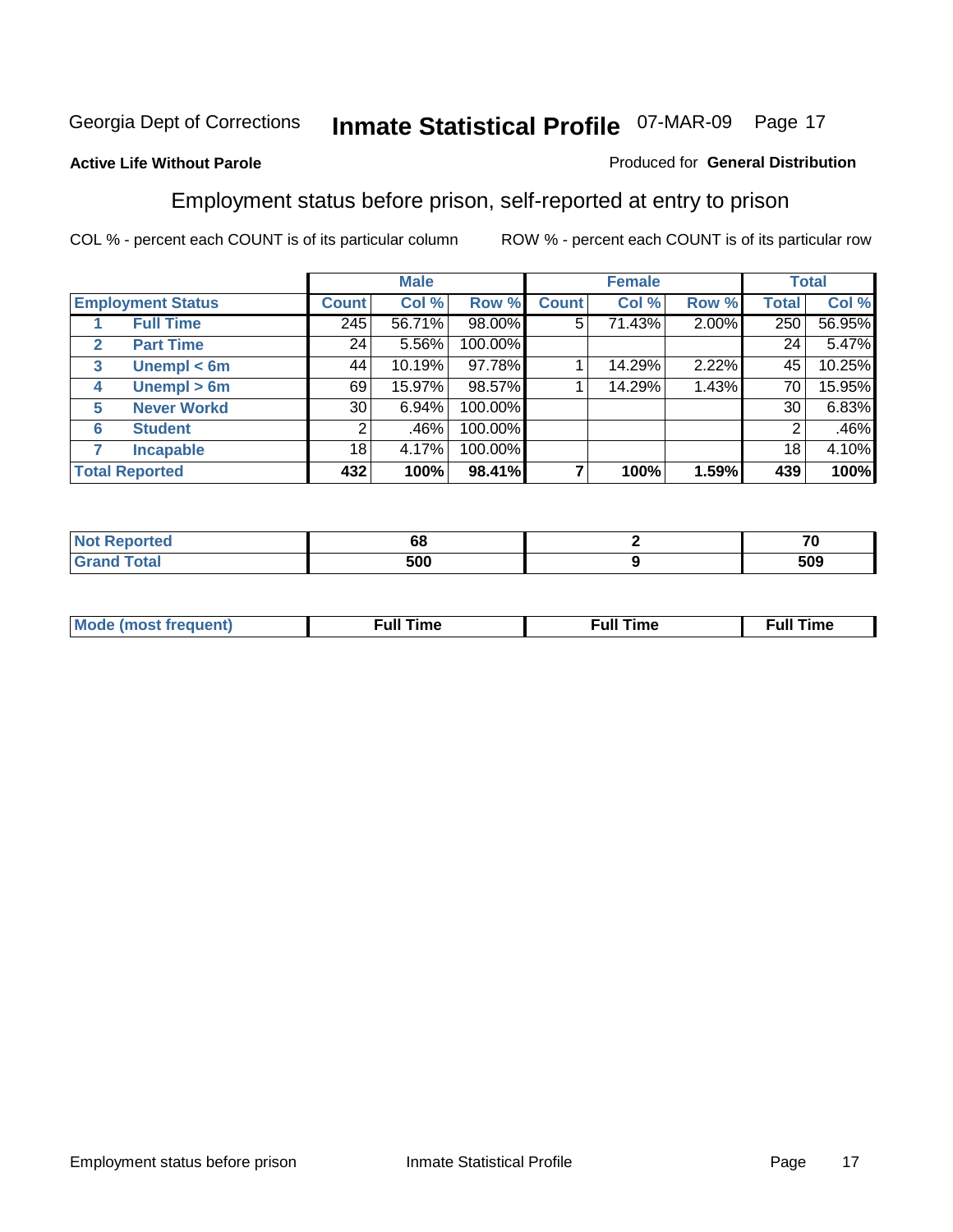Georgia Dept of Corrections **Inmate Statistical Profile** 07-MAR-09

**Active Life Without Parole**

Produced for **General Distribution**

## Employment status before prison, self-reported at entry to prison

COL % - percent each COUNT is of its particular column

ROW % - percent each COUNT is of its particular row

| | | Male | | | Female | | | Total | |
|---|---|---|---|---|---|---|---|---|---|
| **Employment Status** | | **Count** | **Col %** | **Row %** | **Count** | **Col %** | **Row %** | **Total** | **Col %** |
| 1 | **Full Time** | 245 | 56.71% | 98.00% | 5 | 71.43% | 2.00% | 250 | 56.95% |
| 2 | **Part Time** | 24 | 5.56% | 100.00% | | | | 24 | 5.47% |
| 3 | **Unempl < 6m** | 44 | 10.19% | 97.78% | 1 | 14.29% | 2.22% | 45 | 10.25% |
| 4 | **Unempl > 6m** | 69 | 15.97% | 98.57% | 1 | 14.29% | 1.43% | 70 | 15.95% |
| 5 | **Never Workd** | 30 | 6.94% | 100.00% | | | | 30 | 6.83% |
| 6 | **Student** | 2 | .46% | 100.00% | | | | 2 | .46% |
| 7 | **Incapable** | 18 | 4.17% | 100.00% | | | | 18 | 4.10% |
| **Total Reported** | | **432** | **100%** | **98.41%** | **7** | **100%** | **1.59%** | **439** | **100%** |

| | Male | Female | Total |
|---|---|---|---|
| **Not Reported** | 68 | 2 | 70 |
| **Grand Total** | 500 | 9 | 509 |

| | Male | Female | Total |
|---|---|---|---|
| **Mode (most frequent)** | Full Time | Full Time | Full Time |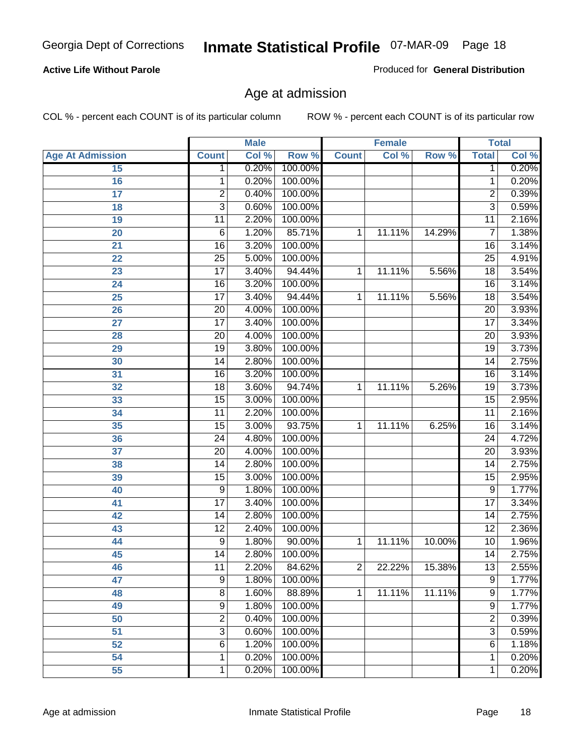**Active Life Without Parole**

Produced for **General Distribution**

## Age at admission

COL % - percent each COUNT is of its particular column

ROW % - percent each COUNT is of its particular row

| Age At Admission | Male | | | Female | | | Total | |
|---|---|---|---|---|---|---|---|---|
| | Count | Col % | Row % | Count | Col % | Row % | Total | Col % |
| 15 | 1 | 0.20% | 100.00% | | | | 1 | 0.20% |
| 16 | 1 | 0.20% | 100.00% | | | | 1 | 0.20% |
| 17 | 2 | 0.40% | 100.00% | | | | 2 | 0.39% |
| 18 | 3 | 0.60% | 100.00% | | | | 3 | 0.59% |
| 19 | 11 | 2.20% | 100.00% | | | | 11 | 2.16% |
| 20 | 6 | 1.20% | 85.71% | 1 | 11.11% | 14.29% | 7 | 1.38% |
| 21 | 16 | 3.20% | 100.00% | | | | 16 | 3.14% |
| 22 | 25 | 5.00% | 100.00% | | | | 25 | 4.91% |
| 23 | 17 | 3.40% | 94.44% | 1 | 11.11% | 5.56% | 18 | 3.54% |
| 24 | 16 | 3.20% | 100.00% | | | | 16 | 3.14% |
| 25 | 17 | 3.40% | 94.44% | 1 | 11.11% | 5.56% | 18 | 3.54% |
| 26 | 20 | 4.00% | 100.00% | | | | 20 | 3.93% |
| 27 | 17 | 3.40% | 100.00% | | | | 17 | 3.34% |
| 28 | 20 | 4.00% | 100.00% | | | | 20 | 3.93% |
| 29 | 19 | 3.80% | 100.00% | | | | 19 | 3.73% |
| 30 | 14 | 2.80% | 100.00% | | | | 14 | 2.75% |
| 31 | 16 | 3.20% | 100.00% | | | | 16 | 3.14% |
| 32 | 18 | 3.60% | 94.74% | 1 | 11.11% | 5.26% | 19 | 3.73% |
| 33 | 15 | 3.00% | 100.00% | | | | 15 | 2.95% |
| 34 | 11 | 2.20% | 100.00% | | | | 11 | 2.16% |
| 35 | 15 | 3.00% | 93.75% | 1 | 11.11% | 6.25% | 16 | 3.14% |
| 36 | 24 | 4.80% | 100.00% | | | | 24 | 4.72% |
| 37 | 20 | 4.00% | 100.00% | | | | 20 | 3.93% |
| 38 | 14 | 2.80% | 100.00% | | | | 14 | 2.75% |
| 39 | 15 | 3.00% | 100.00% | | | | 15 | 2.95% |
| 40 | 9 | 1.80% | 100.00% | | | | 9 | 1.77% |
| 41 | 17 | 3.40% | 100.00% | | | | 17 | 3.34% |
| 42 | 14 | 2.80% | 100.00% | | | | 14 | 2.75% |
| 43 | 12 | 2.40% | 100.00% | | | | 12 | 2.36% |
| 44 | 9 | 1.80% | 90.00% | 1 | 11.11% | 10.00% | 10 | 1.96% |
| 45 | 14 | 2.80% | 100.00% | | | | 14 | 2.75% |
| 46 | 11 | 2.20% | 84.62% | 2 | 22.22% | 15.38% | 13 | 2.55% |
| 47 | 9 | 1.80% | 100.00% | | | | 9 | 1.77% |
| 48 | 8 | 1.60% | 88.89% | 1 | 11.11% | 11.11% | 9 | 1.77% |
| 49 | 9 | 1.80% | 100.00% | | | | 9 | 1.77% |
| 50 | 2 | 0.40% | 100.00% | | | | 2 | 0.39% |
| 51 | 3 | 0.60% | 100.00% | | | | 3 | 0.59% |
| 52 | 6 | 1.20% | 100.00% | | | | 6 | 1.18% |
| 54 | 1 | 0.20% | 100.00% | | | | 1 | 0.20% |
| 55 | 1 | 0.20% | 100.00% | | | | 1 | 0.20% |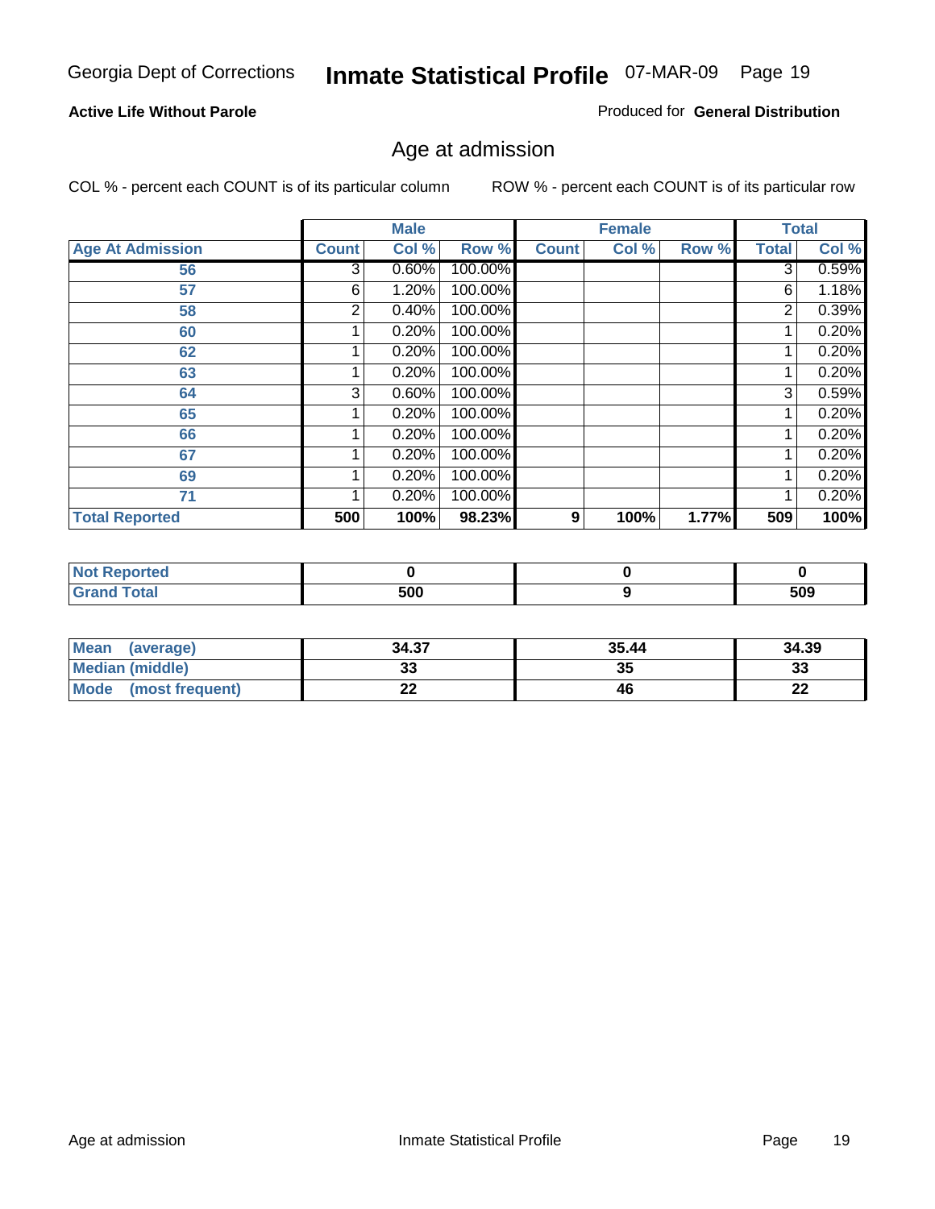Georgia Dept of Corrections **Inmate Statistical Profile** 07-MAR-09 Page 19

**Active Life Without Parole**

Produced for **General Distribution**

## Age at admission

COL % - percent each COUNT is of its particular column

ROW % - percent each COUNT is of its particular row

| Age At Admission | Male | | | Female | | | Total | |
|---|---|---|---|---|---|---|---|---|
| | Count | Col % | Row % | Count | Col % | Row % | Total | Col % |
| 56 | 3 | 0.60% | 100.00% | | | | 3 | 0.59% |
| 57 | 6 | 1.20% | 100.00% | | | | 6 | 1.18% |
| 58 | 2 | 0.40% | 100.00% | | | | 2 | 0.39% |
| 60 | 1 | 0.20% | 100.00% | | | | 1 | 0.20% |
| 62 | 1 | 0.20% | 100.00% | | | | 1 | 0.20% |
| 63 | 1 | 0.20% | 100.00% | | | | 1 | 0.20% |
| 64 | 3 | 0.60% | 100.00% | | | | 3 | 0.59% |
| 65 | 1 | 0.20% | 100.00% | | | | 1 | 0.20% |
| 66 | 1 | 0.20% | 100.00% | | | | 1 | 0.20% |
| 67 | 1 | 0.20% | 100.00% | | | | 1 | 0.20% |
| 69 | 1 | 0.20% | 100.00% | | | | 1 | 0.20% |
| 71 | 1 | 0.20% | 100.00% | | | | 1 | 0.20% |
| **Total Reported** | **500** | **100%** | **98.23%** | **9** | **100%** | **1.77%** | **509** | **100%** |

| | Male | Female | Total |
|---|---|---|---|
| Not Reported | 0 | 0 | 0 |
| Grand Total | 500 | 9 | 509 |

| | Male | Female | Total |
|---|---|---|---|
| Mean (average) | 34.37 | 35.44 | 34.39 |
| Median (middle) | 33 | 35 | 33 |
| Mode (most frequent) | 22 | 46 | 22 |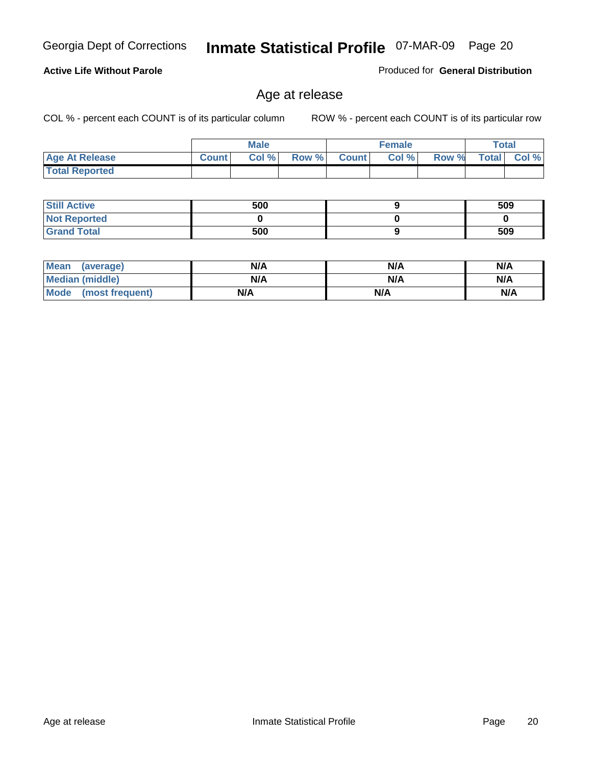**Active Life Without Parole**

Produced for **General Distribution**

## Age at release

COL % - percent each COUNT is of its particular column

ROW % - percent each COUNT is of its particular row

| | Male | | | Female | | | Total | |
|---|---|---|---|---|---|---|---|---|
| **Age At Release** | **Count** | **Col %** | **Row %** | **Count** | **Col %** | **Row %** | **Total** | **Col %** |
| **Total Reported** | | | | | | | | |

| | Male | Female | Total |
|---|---|---|---|
| **Still Active** | 500 | 9 | 509 |
| **Not Reported** | 0 | 0 | 0 |
| **Grand Total** | 500 | 9 | 509 |

| | Male | Female | Total |
|---|---|---|---|
| **Mean (average)** | N/A | N/A | N/A |
| **Median (middle)** | N/A | N/A | N/A |
| **Mode (most frequent)** | N/A | N/A | N/A |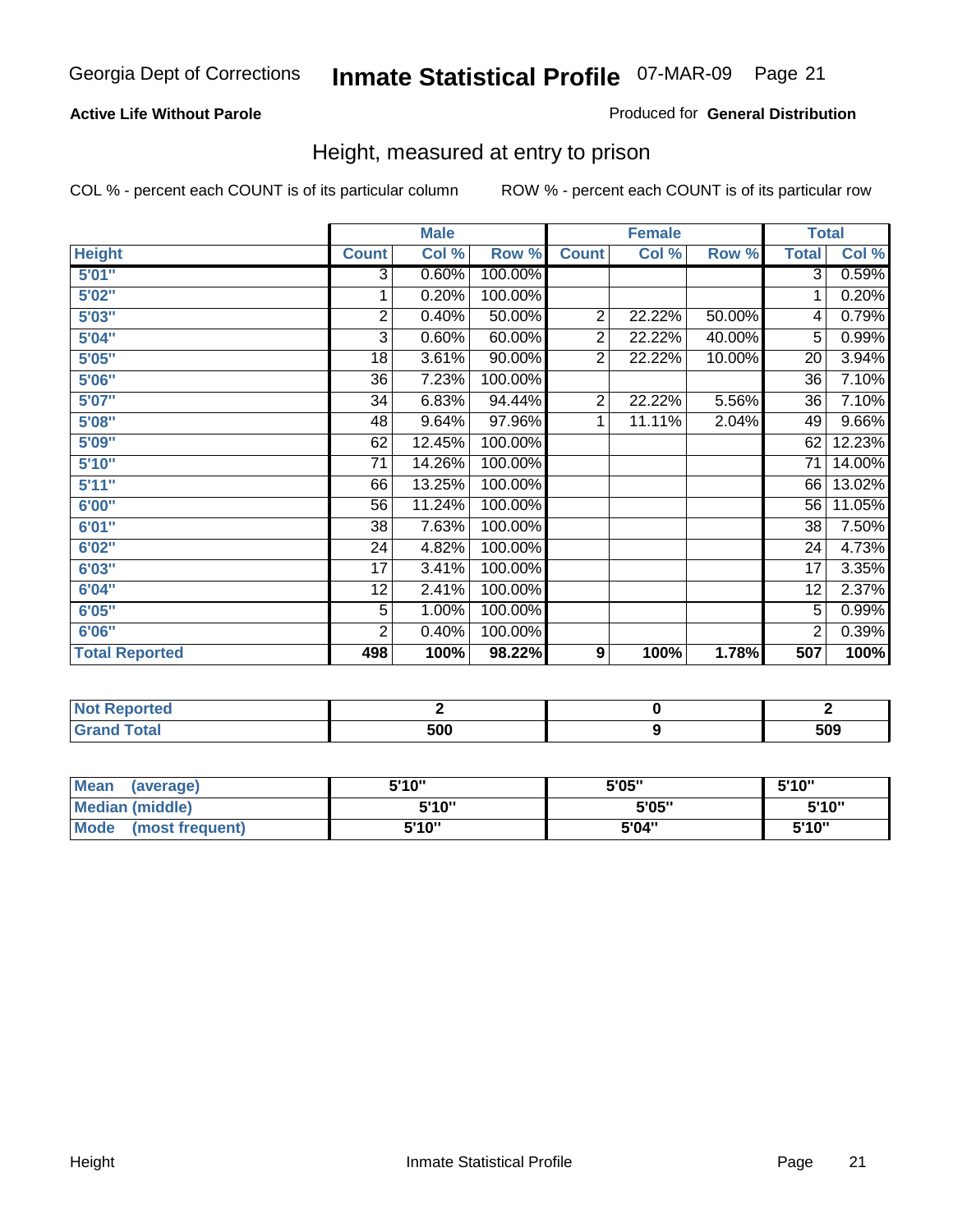Georgia Dept of Corrections **Inmate Statistical Profile** 07-MAR-09

**Active Life Without Parole**

Produced for **General Distribution**

## Height, measured at entry to prison

COL % - percent each COUNT is of its particular column ROW % - percent each COUNT is of its particular row

| | Male | | | Female | | | Total | |
|---|---|---|---|---|---|---|---|---|
| **Height** | **Count** | **Col %** | **Row %** | **Count** | **Col %** | **Row %** | **Total** | **Col %** |
| **5'01"** | 3 | 0.60% | 100.00% | | | | 3 | 0.59% |
| **5'02"** | 1 | 0.20% | 100.00% | | | | 1 | 0.20% |
| **5'03"** | 2 | 0.40% | 50.00% | 2 | 22.22% | 50.00% | 4 | 0.79% |
| **5'04"** | 3 | 0.60% | 60.00% | 2 | 22.22% | 40.00% | 5 | 0.99% |
| **5'05"** | 18 | 3.61% | 90.00% | 2 | 22.22% | 10.00% | 20 | 3.94% |
| **5'06"** | 36 | 7.23% | 100.00% | | | | 36 | 7.10% |
| **5'07"** | 34 | 6.83% | 94.44% | 2 | 22.22% | 5.56% | 36 | 7.10% |
| **5'08"** | 48 | 9.64% | 97.96% | 1 | 11.11% | 2.04% | 49 | 9.66% |
| **5'09"** | 62 | 12.45% | 100.00% | | | | 62 | 12.23% |
| **5'10"** | 71 | 14.26% | 100.00% | | | | 71 | 14.00% |
| **5'11"** | 66 | 13.25% | 100.00% | | | | 66 | 13.02% |
| **6'00"** | 56 | 11.24% | 100.00% | | | | 56 | 11.05% |
| **6'01"** | 38 | 7.63% | 100.00% | | | | 38 | 7.50% |
| **6'02"** | 24 | 4.82% | 100.00% | | | | 24 | 4.73% |
| **6'03"** | 17 | 3.41% | 100.00% | | | | 17 | 3.35% |
| **6'04"** | 12 | 2.41% | 100.00% | | | | 12 | 2.37% |
| **6'05"** | 5 | 1.00% | 100.00% | | | | 5 | 0.99% |
| **6'06"** | 2 | 0.40% | 100.00% | | | | 2 | 0.39% |
| **Total Reported** | **498** | **100%** | **98.22%** | **9** | **100%** | **1.78%** | **507** | **100%** |

| | Male | Female | Total |
|---|---|---|---|
| **Not Reported** | **2** | **0** | **2** |
| **Grand Total** | **500** | **9** | **509** |

| | Male | Female | Total |
|---|---|---|---|
| **Mean (average)** | **5'10"** | **5'05"** | **5'10"** |
| **Median (middle)** | **5'10"** | **5'05"** | **5'10"** |
| **Mode (most frequent)** | **5'10"** | **5'04"** | **5'10"** |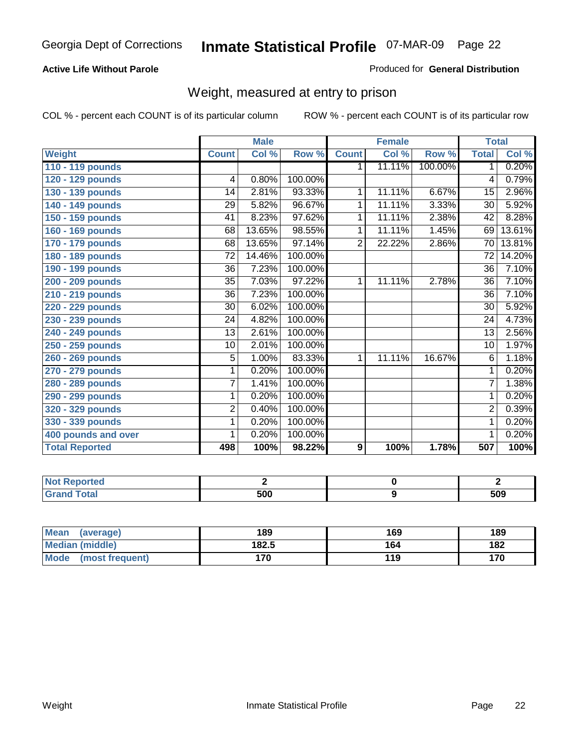Georgia Dept of Corrections **Inmate Statistical Profile** 07-MAR-09

**Active Life Without Parole**

Produced for **General Distribution**

## Weight, measured at entry to prison

COL % - percent each COUNT is of its particular column    ROW % - percent each COUNT is of its particular row

| | Male | | | Female | | | Total | |
|---|---|---|---|---|---|---|---|---|
| **Weight** | **Count** | **Col %** | **Row %** | **Count** | **Col %** | **Row %** | **Total** | **Col %** |
| **110 - 119 pounds** | | | | 1 | 11.11% | 100.00% | 1 | 0.20% |
| **120 - 129 pounds** | 4 | 0.80% | 100.00% | | | | 4 | 0.79% |
| **130 - 139 pounds** | 14 | 2.81% | 93.33% | 1 | 11.11% | 6.67% | 15 | 2.96% |
| **140 - 149 pounds** | 29 | 5.82% | 96.67% | 1 | 11.11% | 3.33% | 30 | 5.92% |
| **150 - 159 pounds** | 41 | 8.23% | 97.62% | 1 | 11.11% | 2.38% | 42 | 8.28% |
| **160 - 169 pounds** | 68 | 13.65% | 98.55% | 1 | 11.11% | 1.45% | 69 | 13.61% |
| **170 - 179 pounds** | 68 | 13.65% | 97.14% | 2 | 22.22% | 2.86% | 70 | 13.81% |
| **180 - 189 pounds** | 72 | 14.46% | 100.00% | | | | 72 | 14.20% |
| **190 - 199 pounds** | 36 | 7.23% | 100.00% | | | | 36 | 7.10% |
| **200 - 209 pounds** | 35 | 7.03% | 97.22% | 1 | 11.11% | 2.78% | 36 | 7.10% |
| **210 - 219 pounds** | 36 | 7.23% | 100.00% | | | | 36 | 7.10% |
| **220 - 229 pounds** | 30 | 6.02% | 100.00% | | | | 30 | 5.92% |
| **230 - 239 pounds** | 24 | 4.82% | 100.00% | | | | 24 | 4.73% |
| **240 - 249 pounds** | 13 | 2.61% | 100.00% | | | | 13 | 2.56% |
| **250 - 259 pounds** | 10 | 2.01% | 100.00% | | | | 10 | 1.97% |
| **260 - 269 pounds** | 5 | 1.00% | 83.33% | 1 | 11.11% | 16.67% | 6 | 1.18% |
| **270 - 279 pounds** | 1 | 0.20% | 100.00% | | | | 1 | 0.20% |
| **280 - 289 pounds** | 7 | 1.41% | 100.00% | | | | 7 | 1.38% |
| **290 - 299 pounds** | 1 | 0.20% | 100.00% | | | | 1 | 0.20% |
| **320 - 329 pounds** | 2 | 0.40% | 100.00% | | | | 2 | 0.39% |
| **330 - 339 pounds** | 1 | 0.20% | 100.00% | | | | 1 | 0.20% |
| **400 pounds and over** | 1 | 0.20% | 100.00% | | | | 1 | 0.20% |
| **Total Reported** | **498** | **100%** | **98.22%** | **9** | **100%** | **1.78%** | **507** | **100%** |

| | Male | Female | Total |
|---|---|---|---|
| **Not Reported** | **2** | **0** | **2** |
| **Grand Total** | **500** | **9** | **509** |

| | Male | Female | Total |
|---|---|---|---|
| **Mean (average)** | **189** | **169** | **189** |
| **Median (middle)** | **182.5** | **164** | **182** |
| **Mode (most frequent)** | **170** | **119** | **170** |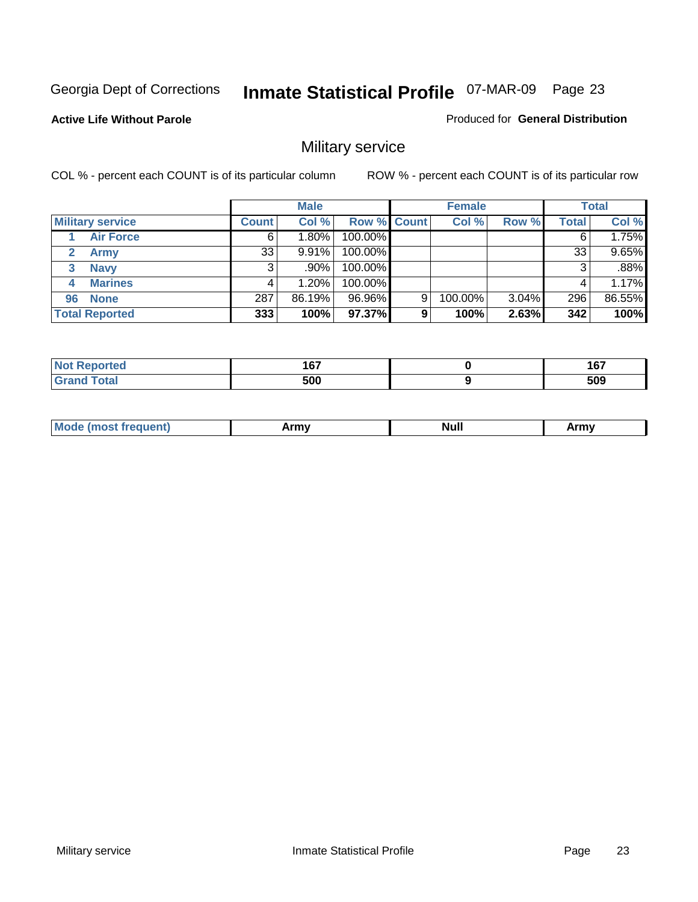Georgia Dept of Corrections **Inmate Statistical Profile** 07-MAR-09

**Active Life Without Parole**

Produced for **General Distribution**

## Military service

COL % - percent each COUNT is of its particular column

ROW % - percent each COUNT is of its particular row

| | Male | | | Female | | | Total | |
|---|---|---|---|---|---|---|---|---|
| **Military service** | **Count** | **Col %** | **Row %** | **Count** | **Col %** | **Row %** | **Total** | **Col %** |
| 1 Air Force | 6 | 1.80% | 100.00% | | | | 6 | 1.75% |
| 2 Army | 33 | 9.91% | 100.00% | | | | 33 | 9.65% |
| 3 Navy | 3 | .90% | 100.00% | | | | 3 | .88% |
| 4 Marines | 4 | 1.20% | 100.00% | | | | 4 | 1.17% |
| 96 None | 287 | 86.19% | 96.96% | 9 | 100.00% | 3.04% | 296 | 86.55% |
| **Total Reported** | **333** | **100%** | **97.37%** | **9** | **100%** | **2.63%** | **342** | **100%** |

| | Male | Female | Total |
|---|---|---|---|
| Not Reported | 167 | 0 | 167 |
| Grand Total | 500 | 9 | 509 |

| | Male | Female | Total |
|---|---|---|---|
| Mode (most frequent) | Army | Null | Army |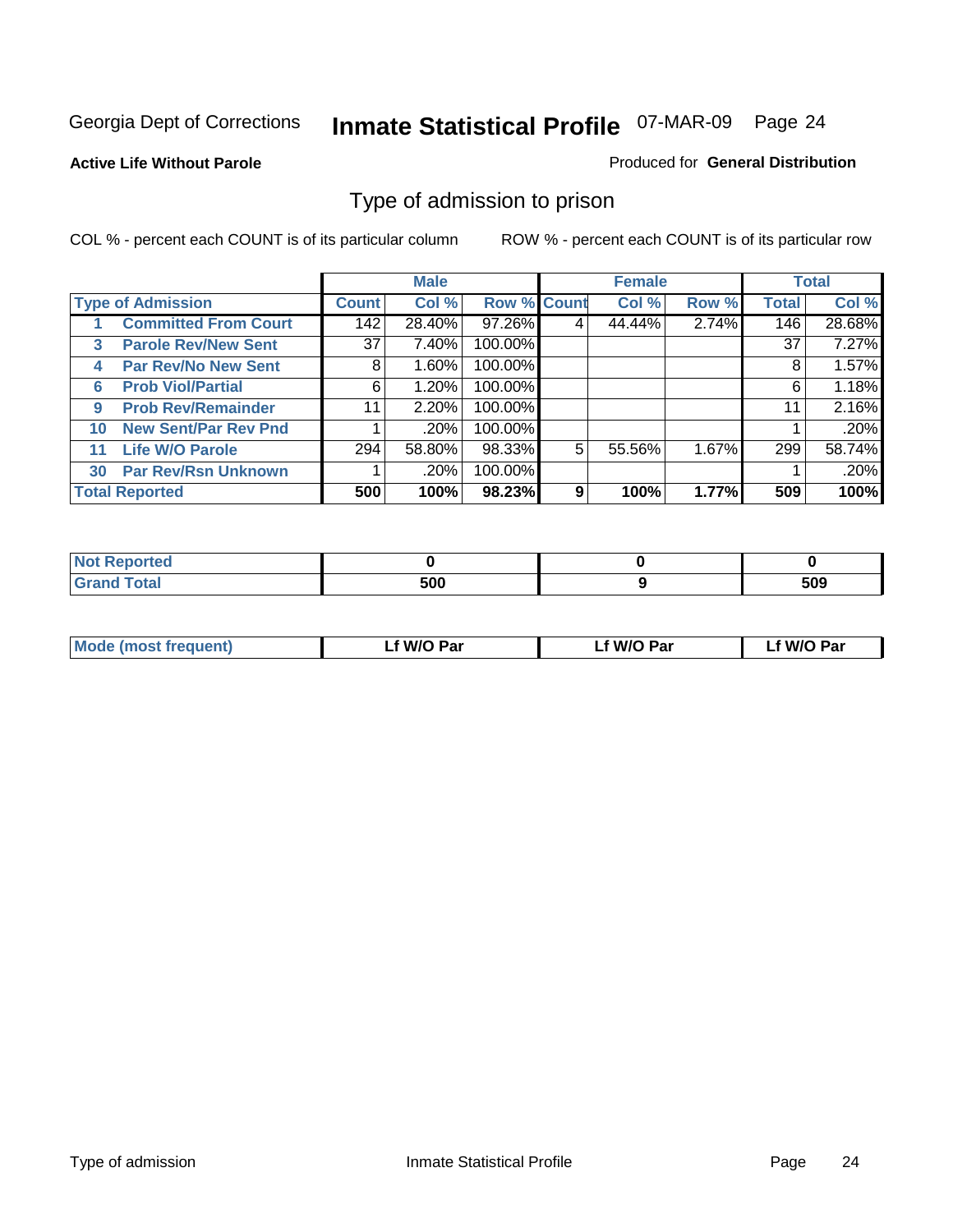Georgia Dept of Corrections **Inmate Statistical Profile** 07-MAR-09

**Active Life Without Parole**

Produced for **General Distribution**

## Type of admission to prison

COL % - percent each COUNT is of its particular column

ROW % - percent each COUNT is of its particular row

| | | Male | | | Female | | | Total | |
|---|---|---|---|---|---|---|---|---|---|
| **Type of Admission** | | **Count** | **Col %** | **Row %** | **Count** | **Col %** | **Row %** | **Total** | **Col %** |
| 1 | **Committed From Court** | 142 | 28.40% | 97.26% | 4 | 44.44% | 2.74% | 146 | 28.68% |
| 3 | **Parole Rev/New Sent** | 37 | 7.40% | 100.00% | | | | 37 | 7.27% |
| 4 | **Par Rev/No New Sent** | 8 | 1.60% | 100.00% | | | | 8 | 1.57% |
| 6 | **Prob Viol/Partial** | 6 | 1.20% | 100.00% | | | | 6 | 1.18% |
| 9 | **Prob Rev/Remainder** | 11 | 2.20% | 100.00% | | | | 11 | 2.16% |
| 10 | **New Sent/Par Rev Pnd** | 1 | .20% | 100.00% | | | | 1 | .20% |
| 11 | **Life W/O Parole** | 294 | 58.80% | 98.33% | 5 | 55.56% | 1.67% | 299 | 58.74% |
| 30 | **Par Rev/Rsn Unknown** | 1 | .20% | 100.00% | | | | 1 | .20% |
| **Total Reported** | | **500** | **100%** | **98.23%** | **9** | **100%** | **1.77%** | **509** | **100%** |

| | Male | Female | Total |
|---|---|---|---|
| **Not Reported** | **0** | **0** | **0** |
| **Grand Total** | **500** | **9** | **509** |

| | Male | Female | Total |
|---|---|---|---|
| **Mode (most frequent)** | **Lf W/O Par** | **Lf W/O Par** | **Lf W/O Par** |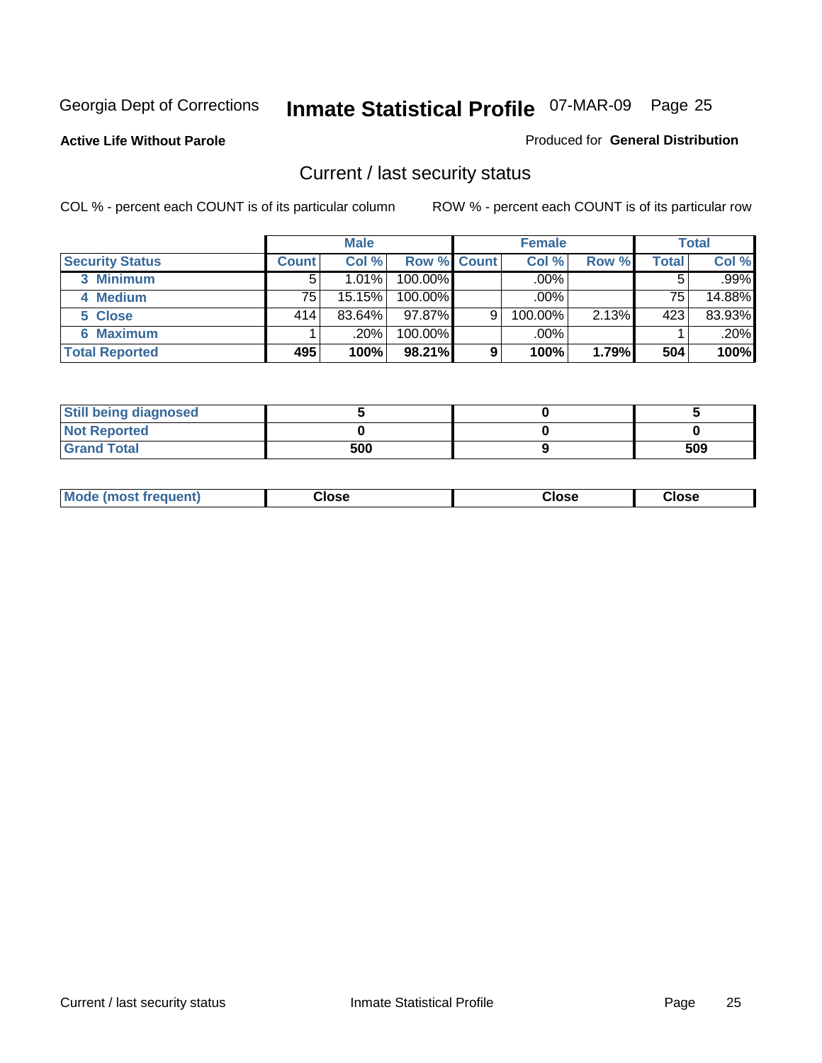Georgia Dept of Corrections **Inmate Statistical Profile** 07-MAR-09 Page 25

**Active Life Without Parole**

Produced for **General Distribution**

## Current / last security status

COL % - percent each COUNT is of its particular column

ROW % - percent each COUNT is of its particular row

| | Male | | | Female | | | Total | |
|---|---|---|---|---|---|---|---|---|
| Security Status | Count | Col % | Row % | Count | Col % | Row % | Total | Col % |
| 3 Minimum | 5 | 1.01% | 100.00% | | .00% | | 5 | .99% |
| 4 Medium | 75 | 15.15% | 100.00% | | .00% | | 75 | 14.88% |
| 5 Close | 414 | 83.64% | 97.87% | 9 | 100.00% | 2.13% | 423 | 83.93% |
| 6 Maximum | 1 | .20% | 100.00% | | .00% | | 1 | .20% |
| **Total Reported** | **495** | **100%** | **98.21%** | **9** | **100%** | **1.79%** | **504** | **100%** |

| | Male | Female | Total |
|---|---|---|---|
| Still being diagnosed | **5** | **0** | **5** |
| Not Reported | **0** | **0** | **0** |
| Grand Total | **500** | **9** | **509** |

| | Male | Female | Total |
|---|---|---|---|
| Mode (most frequent) | **Close** | **Close** | **Close** |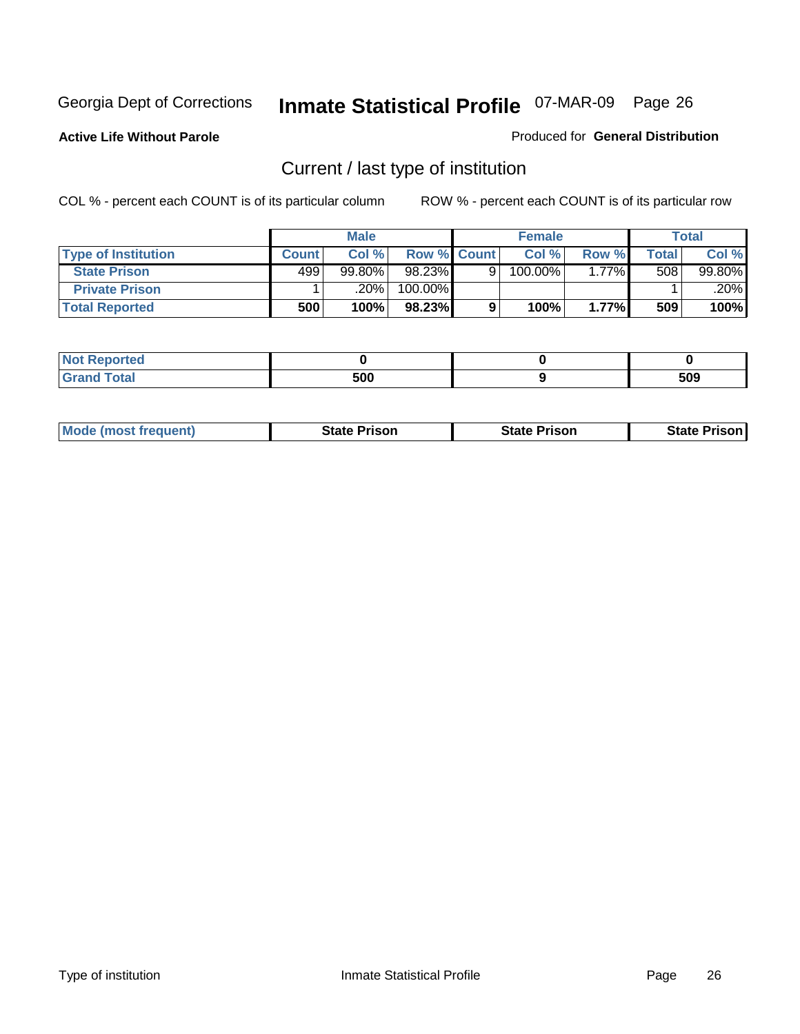Georgia Dept of Corrections **Inmate Statistical Profile** 07-MAR-09

**Active Life Without Parole**

Produced for **General Distribution**

## Current / last type of institution

COL % - percent each COUNT is of its particular column

ROW % - percent each COUNT is of its particular row

| | Male | | | Female | | | Total | |
|---|---|---|---|---|---|---|---|---|
| **Type of Institution** | **Count** | **Col %** | **Row %** | **Count** | **Col %** | **Row %** | **Total** | **Col %** |
| **State Prison** | 499 | 99.80% | 98.23% | 9 | 100.00% | 1.77% | 508 | 99.80% |
| **Private Prison** | 1 | .20% | 100.00% | | | | 1 | .20% |
| **Total Reported** | **500** | **100%** | **98.23%** | **9** | **100%** | **1.77%** | **509** | **100%** |

| | Male | Female | Total |
|---|---|---|---|
| **Not Reported** | **0** | **0** | **0** |
| **Grand Total** | **500** | **9** | **509** |

| | Male | Female | Total |
|---|---|---|---|
| **Mode (most frequent)** | **State Prison** | **State Prison** | **State Prison** |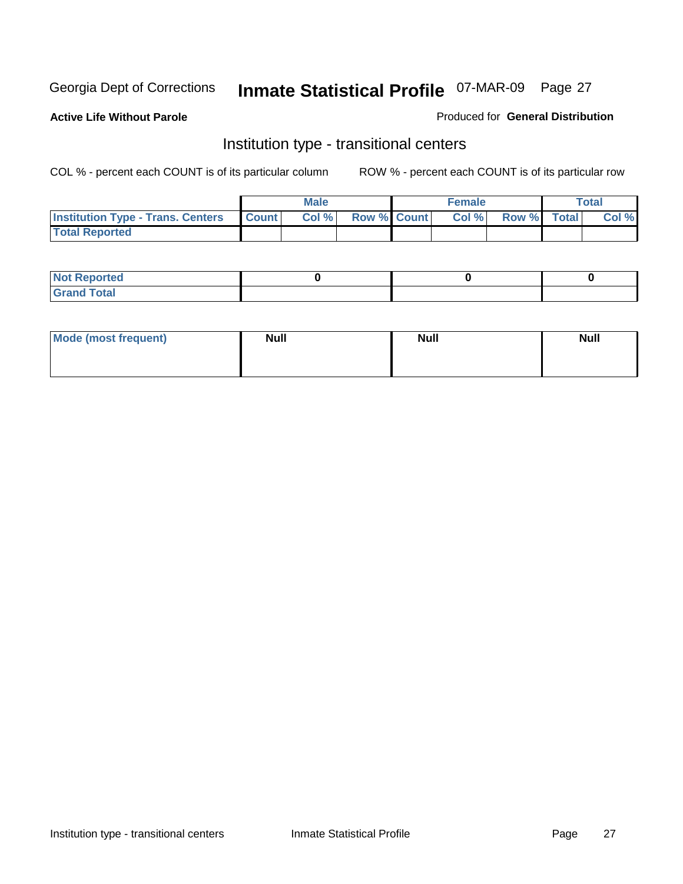Georgia Dept of Corrections **Inmate Statistical Profile** 07-MAR-09

**Active Life Without Parole**

Produced for **General Distribution**

## Institution type - transitional centers

COL % - percent each COUNT is of its particular column

ROW % - percent each COUNT is of its particular row

| | Male | | | Female | | | Total | |
|---|---|---|---|---|---|---|---|---|
| **Institution Type - Trans. Centers** | **Count** | **Col %** | **Row %** | **Count** | **Col %** | **Row %** | **Total** | **Col %** |
| **Total Reported** | | | | | | | | |

| | Male | Female | Total |
|---|---|---|---|
| **Not Reported** | 0 | 0 | 0 |
| **Grand Total** | | | |

| | Male | Female | Total |
|---|---|---|---|
| **Mode (most frequent)** | Null | Null | Null |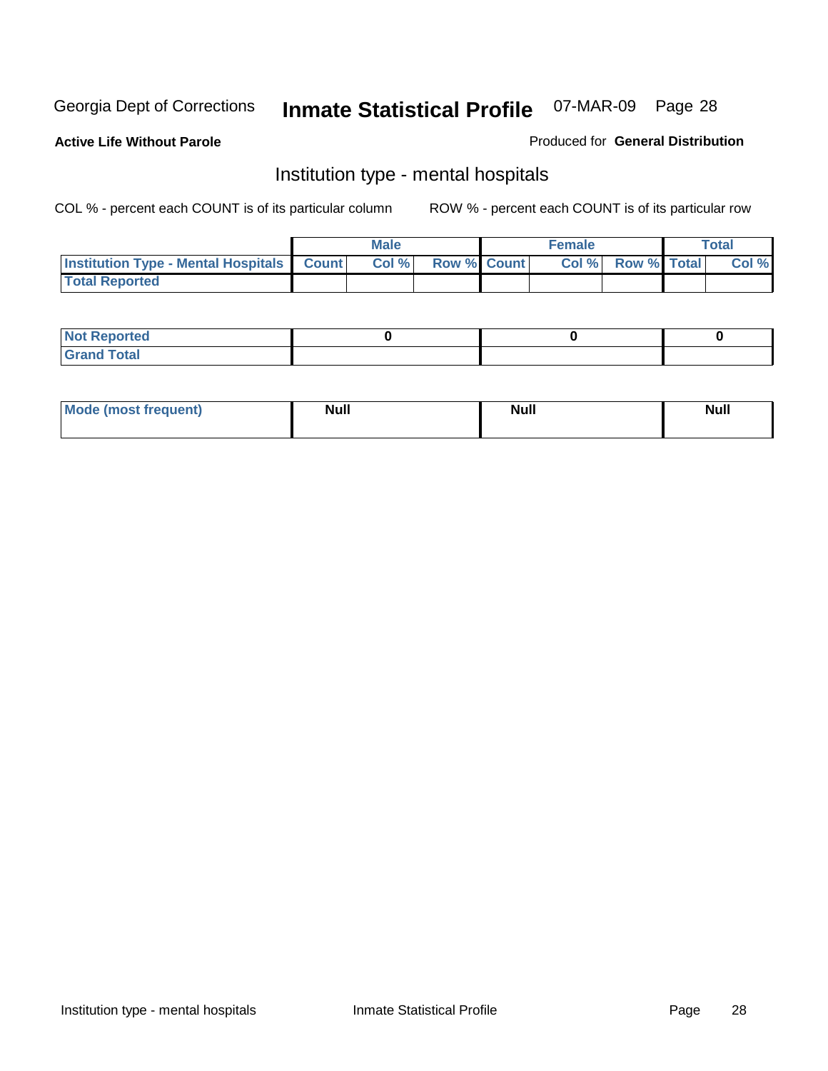Georgia Dept of Corrections **Inmate Statistical Profile** 07-MAR-09

**Active Life Without Parole**

Produced for **General Distribution**

## Institution type - mental hospitals

COL % - percent each COUNT is of its particular column

ROW % - percent each COUNT is of its particular row

| | Male | | | Female | | | Total | |
|---|---|---|---|---|---|---|---|---|
| **Institution Type - Mental Hospitals** | **Count** | **Col %** | **Row %** | **Count** | **Col %** | **Row %** | **Total** | **Col %** |
| **Total Reported** | | | | | | | | |

| | Male | Female | Total |
|---|---|---|---|
| **Not Reported** | 0 | 0 | 0 |
| **Grand Total** | | | |

| | Male | Female | Total |
|---|---|---|---|
| **Mode (most frequent)** | Null | Null | Null |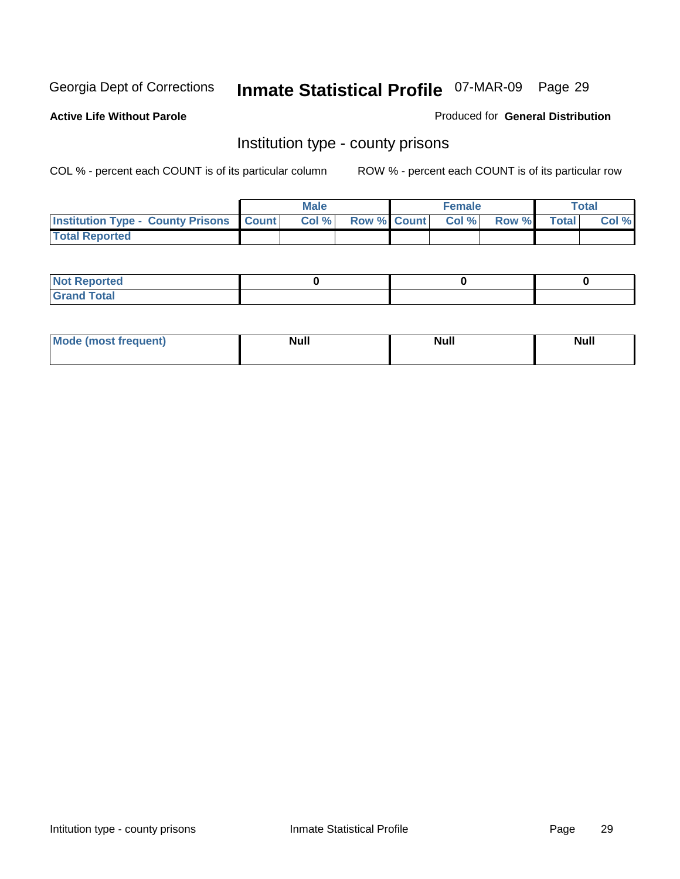Georgia Dept of Corrections **Inmate Statistical Profile** 07-MAR-09

**Active Life Without Parole**

Produced for **General Distribution**

## Institution type - county prisons

COL % - percent each COUNT is of its particular column    ROW % - percent each COUNT is of its particular row

| | Male | | | Female | | | Total | |
|---|---|---|---|---|---|---|---|---|
| **Institution Type - County Prisons** | **Count** | **Col %** | **Row %** | **Count** | **Col %** | **Row %** | **Total** | **Col %** |
| **Total Reported** | | | | | | | | |

| | Male | Female | Total |
|---|---|---|---|
| **Not Reported** | **0** | **0** | **0** |
| **Grand Total** | | | |

| | Male | Female | Total |
|---|---|---|---|
| **Mode (most frequent)** | **Null** | **Null** | **Null** |

Intitution type - county prisons    Inmate Statistical Profile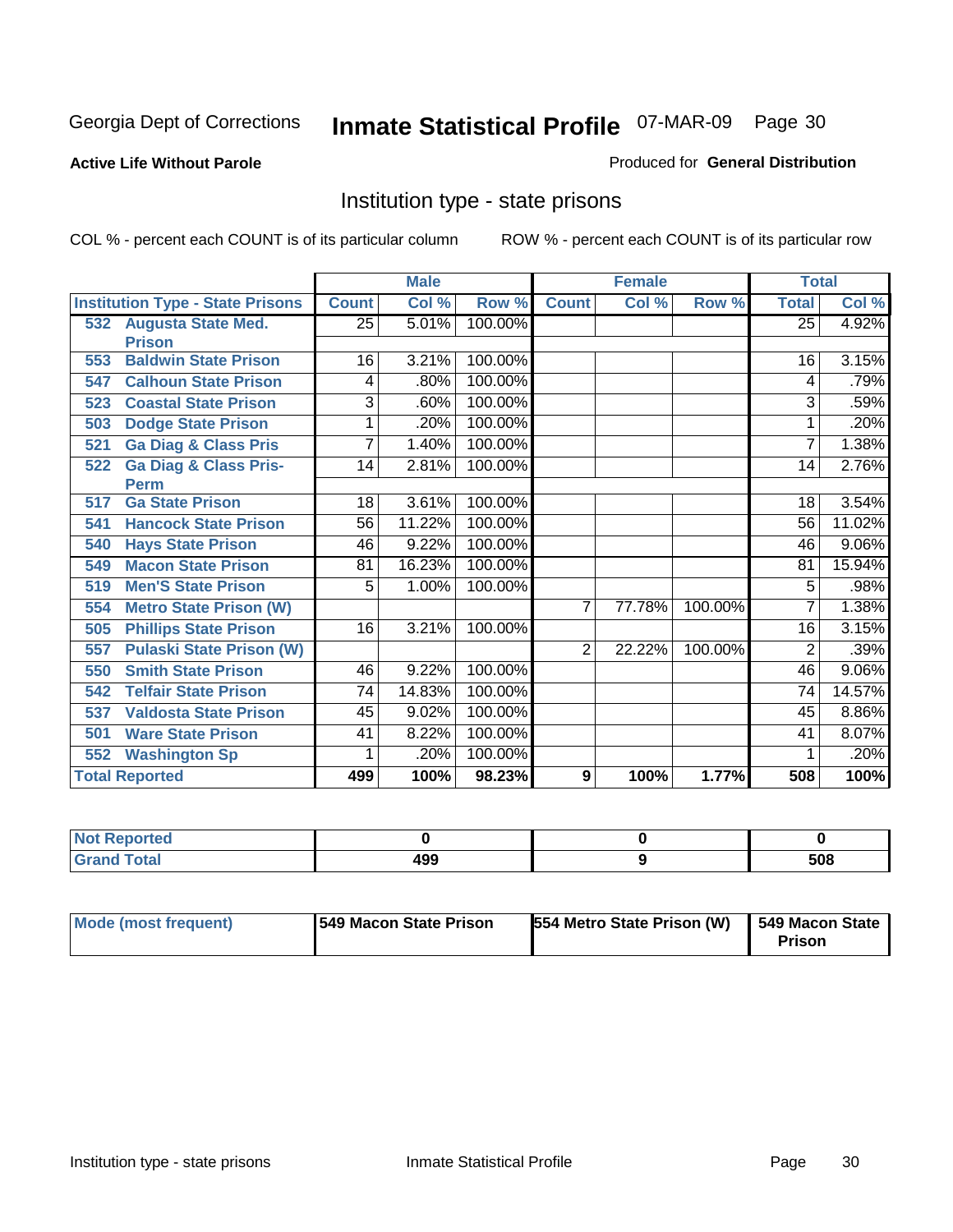Georgia Dept of Corrections **Inmate Statistical Profile** 07-MAR-09

**Active Life Without Parole** Produced for **General Distribution**

## Institution type - state prisons

COL % - percent each COUNT is of its particular column ROW % - percent each COUNT is of its particular row

| | Male | | | Female | | | Total | |
|---|---|---|---|---|---|---|---|---|
| **Institution Type - State Prisons** | **Count** | **Col %** | **Row %** | **Count** | **Col %** | **Row %** | **Total** | **Col %** |
| 532 Augusta State Med. Prison | 25 | 5.01% | 100.00% | | | | 25 | 4.92% |
| 553 Baldwin State Prison | 16 | 3.21% | 100.00% | | | | 16 | 3.15% |
| 547 Calhoun State Prison | 4 | .80% | 100.00% | | | | 4 | .79% |
| 523 Coastal State Prison | 3 | .60% | 100.00% | | | | 3 | .59% |
| 503 Dodge State Prison | 1 | .20% | 100.00% | | | | 1 | .20% |
| 521 Ga Diag & Class Pris | 7 | 1.40% | 100.00% | | | | 7 | 1.38% |
| 522 Ga Diag & Class Pris-Perm | 14 | 2.81% | 100.00% | | | | 14 | 2.76% |
| 517 Ga State Prison | 18 | 3.61% | 100.00% | | | | 18 | 3.54% |
| 541 Hancock State Prison | 56 | 11.22% | 100.00% | | | | 56 | 11.02% |
| 540 Hays State Prison | 46 | 9.22% | 100.00% | | | | 46 | 9.06% |
| 549 Macon State Prison | 81 | 16.23% | 100.00% | | | | 81 | 15.94% |
| 519 Men'S State Prison | 5 | 1.00% | 100.00% | | | | 5 | .98% |
| 554 Metro State Prison (W) | | | | 7 | 77.78% | 100.00% | 7 | 1.38% |
| 505 Phillips State Prison | 16 | 3.21% | 100.00% | | | | 16 | 3.15% |
| 557 Pulaski State Prison (W) | | | | 2 | 22.22% | 100.00% | 2 | .39% |
| 550 Smith State Prison | 46 | 9.22% | 100.00% | | | | 46 | 9.06% |
| 542 Telfair State Prison | 74 | 14.83% | 100.00% | | | | 74 | 14.57% |
| 537 Valdosta State Prison | 45 | 9.02% | 100.00% | | | | 45 | 8.86% |
| 501 Ware State Prison | 41 | 8.22% | 100.00% | | | | 41 | 8.07% |
| 552 Washington Sp | 1 | .20% | 100.00% | | | | 1 | .20% |
| **Total Reported** | **499** | **100%** | **98.23%** | **9** | **100%** | **1.77%** | **508** | **100%** |

| | Male | Female | Total |
|---|---|---|---|
| **Not Reported** | **0** | **0** | **0** |
| **Grand Total** | **499** | **9** | **508** |

| | Male | Female | Total |
|---|---|---|---|
| **Mode (most frequent)** | **549 Macon State Prison** | **554 Metro State Prison (W)** | **549 Macon State Prison** |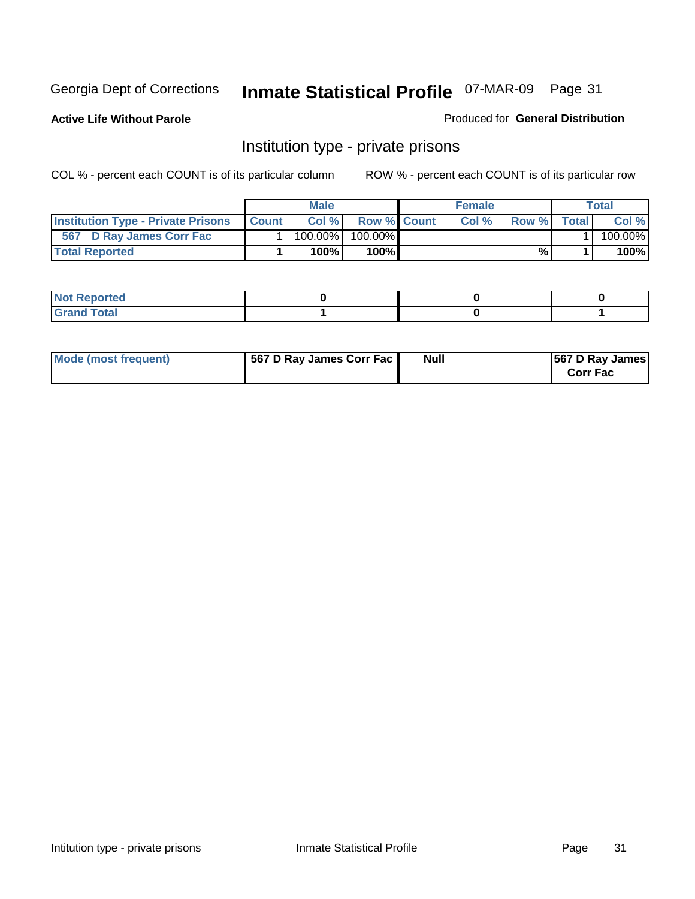Georgia Dept of Corrections **Inmate Statistical Profile** 07-MAR-09

**Active Life Without Parole**

Produced for **General Distribution**

## Institution type - private prisons

COL % - percent each COUNT is of its particular column

ROW % - percent each COUNT is of its particular row

| | Male | | | Female | | | Total | |
|---|---|---|---|---|---|---|---|---|
| **Institution Type - Private Prisons** | **Count** | **Col %** | **Row %** | **Count** | **Col %** | **Row %** | **Total** | **Col %** |
| 567 D Ray James Corr Fac | 1 | 100.00% | 100.00% | | | | 1 | 100.00% |
| **Total Reported** | **1** | **100%** | **100%** | | | **%** | **1** | **100%** |

| | Male | Female | Total |
|---|---|---|---|
| **Not Reported** | **0** | **0** | **0** |
| **Grand Total** | **1** | **0** | **1** |

| | Male | Female | Total |
|---|---|---|---|
| **Mode (most frequent)** | **567 D Ray James Corr Fac** | **Null** | **567 D Ray James Corr Fac** |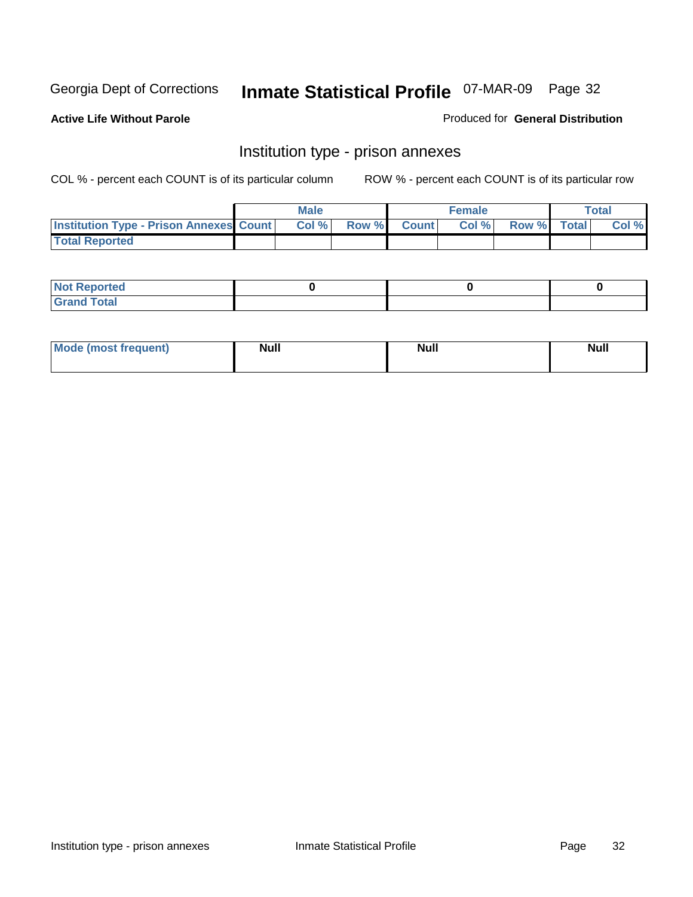Georgia Dept of Corrections **Inmate Statistical Profile** 07-MAR-09

**Active Life Without Parole**

Produced for **General Distribution**

## Institution type - prison annexes

COL % - percent each COUNT is of its particular column

ROW % - percent each COUNT is of its particular row

| | Male | | | Female | | | Total | |
|---|---|---|---|---|---|---|---|---|
| Institution Type - Prison Annexes | Count | Col % | Row % | Count | Col % | Row % | Total | Col % |
| Total Reported | | | | | | | | |

| | Male | Female | Total |
|---|---|---|---|
| Not Reported | 0 | 0 | 0 |
| Grand Total | | | |

| | Male | Female | Total |
|---|---|---|---|
| Mode (most frequent) | Null | Null | Null |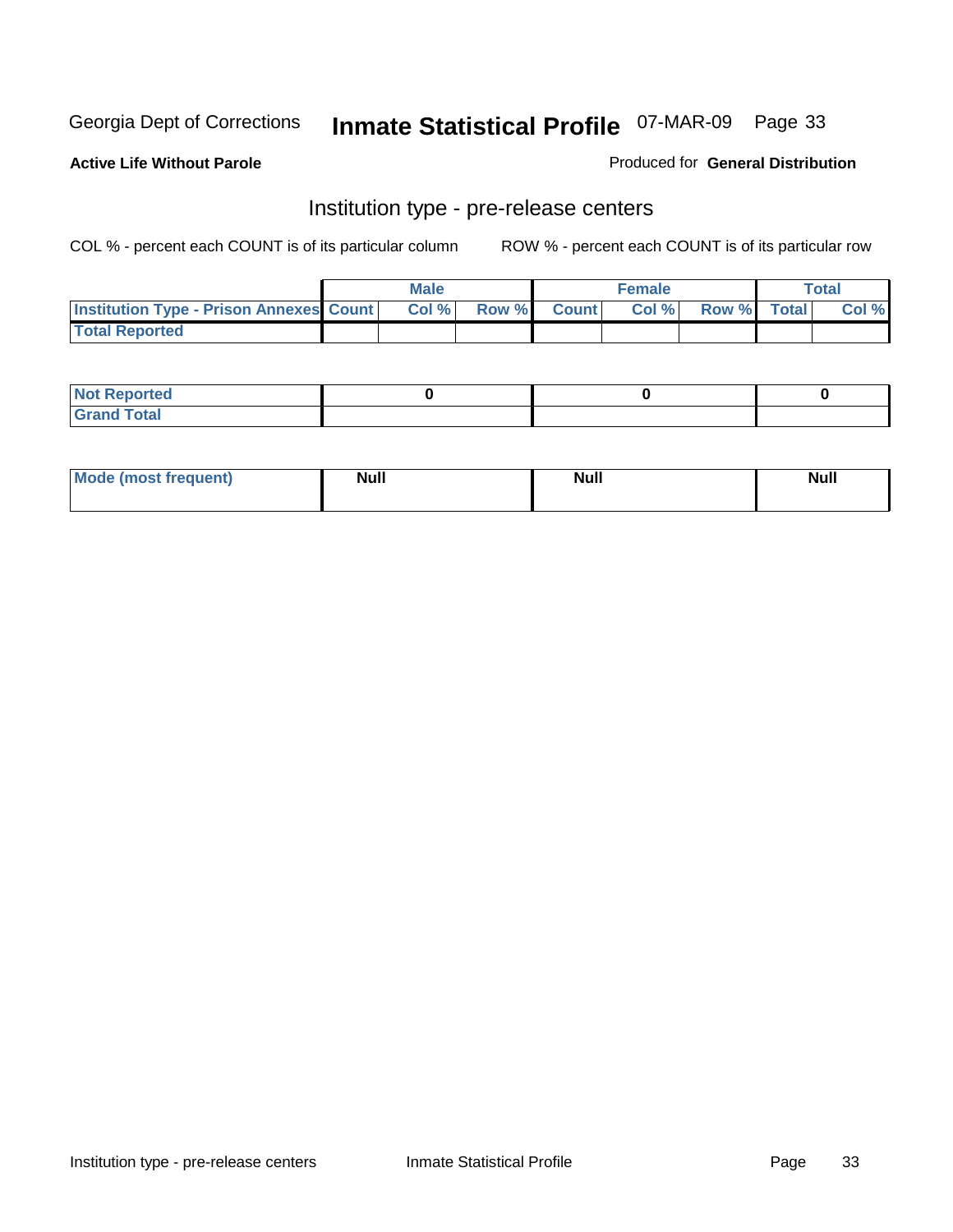Georgia Dept of Corrections **Inmate Statistical Profile** 07-MAR-09

**Active Life Without Parole**

Produced for **General Distribution**

## Institution type - pre-release centers

COL % - percent each COUNT is of its particular column ROW % - percent each COUNT is of its particular row

| | Male | | | Female | | | Total | |
|---|---|---|---|---|---|---|---|---|
| Institution Type - Prison Annexes | Count | Col % | Row % | Count | Col % | Row % | Total | Col % |
| Total Reported | | | | | | | | |

| | Male | Female | Total |
|---|---|---|---|
| Not Reported | 0 | 0 | 0 |
| Grand Total | | | |

| | Male | Female | Total |
|---|---|---|---|
| Mode (most frequent) | Null | Null | Null |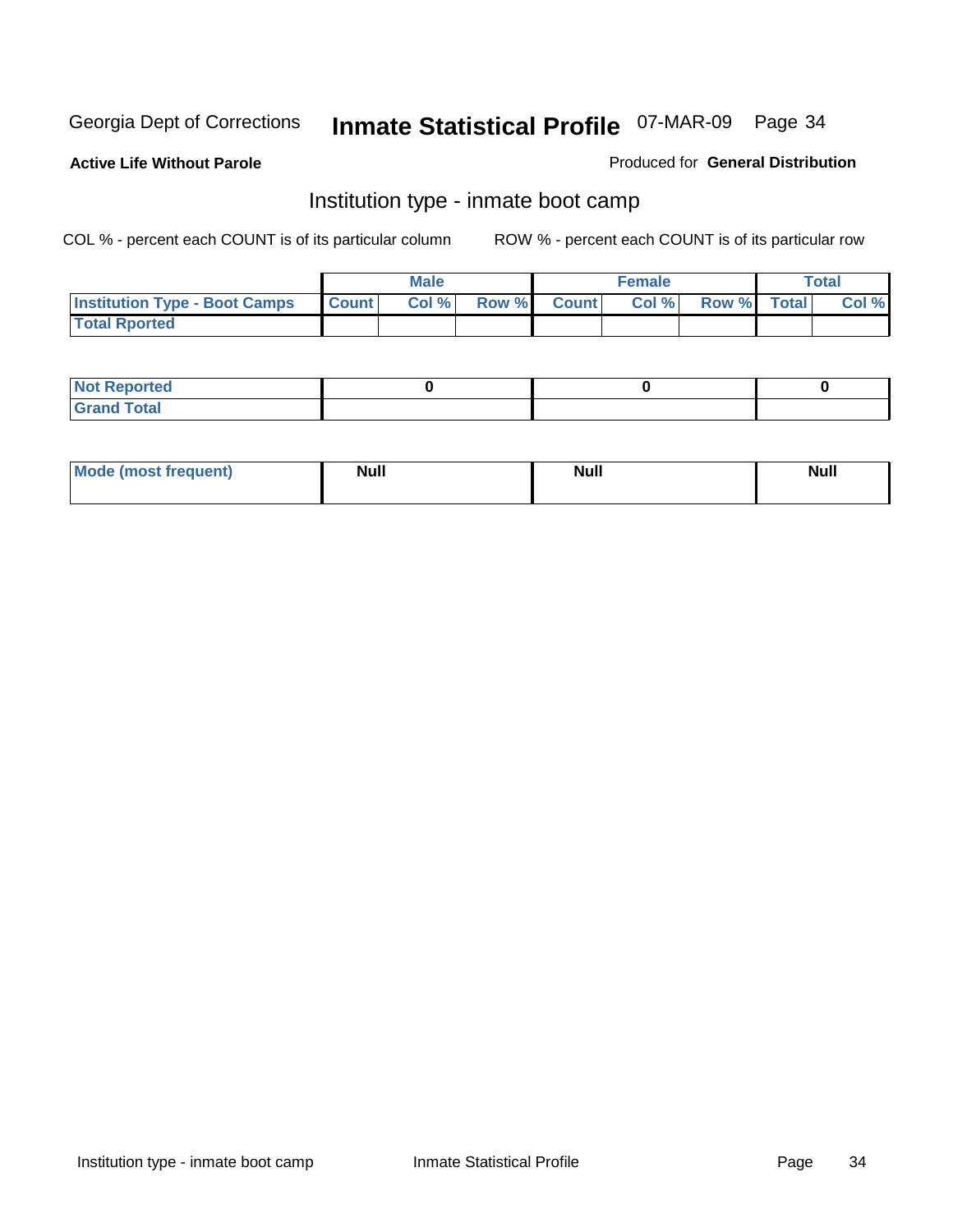Georgia Dept of Corrections **Inmate Statistical Profile** 07-MAR-09

**Active Life Without Parole**

Produced for **General Distribution**

## Institution type - inmate boot camp

COL % - percent each COUNT is of its particular column

ROW % - percent each COUNT is of its particular row

| | Male | | | Female | | | Total | |
|---|---|---|---|---|---|---|---|---|
| **Institution Type - Boot Camps** | **Count** | **Col %** | **Row %** | **Count** | **Col %** | **Row %** | **Total** | **Col %** |
| **Total Rported** | | | | | | | | |

| | Male | Female | Total |
|---|---|---|---|
| **Not Reported** | 0 | 0 | 0 |
| **Grand Total** | | | |

| | Male | Female | Total |
|---|---|---|---|
| **Mode (most frequent)** | Null | Null | Null |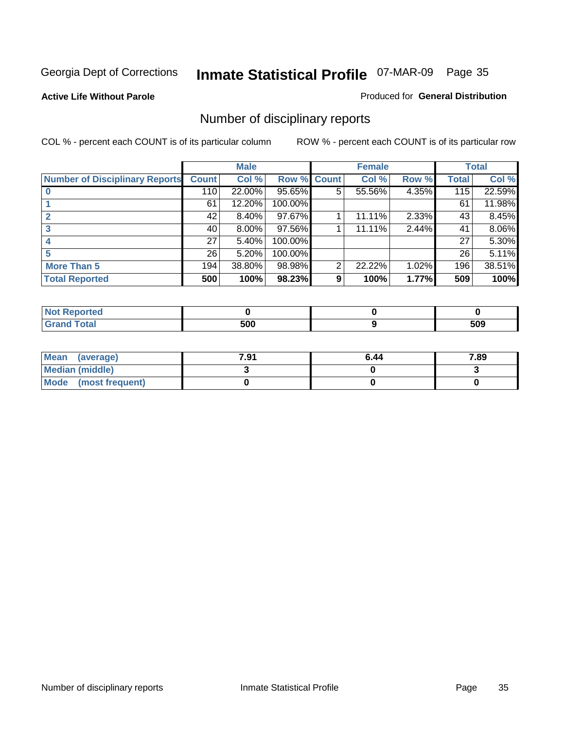Georgia Dept of Corrections **Inmate Statistical Profile** 07-MAR-09

**Active Life Without Parole**

Produced for **General Distribution**

## Number of disciplinary reports

COL % - percent each COUNT is of its particular column

ROW % - percent each COUNT is of its particular row

| Number of Disciplinary Reports | Male | | | Female | | | Total | |
|---|---|---|---|---|---|---|---|---|
| | Count | Col % | Row % | Count | Col % | Row % | Total | Col % |
| 0 | 110 | 22.00% | 95.65% | 5 | 55.56% | 4.35% | 115 | 22.59% |
| 1 | 61 | 12.20% | 100.00% | | | | 61 | 11.98% |
| 2 | 42 | 8.40% | 97.67% | 1 | 11.11% | 2.33% | 43 | 8.45% |
| 3 | 40 | 8.00% | 97.56% | 1 | 11.11% | 2.44% | 41 | 8.06% |
| 4 | 27 | 5.40% | 100.00% | | | | 27 | 5.30% |
| 5 | 26 | 5.20% | 100.00% | | | | 26 | 5.11% |
| More Than 5 | 194 | 38.80% | 98.98% | 2 | 22.22% | 1.02% | 196 | 38.51% |
| **Total Reported** | **500** | **100%** | **98.23%** | **9** | **100%** | **1.77%** | **509** | **100%** |

| | Male | Female | Total |
|---|---|---|---|
| Not Reported | 0 | 0 | 0 |
| Grand Total | 500 | 9 | 509 |

| | Male | Female | Total |
|---|---|---|---|
| Mean (average) | 7.91 | 6.44 | 7.89 |
| Median (middle) | 3 | 0 | 3 |
| Mode (most frequent) | 0 | 0 | 0 |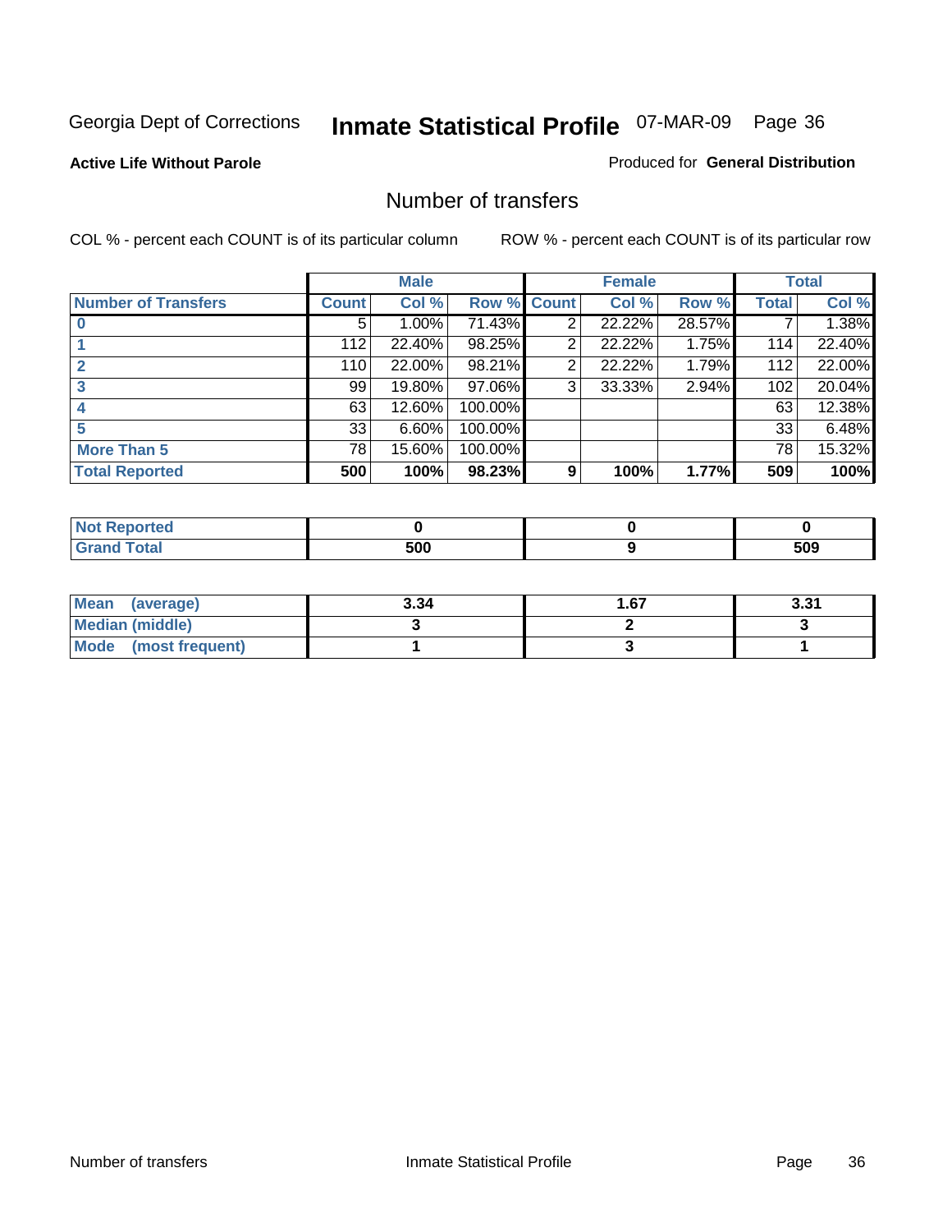Georgia Dept of Corrections

# Inmate Statistical Profile

07-MAR-09

**Active Life Without Parole**

Produced for **General Distribution**

## Number of transfers

COL % - percent each COUNT is of its particular column

ROW % - percent each COUNT is of its particular row

| | Male | | | Female | | | Total | |
|---|---|---|---|---|---|---|---|---|
| Number of Transfers | Count | Col % | Row % | Count | Col % | Row % | Total | Col % |
| 0 | 5 | 1.00% | 71.43% | 2 | 22.22% | 28.57% | 7 | 1.38% |
| 1 | 112 | 22.40% | 98.25% | 2 | 22.22% | 1.75% | 114 | 22.40% |
| 2 | 110 | 22.00% | 98.21% | 2 | 22.22% | 1.79% | 112 | 22.00% |
| 3 | 99 | 19.80% | 97.06% | 3 | 33.33% | 2.94% | 102 | 20.04% |
| 4 | 63 | 12.60% | 100.00% | | | | 63 | 12.38% |
| 5 | 33 | 6.60% | 100.00% | | | | 33 | 6.48% |
| More Than 5 | 78 | 15.60% | 100.00% | | | | 78 | 15.32% |
| **Total Reported** | **500** | **100%** | **98.23%** | **9** | **100%** | **1.77%** | **509** | **100%** |

| | Male | Female | Total |
|---|---|---|---|
| Not Reported | 0 | 0 | 0 |
| Grand Total | 500 | 9 | 509 |

| | Male | Female | Total |
|---|---|---|---|
| Mean (average) | 3.34 | 1.67 | 3.31 |
| Median (middle) | 3 | 2 | 3 |
| Mode (most frequent) | 1 | 3 | 1 |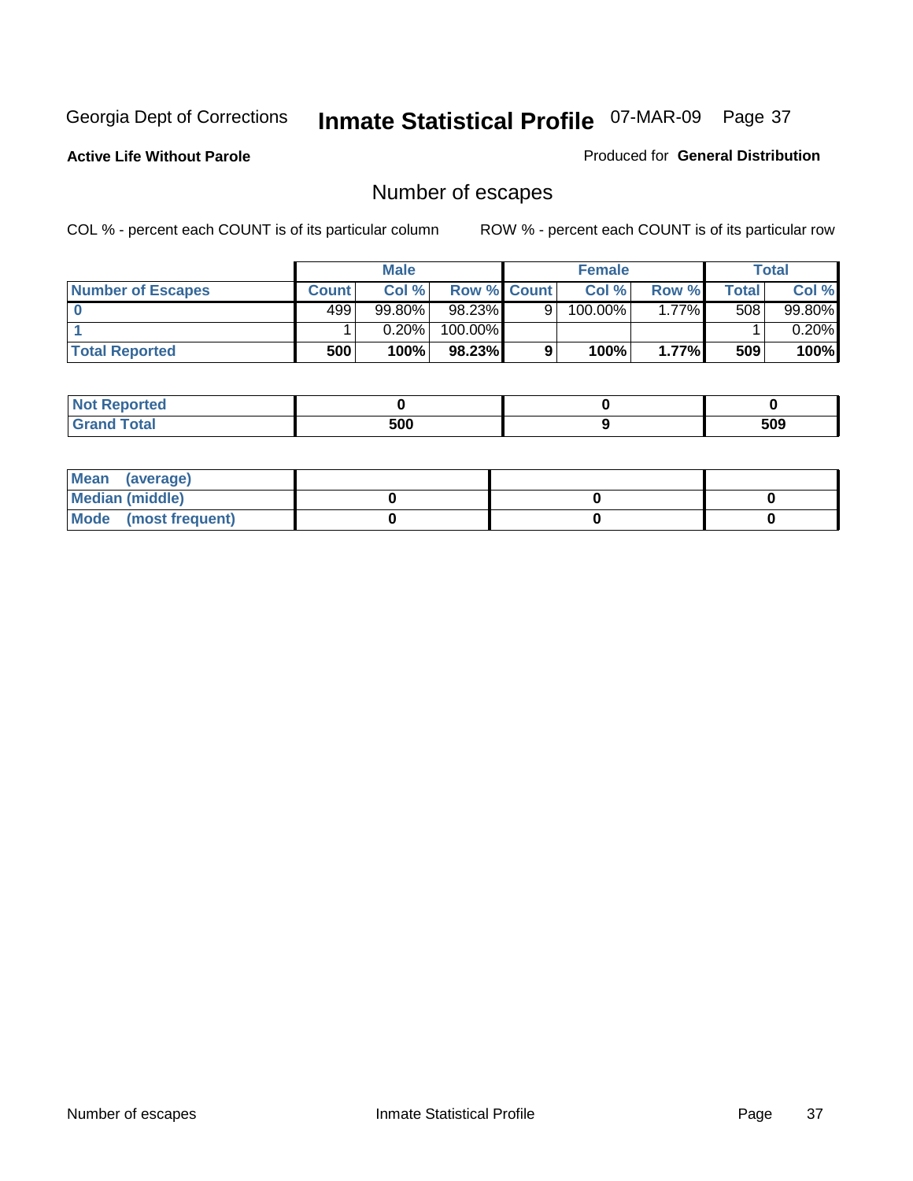Georgia Dept of Corrections **Inmate Statistical Profile** 07-MAR-09 Page 37

**Active Life Without Parole**

Produced for **General Distribution**

## Number of escapes

COL % - percent each COUNT is of its particular column

ROW % - percent each COUNT is of its particular row

| | Male | | | Female | | | Total | |
|---|---|---|---|---|---|---|---|---|
| **Number of Escapes** | **Count** | **Col %** | **Row %** | **Count** | **Col %** | **Row %** | **Total** | **Col %** |
| **0** | 499 | 99.80% | 98.23% | 9 | 100.00% | 1.77% | 508 | 99.80% |
| **1** | 1 | 0.20% | 100.00% | | | | 1 | 0.20% |
| **Total Reported** | **500** | **100%** | **98.23%** | **9** | **100%** | **1.77%** | **509** | **100%** |

| | Male | Female | Total |
|---|---|---|---|
| **Not Reported** | **0** | **0** | **0** |
| **Grand Total** | **500** | **9** | **509** |

| | Male | Female | Total |
|---|---|---|---|
| **Mean (average)** | | | |
| **Median (middle)** | **0** | **0** | **0** |
| **Mode (most frequent)** | **0** | **0** | **0** |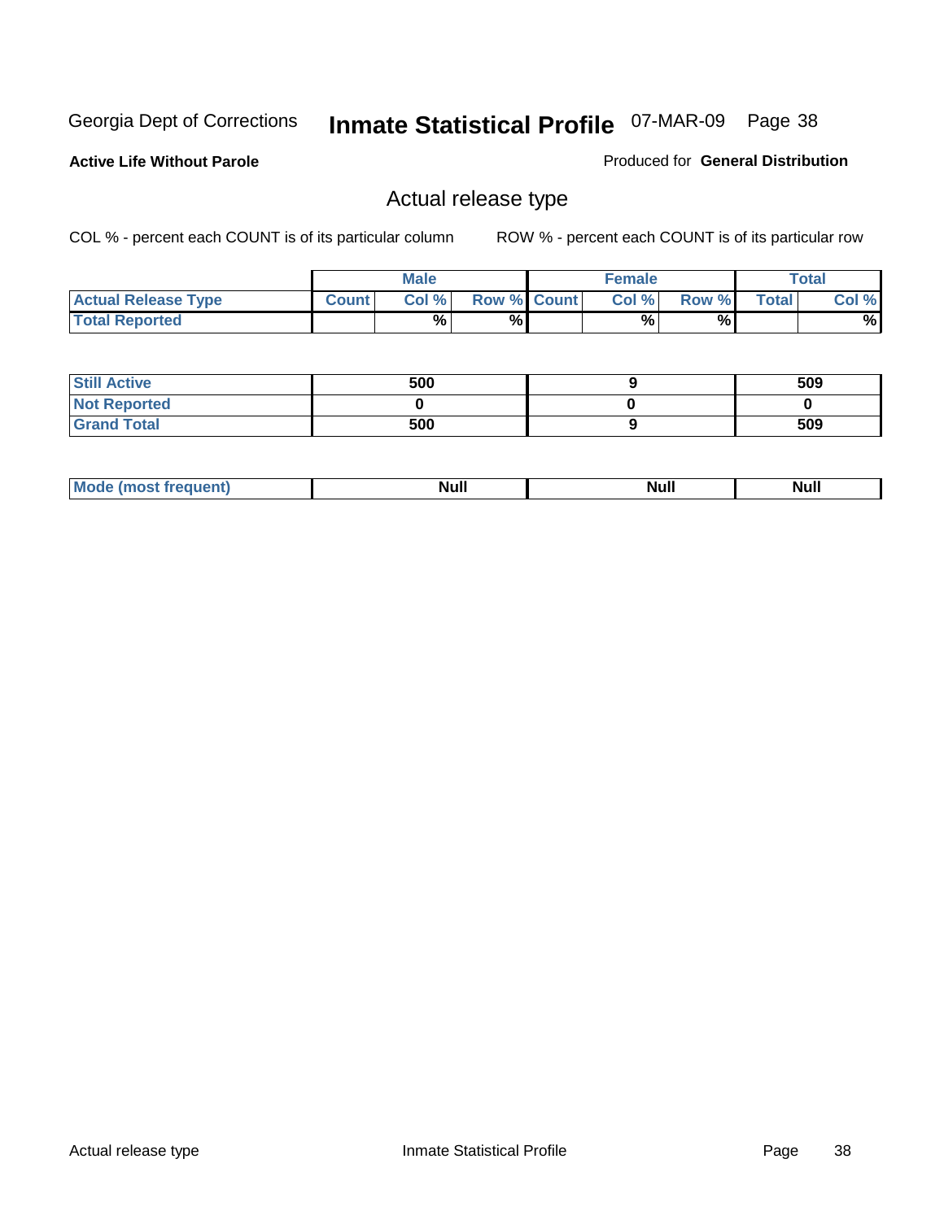Georgia Dept of Corrections **Inmate Statistical Profile** 07-MAR-09

**Active Life Without Parole**

Produced for **General Distribution**

## Actual release type

COL % - percent each COUNT is of its particular column

ROW % - percent each COUNT is of its particular row

| | Male | | | Female | | | Total | |
|---|---|---|---|---|---|---|---|---|
| **Actual Release Type** | Count | Col % | Row % | Count | Col % | Row % | Total | Col % |
| **Total Reported** | | % | % | | % | % | | % |
| **Still Active** | 500 | | | 9 | | | 509 | |
| **Not Reported** | 0 | | | 0 | | | 0 | |
| **Grand Total** | 500 | | | 9 | | | 509 | |
| **Mode (most frequent)** | Null | | | Null | | | Null | |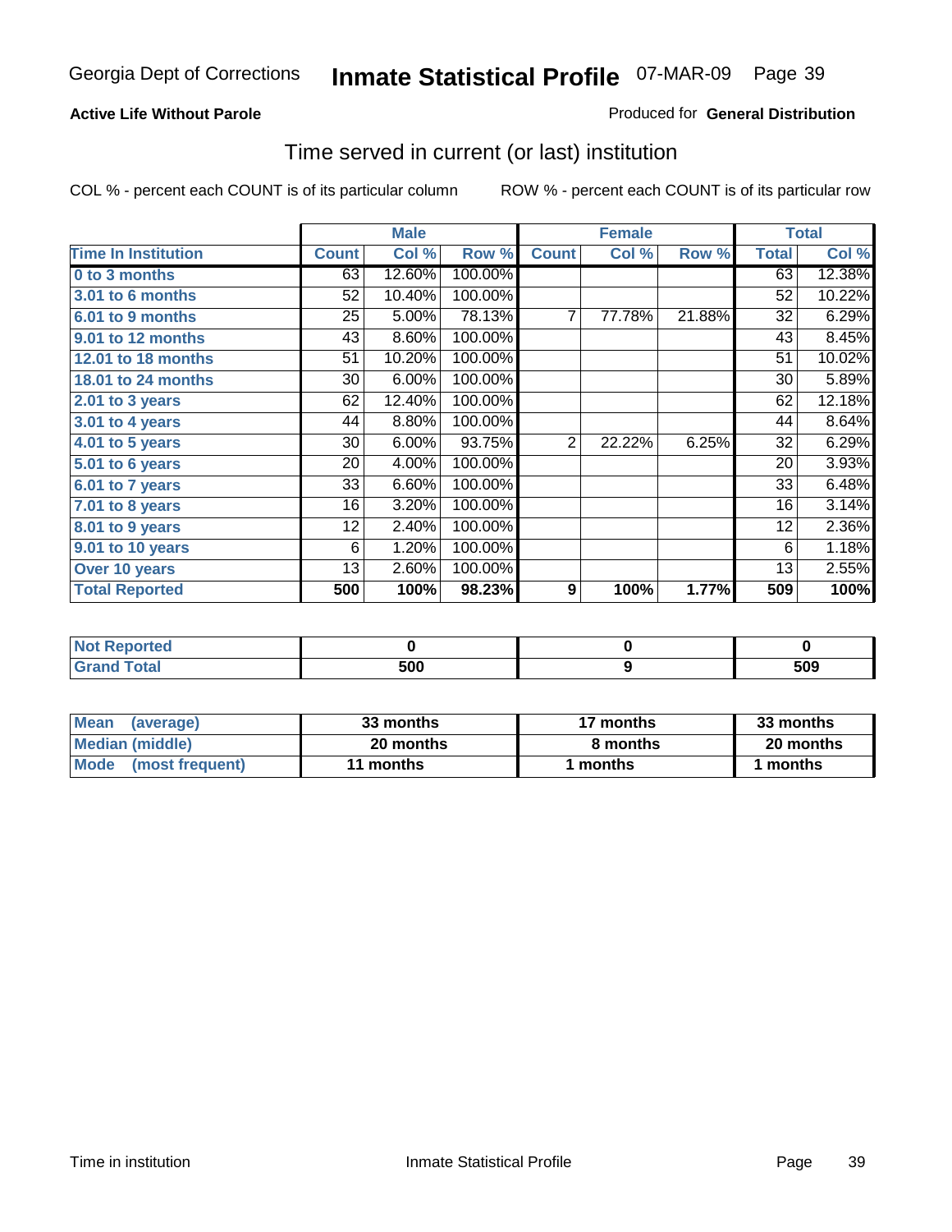Georgia Dept of Corrections **Inmate Statistical Profile** 07-MAR-09

**Active Life Without Parole**

Produced for **General Distribution**

## Time served in current (or last) institution

COL % - percent each COUNT is of its particular column

ROW % - percent each COUNT is of its particular row

| | Male | | | Female | | | Total | |
|---|---|---|---|---|---|---|---|---|
| **Time In Institution** | **Count** | **Col %** | **Row %** | **Count** | **Col %** | **Row %** | **Total** | **Col %** |
| **0 to 3 months** | 63 | 12.60% | 100.00% | | | | 63 | 12.38% |
| **3.01 to 6 months** | 52 | 10.40% | 100.00% | | | | 52 | 10.22% |
| **6.01 to 9 months** | 25 | 5.00% | 78.13% | 7 | 77.78% | 21.88% | 32 | 6.29% |
| **9.01 to 12 months** | 43 | 8.60% | 100.00% | | | | 43 | 8.45% |
| **12.01 to 18 months** | 51 | 10.20% | 100.00% | | | | 51 | 10.02% |
| **18.01 to 24 months** | 30 | 6.00% | 100.00% | | | | 30 | 5.89% |
| **2.01 to 3 years** | 62 | 12.40% | 100.00% | | | | 62 | 12.18% |
| **3.01 to 4 years** | 44 | 8.80% | 100.00% | | | | 44 | 8.64% |
| **4.01 to 5 years** | 30 | 6.00% | 93.75% | 2 | 22.22% | 6.25% | 32 | 6.29% |
| **5.01 to 6 years** | 20 | 4.00% | 100.00% | | | | 20 | 3.93% |
| **6.01 to 7 years** | 33 | 6.60% | 100.00% | | | | 33 | 6.48% |
| **7.01 to 8 years** | 16 | 3.20% | 100.00% | | | | 16 | 3.14% |
| **8.01 to 9 years** | 12 | 2.40% | 100.00% | | | | 12 | 2.36% |
| **9.01 to 10 years** | 6 | 1.20% | 100.00% | | | | 6 | 1.18% |
| **Over 10 years** | 13 | 2.60% | 100.00% | | | | 13 | 2.55% |
| **Total Reported** | **500** | **100%** | **98.23%** | **9** | **100%** | **1.77%** | **509** | **100%** |

| | Male | Female | Total |
|---|---|---|---|
| **Not Reported** | **0** | **0** | **0** |
| **Grand Total** | **500** | **9** | **509** |

| | Male | Female | Total |
|---|---|---|---|
| **Mean (average)** | **33 months** | **17 months** | **33 months** |
| **Median (middle)** | **20 months** | **8 months** | **20 months** |
| **Mode (most frequent)** | **11 months** | **1 months** | **1 months** |

Time in institution Inmate Statistical Profile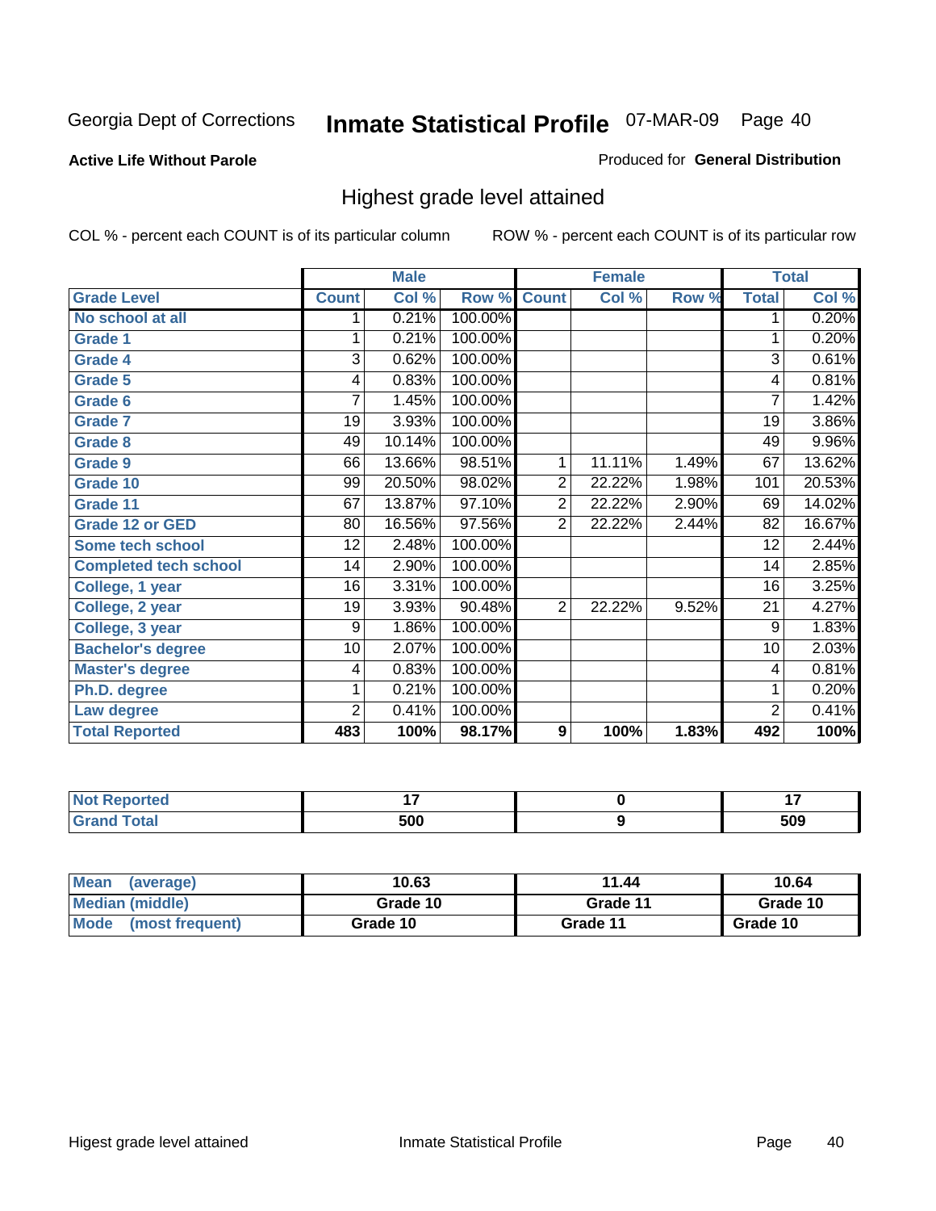Georgia Dept of Corrections **Inmate Statistical Profile** 07-MAR-09

**Active Life Without Parole** Produced for **General Distribution**

## Highest grade level attained

COL % - percent each COUNT is of its particular column ROW % - percent each COUNT is of its particular row

| | Male | | | Female | | | Total | |
|---|---|---|---|---|---|---|---|---|
| **Grade Level** | **Count** | **Col %** | **Row %** | **Count** | **Col %** | **Row %** | **Total** | **Col %** |
| No school at all | 1 | 0.21% | 100.00% | | | | 1 | 0.20% |
| Grade 1 | 1 | 0.21% | 100.00% | | | | 1 | 0.20% |
| Grade 4 | 3 | 0.62% | 100.00% | | | | 3 | 0.61% |
| Grade 5 | 4 | 0.83% | 100.00% | | | | 4 | 0.81% |
| Grade 6 | 7 | 1.45% | 100.00% | | | | 7 | 1.42% |
| Grade 7 | 19 | 3.93% | 100.00% | | | | 19 | 3.86% |
| Grade 8 | 49 | 10.14% | 100.00% | | | | 49 | 9.96% |
| Grade 9 | 66 | 13.66% | 98.51% | 1 | 11.11% | 1.49% | 67 | 13.62% |
| Grade 10 | 99 | 20.50% | 98.02% | 2 | 22.22% | 1.98% | 101 | 20.53% |
| Grade 11 | 67 | 13.87% | 97.10% | 2 | 22.22% | 2.90% | 69 | 14.02% |
| Grade 12 or GED | 80 | 16.56% | 97.56% | 2 | 22.22% | 2.44% | 82 | 16.67% |
| Some tech school | 12 | 2.48% | 100.00% | | | | 12 | 2.44% |
| Completed tech school | 14 | 2.90% | 100.00% | | | | 14 | 2.85% |
| College, 1 year | 16 | 3.31% | 100.00% | | | | 16 | 3.25% |
| College, 2 year | 19 | 3.93% | 90.48% | 2 | 22.22% | 9.52% | 21 | 4.27% |
| College, 3 year | 9 | 1.86% | 100.00% | | | | 9 | 1.83% |
| Bachelor's degree | 10 | 2.07% | 100.00% | | | | 10 | 2.03% |
| Master's degree | 4 | 0.83% | 100.00% | | | | 4 | 0.81% |
| Ph.D. degree | 1 | 0.21% | 100.00% | | | | 1 | 0.20% |
| Law degree | 2 | 0.41% | 100.00% | | | | 2 | 0.41% |
| **Total Reported** | **483** | **100%** | **98.17%** | **9** | **100%** | **1.83%** | **492** | **100%** |

| | Male | Female | Total |
|---|---|---|---|
| Not Reported | 17 | 0 | 17 |
| Grand Total | 500 | 9 | 509 |

| | Male | Female | Total |
|---|---|---|---|
| Mean (average) | 10.63 | 11.44 | 10.64 |
| Median (middle) | Grade 10 | Grade 11 | Grade 10 |
| Mode (most frequent) | Grade 10 | Grade 11 | Grade 10 |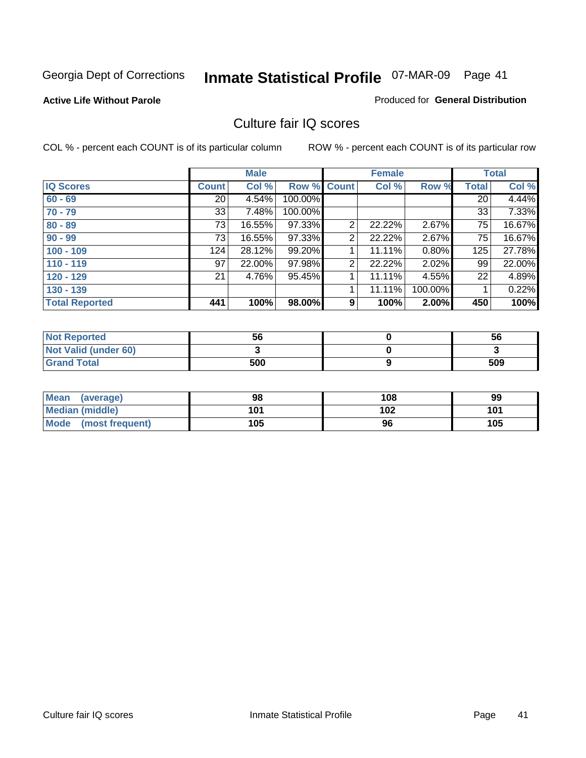Georgia Dept of Corrections

# Inmate Statistical Profile

07-MAR-09 Page 41

**Active Life Without Parole**

Produced for **General Distribution**

## Culture fair IQ scores

COL % - percent each COUNT is of its particular column

ROW % - percent each COUNT is of its particular row

| | Male | | | Female | | | Total | |
|---|---|---|---|---|---|---|---|---|
| IQ Scores | Count | Col % | Row % | Count | Col % | Row % | Total | Col % |
| 60 - 69 | 20 | 4.54% | 100.00% | | | | 20 | 4.44% |
| 70 - 79 | 33 | 7.48% | 100.00% | | | | 33 | 7.33% |
| 80 - 89 | 73 | 16.55% | 97.33% | 2 | 22.22% | 2.67% | 75 | 16.67% |
| 90 - 99 | 73 | 16.55% | 97.33% | 2 | 22.22% | 2.67% | 75 | 16.67% |
| 100 - 109 | 124 | 28.12% | 99.20% | 1 | 11.11% | 0.80% | 125 | 27.78% |
| 110 - 119 | 97 | 22.00% | 97.98% | 2 | 22.22% | 2.02% | 99 | 22.00% |
| 120 - 129 | 21 | 4.76% | 95.45% | 1 | 11.11% | 4.55% | 22 | 4.89% |
| 130 - 139 | | | | 1 | 11.11% | 100.00% | 1 | 0.22% |
| **Total Reported** | **441** | **100%** | **98.00%** | **9** | **100%** | **2.00%** | **450** | **100%** |

| | Male | Female | Total |
|---|---|---|---|
| Not Reported | 56 | 0 | 56 |
| Not Valid (under 60) | 3 | 0 | 3 |
| Grand Total | 500 | 9 | 509 |

| | Male | Female | Total |
|---|---|---|---|
| Mean (average) | 98 | 108 | 99 |
| Median (middle) | 101 | 102 | 101 |
| Mode (most frequent) | 105 | 96 | 105 |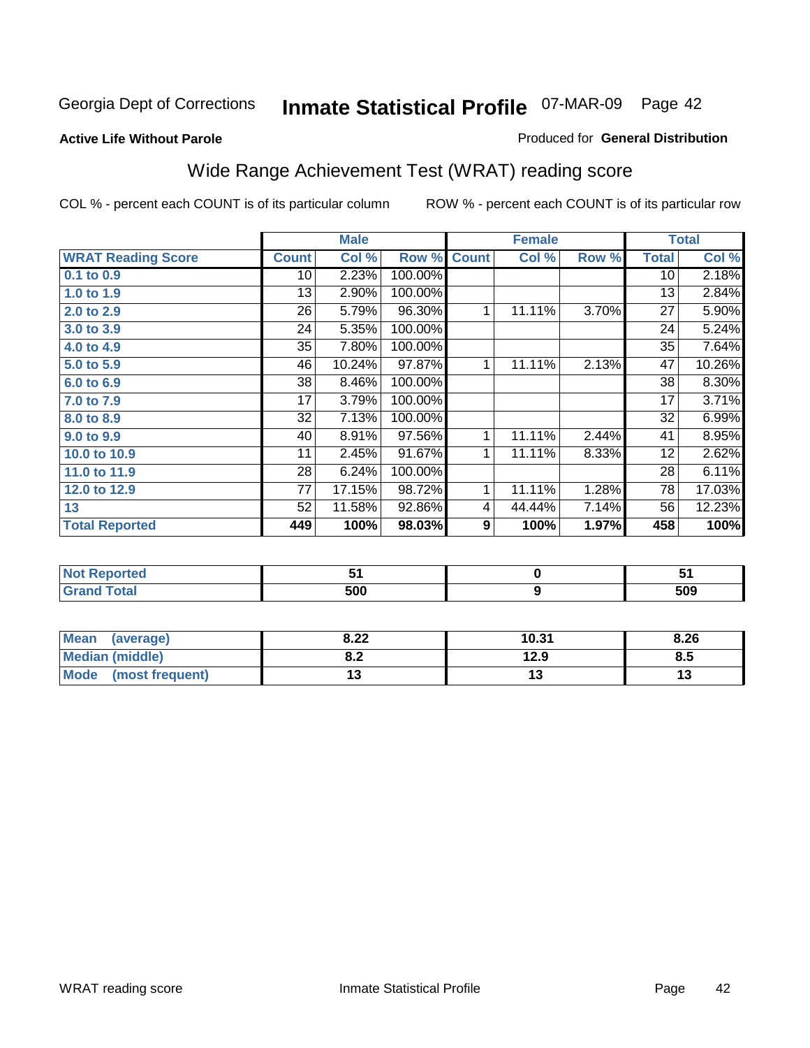Georgia Dept of Corrections **Inmate Statistical Profile** 07-MAR-09 Page 42

**Active Life Without Parole**

Produced for **General Distribution**

## Wide Range Achievement Test (WRAT) reading score

COL % - percent each COUNT is of its particular column

ROW % - percent each COUNT is of its particular row

| | Male | | | Female | | | Total | |
|---|---|---|---|---|---|---|---|---|
| **WRAT Reading Score** | **Count** | **Col %** | **Row %** | **Count** | **Col %** | **Row %** | **Total** | **Col %** |
| 0.1 to 0.9 | 10 | 2.23% | 100.00% | | | | 10 | 2.18% |
| 1.0 to 1.9 | 13 | 2.90% | 100.00% | | | | 13 | 2.84% |
| 2.0 to 2.9 | 26 | 5.79% | 96.30% | 1 | 11.11% | 3.70% | 27 | 5.90% |
| 3.0 to 3.9 | 24 | 5.35% | 100.00% | | | | 24 | 5.24% |
| 4.0 to 4.9 | 35 | 7.80% | 100.00% | | | | 35 | 7.64% |
| 5.0 to 5.9 | 46 | 10.24% | 97.87% | 1 | 11.11% | 2.13% | 47 | 10.26% |
| 6.0 to 6.9 | 38 | 8.46% | 100.00% | | | | 38 | 8.30% |
| 7.0 to 7.9 | 17 | 3.79% | 100.00% | | | | 17 | 3.71% |
| 8.0 to 8.9 | 32 | 7.13% | 100.00% | | | | 32 | 6.99% |
| 9.0 to 9.9 | 40 | 8.91% | 97.56% | 1 | 11.11% | 2.44% | 41 | 8.95% |
| 10.0 to 10.9 | 11 | 2.45% | 91.67% | 1 | 11.11% | 8.33% | 12 | 2.62% |
| 11.0 to 11.9 | 28 | 6.24% | 100.00% | | | | 28 | 6.11% |
| 12.0 to 12.9 | 77 | 17.15% | 98.72% | 1 | 11.11% | 1.28% | 78 | 17.03% |
| 13 | 52 | 11.58% | 92.86% | 4 | 44.44% | 7.14% | 56 | 12.23% |
| **Total Reported** | **449** | **100%** | **98.03%** | **9** | **100%** | **1.97%** | **458** | **100%** |

| | Male | Female | Total |
|---|---|---|---|
| Not Reported | 51 | 0 | 51 |
| Grand Total | 500 | 9 | 509 |

| | Male | Female | Total |
|---|---|---|---|
| Mean (average) | 8.22 | 10.31 | 8.26 |
| Median (middle) | 8.2 | 12.9 | 8.5 |
| Mode (most frequent) | 13 | 13 | 13 |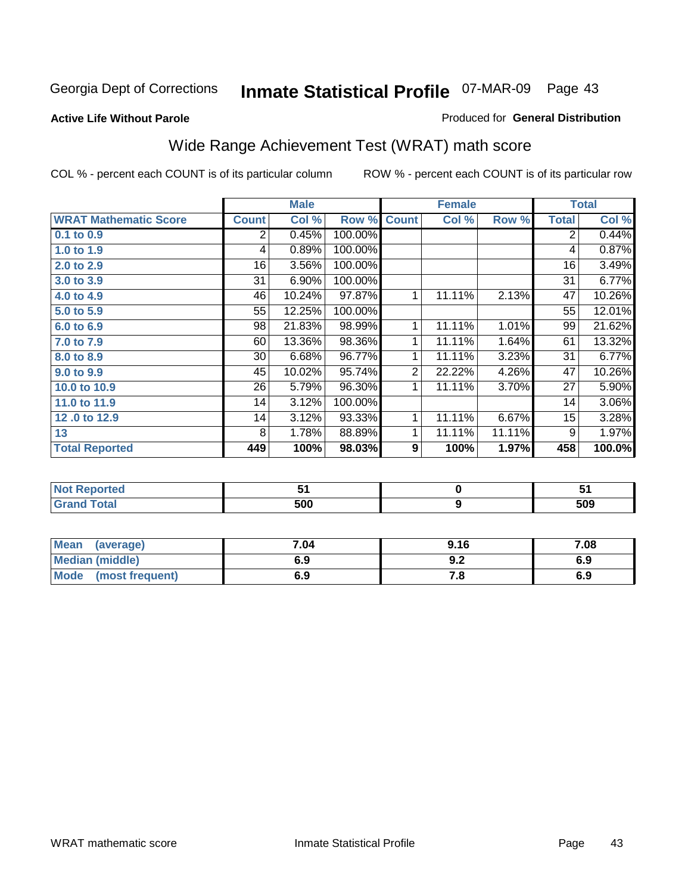Georgia Dept of Corrections **Inmate Statistical Profile** 07-MAR-09

**Active Life Without Parole**

Produced for **General Distribution**

## Wide Range Achievement Test (WRAT) math score

COL % - percent each COUNT is of its particular column ROW % - percent each COUNT is of its particular row

| | Male | | | Female | | | Total | |
|---|---|---|---|---|---|---|---|---|
| **WRAT Mathematic Score** | **Count** | **Col %** | **Row %** | **Count** | **Col %** | **Row %** | **Total** | **Col %** |
| 0.1 to 0.9 | 2 | 0.45% | 100.00% | | | | 2 | 0.44% |
| 1.0 to 1.9 | 4 | 0.89% | 100.00% | | | | 4 | 0.87% |
| 2.0 to 2.9 | 16 | 3.56% | 100.00% | | | | 16 | 3.49% |
| 3.0 to 3.9 | 31 | 6.90% | 100.00% | | | | 31 | 6.77% |
| 4.0 to 4.9 | 46 | 10.24% | 97.87% | 1 | 11.11% | 2.13% | 47 | 10.26% |
| 5.0 to 5.9 | 55 | 12.25% | 100.00% | | | | 55 | 12.01% |
| 6.0 to 6.9 | 98 | 21.83% | 98.99% | 1 | 11.11% | 1.01% | 99 | 21.62% |
| 7.0 to 7.9 | 60 | 13.36% | 98.36% | 1 | 11.11% | 1.64% | 61 | 13.32% |
| 8.0 to 8.9 | 30 | 6.68% | 96.77% | 1 | 11.11% | 3.23% | 31 | 6.77% |
| 9.0 to 9.9 | 45 | 10.02% | 95.74% | 2 | 22.22% | 4.26% | 47 | 10.26% |
| 10.0 to 10.9 | 26 | 5.79% | 96.30% | 1 | 11.11% | 3.70% | 27 | 5.90% |
| 11.0 to 11.9 | 14 | 3.12% | 100.00% | | | | 14 | 3.06% |
| 12 .0 to 12.9 | 14 | 3.12% | 93.33% | 1 | 11.11% | 6.67% | 15 | 3.28% |
| 13 | 8 | 1.78% | 88.89% | 1 | 11.11% | 11.11% | 9 | 1.97% |
| **Total Reported** | **449** | **100%** | **98.03%** | **9** | **100%** | **1.97%** | **458** | **100.0%** |

| | Male | Female | Total |
|---|---|---|---|
| Not Reported | 51 | 0 | 51 |
| Grand Total | 500 | 9 | 509 |

| | Male | Female | Total |
|---|---|---|---|
| Mean (average) | 7.04 | 9.16 | 7.08 |
| Median (middle) | 6.9 | 9.2 | 6.9 |
| Mode (most frequent) | 6.9 | 7.8 | 6.9 |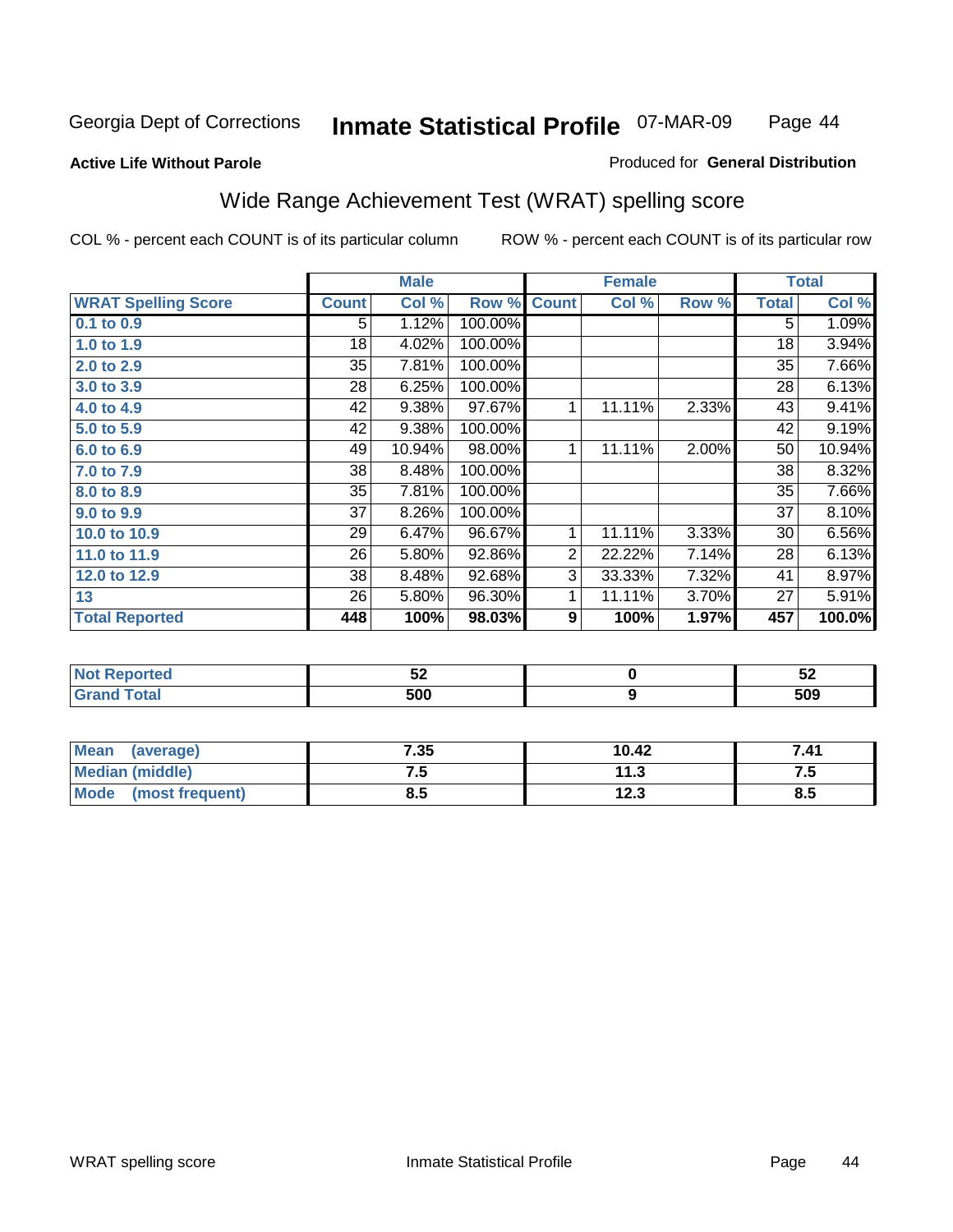Georgia Dept of Corrections **Inmate Statistical Profile** 07-MAR-09

**Active Life Without Parole**

Produced for **General Distribution**

## Wide Range Achievement Test (WRAT) spelling score

COL % - percent each COUNT is of its particular column    ROW % - percent each COUNT is of its particular row

| | Male | | | Female | | | Total | |
|---|---|---|---|---|---|---|---|---|
| **WRAT Spelling Score** | **Count** | **Col %** | **Row %** | **Count** | **Col %** | **Row %** | **Total** | **Col %** |
| 0.1 to 0.9 | 5 | 1.12% | 100.00% | | | | 5 | 1.09% |
| 1.0 to 1.9 | 18 | 4.02% | 100.00% | | | | 18 | 3.94% |
| 2.0 to 2.9 | 35 | 7.81% | 100.00% | | | | 35 | 7.66% |
| 3.0 to 3.9 | 28 | 6.25% | 100.00% | | | | 28 | 6.13% |
| 4.0 to 4.9 | 42 | 9.38% | 97.67% | 1 | 11.11% | 2.33% | 43 | 9.41% |
| 5.0 to 5.9 | 42 | 9.38% | 100.00% | | | | 42 | 9.19% |
| 6.0 to 6.9 | 49 | 10.94% | 98.00% | 1 | 11.11% | 2.00% | 50 | 10.94% |
| 7.0 to 7.9 | 38 | 8.48% | 100.00% | | | | 38 | 8.32% |
| 8.0 to 8.9 | 35 | 7.81% | 100.00% | | | | 35 | 7.66% |
| 9.0 to 9.9 | 37 | 8.26% | 100.00% | | | | 37 | 8.10% |
| 10.0 to 10.9 | 29 | 6.47% | 96.67% | 1 | 11.11% | 3.33% | 30 | 6.56% |
| 11.0 to 11.9 | 26 | 5.80% | 92.86% | 2 | 22.22% | 7.14% | 28 | 6.13% |
| 12.0 to 12.9 | 38 | 8.48% | 92.68% | 3 | 33.33% | 7.32% | 41 | 8.97% |
| 13 | 26 | 5.80% | 96.30% | 1 | 11.11% | 3.70% | 27 | 5.91% |
| **Total Reported** | **448** | **100%** | **98.03%** | **9** | **100%** | **1.97%** | **457** | **100.0%** |

| | Male | Female | Total |
|---|---|---|---|
| Not Reported | 52 | 0 | 52 |
| Grand Total | 500 | 9 | 509 |

| | Male | Female | Total |
|---|---|---|---|
| Mean (average) | 7.35 | 10.42 | 7.41 |
| Median (middle) | 7.5 | 11.3 | 7.5 |
| Mode (most frequent) | 8.5 | 12.3 | 8.5 |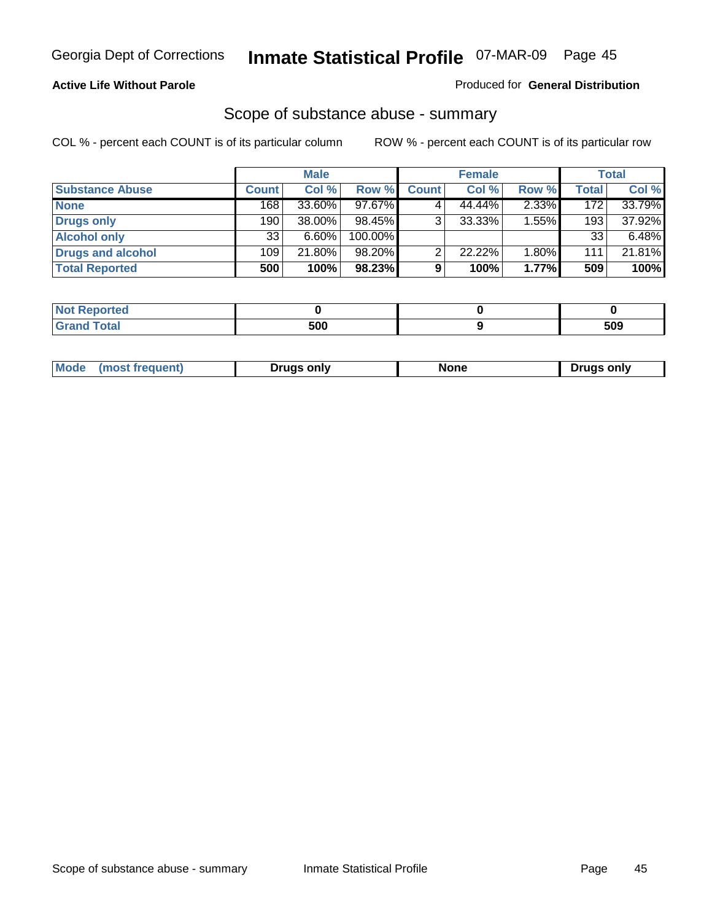Georgia Dept of Corrections **Inmate Statistical Profile** 07-MAR-09

**Active Life Without Parole**

Produced for **General Distribution**

## Scope of substance abuse - summary

COL % - percent each COUNT is of its particular column

ROW % - percent each COUNT is of its particular row

| | Male | | | Female | | | Total | |
|---|---|---|---|---|---|---|---|---|
| **Substance Abuse** | **Count** | **Col %** | **Row %** | **Count** | **Col %** | **Row %** | **Total** | **Col %** |
| **None** | 168 | 33.60% | 97.67% | 4 | 44.44% | 2.33% | 172 | 33.79% |
| **Drugs only** | 190 | 38.00% | 98.45% | 3 | 33.33% | 1.55% | 193 | 37.92% |
| **Alcohol only** | 33 | 6.60% | 100.00% | | | | 33 | 6.48% |
| **Drugs and alcohol** | 109 | 21.80% | 98.20% | 2 | 22.22% | 1.80% | 111 | 21.81% |
| **Total Reported** | **500** | **100%** | **98.23%** | **9** | **100%** | **1.77%** | **509** | **100%** |

| | Male | Female | Total |
|---|---|---|---|
| **Not Reported** | **0** | **0** | **0** |
| **Grand Total** | **500** | **9** | **509** |

| | Male | Female | Total |
|---|---|---|---|
| **Mode (most frequent)** | **Drugs only** | **None** | **Drugs only** |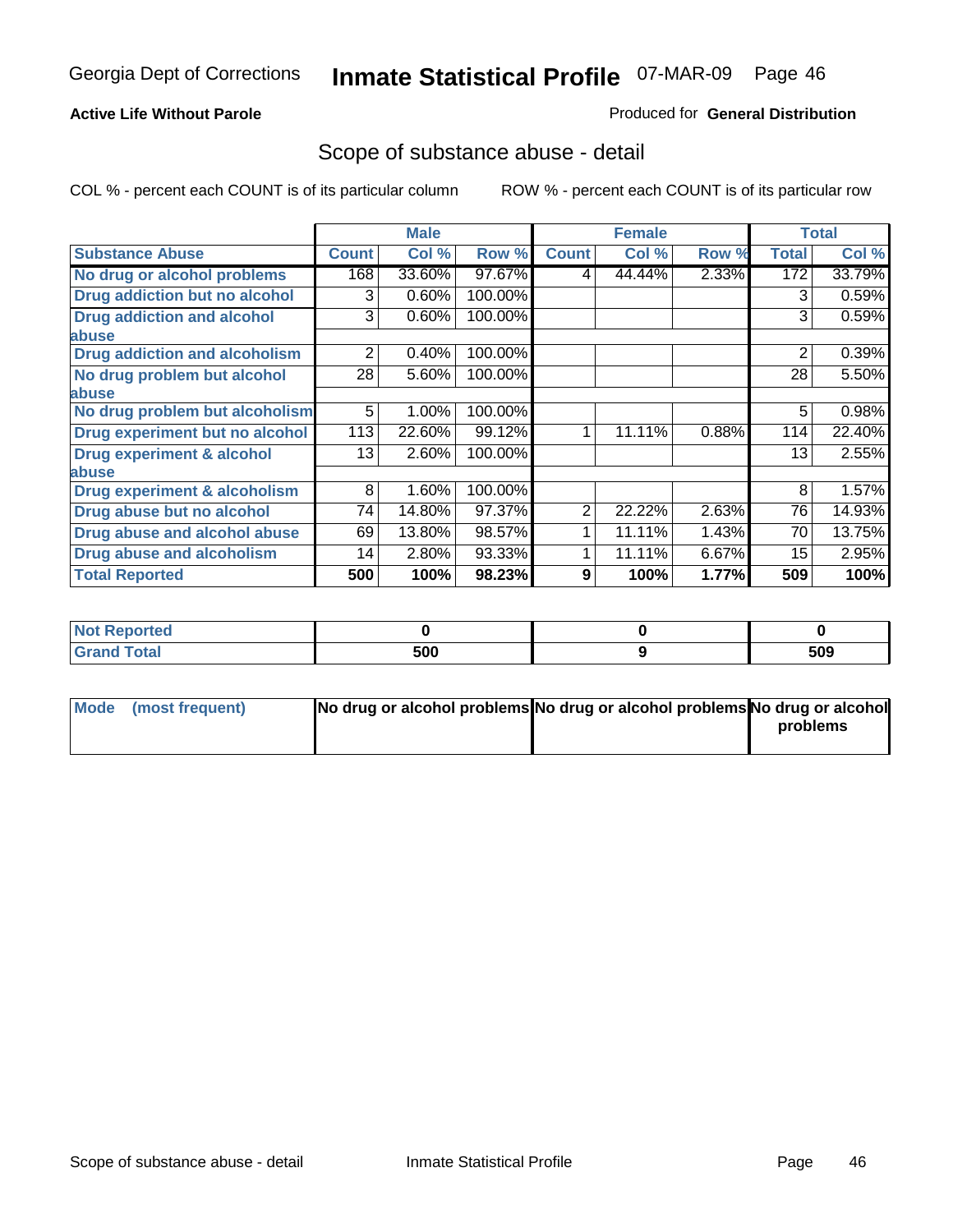Georgia Dept of Corrections **Inmate Statistical Profile** 07-MAR-09

**Active Life Without Parole**

Produced for **General Distribution**

## Scope of substance abuse - detail

COL % - percent each COUNT is of its particular column

ROW % - percent each COUNT is of its particular row

| | Male | | | Female | | | Total | |
|---|---|---|---|---|---|---|---|---|
| **Substance Abuse** | **Count** | **Col %** | **Row %** | **Count** | **Col %** | **Row %** | **Total** | **Col %** |
| **No drug or alcohol problems** | 168 | 33.60% | 97.67% | 4 | 44.44% | 2.33% | 172 | 33.79% |
| **Drug addiction but no alcohol** | 3 | 0.60% | 100.00% | | | | 3 | 0.59% |
| **Drug addiction and alcohol abuse** | 3 | 0.60% | 100.00% | | | | 3 | 0.59% |
| **Drug addiction and alcoholism** | 2 | 0.40% | 100.00% | | | | 2 | 0.39% |
| **No drug problem but alcohol abuse** | 28 | 5.60% | 100.00% | | | | 28 | 5.50% |
| **No drug problem but alcoholism** | 5 | 1.00% | 100.00% | | | | 5 | 0.98% |
| **Drug experiment but no alcohol** | 113 | 22.60% | 99.12% | 1 | 11.11% | 0.88% | 114 | 22.40% |
| **Drug experiment & alcohol abuse** | 13 | 2.60% | 100.00% | | | | 13 | 2.55% |
| **Drug experiment & alcoholism** | 8 | 1.60% | 100.00% | | | | 8 | 1.57% |
| **Drug abuse but no alcohol** | 74 | 14.80% | 97.37% | 2 | 22.22% | 2.63% | 76 | 14.93% |
| **Drug abuse and alcohol abuse** | 69 | 13.80% | 98.57% | 1 | 11.11% | 1.43% | 70 | 13.75% |
| **Drug abuse and alcoholism** | 14 | 2.80% | 93.33% | 1 | 11.11% | 6.67% | 15 | 2.95% |
| **Total Reported** | **500** | **100%** | **98.23%** | **9** | **100%** | **1.77%** | **509** | **100%** |

| | Male | Female | Total |
|---|---|---|---|
| **Not Reported** | **0** | **0** | **0** |
| **Grand Total** | **500** | **9** | **509** |

| | Male | Female | Total |
|---|---|---|---|
| **Mode (most frequent)** | **No drug or alcohol problems** | **No drug or alcohol problems** | **No drug or alcohol problems** |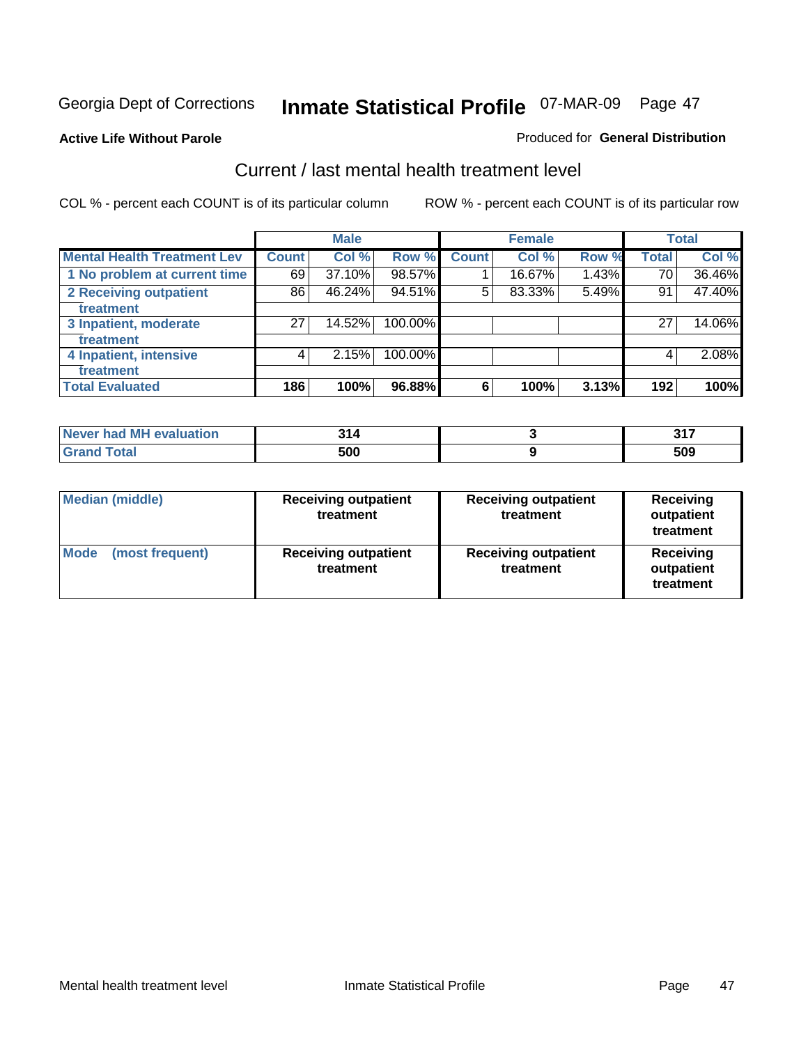Georgia Dept of Corrections **Inmate Statistical Profile** 07-MAR-09

**Active Life Without Parole**

Produced for **General Distribution**

## Current / last mental health treatment level

COL % - percent each COUNT is of its particular column ROW % - percent each COUNT is of its particular row

| | Male | | | Female | | | Total | |
|---|---|---|---|---|---|---|---|---|
| **Mental Health Treatment Lev** | **Count** | **Col %** | **Row %** | **Count** | **Col %** | **Row %** | **Total** | **Col %** |
| 1 No problem at current time | 69 | 37.10% | 98.57% | 1 | 16.67% | 1.43% | 70 | 36.46% |
| 2 Receiving outpatient treatment | 86 | 46.24% | 94.51% | 5 | 83.33% | 5.49% | 91 | 47.40% |
| 3 Inpatient, moderate treatment | 27 | 14.52% | 100.00% | | | | 27 | 14.06% |
| 4 Inpatient, intensive treatment | 4 | 2.15% | 100.00% | | | | 4 | 2.08% |
| **Total Evaluated** | **186** | **100%** | **96.88%** | **6** | **100%** | **3.13%** | **192** | **100%** |

| | Male | Female | Total |
|---|---|---|---|
| Never had MH evaluation | 314 | 3 | 317 |
| Grand Total | 500 | 9 | 509 |

| | Male | Female | Total |
|---|---|---|---|
| Median (middle) | Receiving outpatient treatment | Receiving outpatient treatment | Receiving outpatient treatment |
| Mode (most frequent) | Receiving outpatient treatment | Receiving outpatient treatment | Receiving outpatient treatment |

Mental health treatment level Inmate Statistical Profile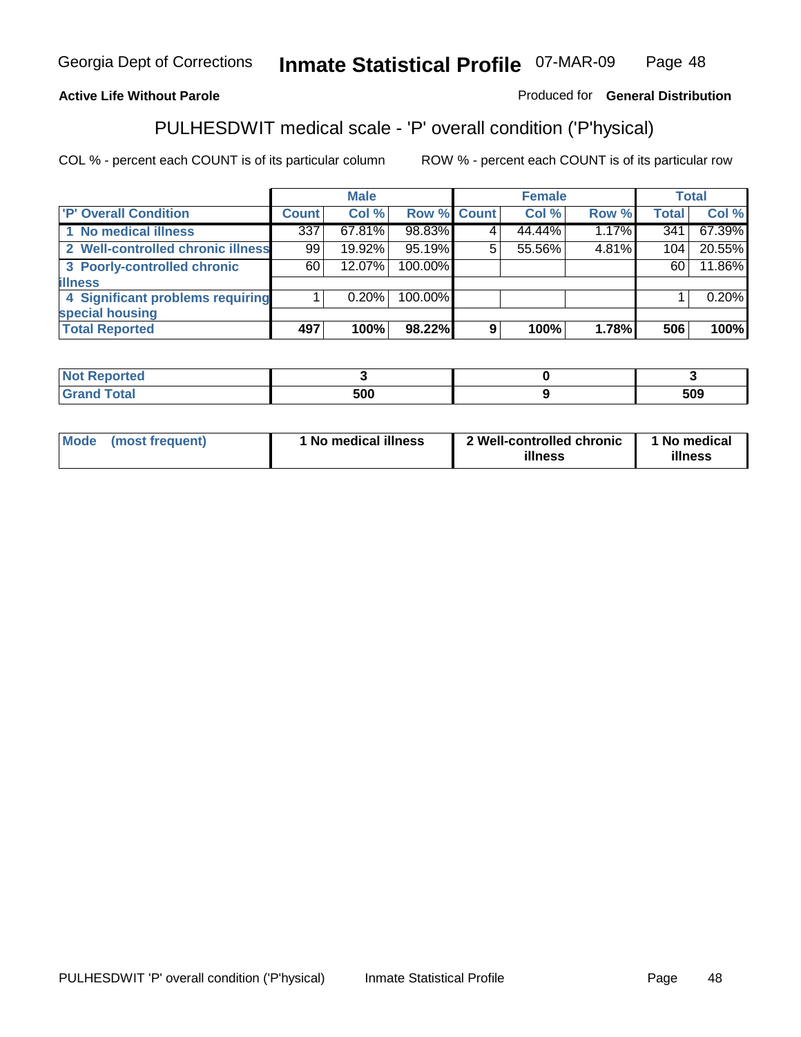Georgia Dept of Corrections **Inmate Statistical Profile** 07-MAR-09

**Active Life Without Parole**

Produced for **General Distribution**

## PULHESDWIT medical scale - 'P' overall condition ('P'hysical)

COL % - percent each COUNT is of its particular column

ROW % - percent each COUNT is of its particular row

| | Male | | | Female | | | Total | |
|---|---|---|---|---|---|---|---|---|
| 'P' Overall Condition | Count | Col % | Row % | Count | Col % | Row % | Total | Col % |
| 1 No medical illness | 337 | 67.81% | 98.83% | 4 | 44.44% | 1.17% | 341 | 67.39% |
| 2 Well-controlled chronic illness | 99 | 19.92% | 95.19% | 5 | 55.56% | 4.81% | 104 | 20.55% |
| 3 Poorly-controlled chronic illness | 60 | 12.07% | 100.00% | | | | 60 | 11.86% |
| 4 Significant problems requiring special housing | 1 | 0.20% | 100.00% | | | | 1 | 0.20% |
| **Total Reported** | **497** | **100%** | **98.22%** | **9** | **100%** | **1.78%** | **506** | **100%** |

| | Male | Female | Total |
|---|---|---|---|
| Not Reported | 3 | 0 | 3 |
| Grand Total | 500 | 9 | 509 |

| | Male | Female | Total |
|---|---|---|---|
| Mode (most frequent) | 1 No medical illness | 2 Well-controlled chronic illness | 1 No medical illness |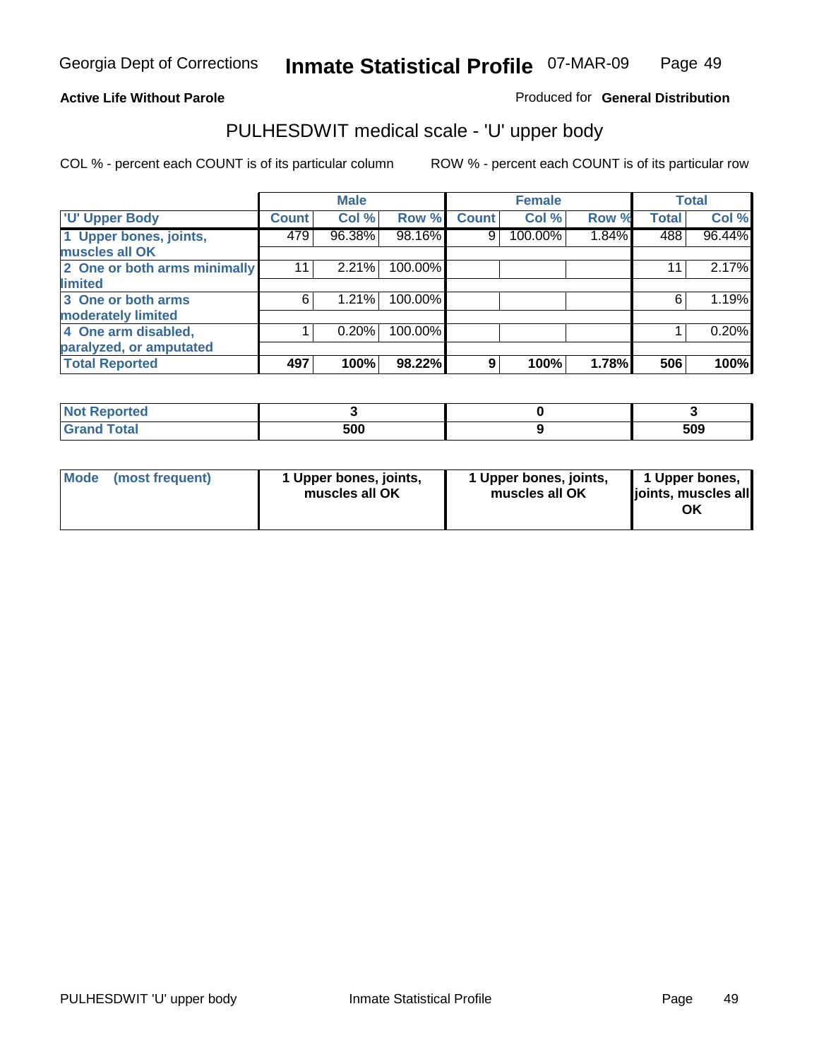Georgia Dept of Corrections **Inmate Statistical Profile** 07-MAR-09

**Active Life Without Parole**

Produced for **General Distribution**

## PULHESDWIT medical scale - 'U' upper body

COL % - percent each COUNT is of its particular column

ROW % - percent each COUNT is of its particular row

| | Male | | | Female | | | Total | |
|---|---|---|---|---|---|---|---|---|
| 'U' Upper Body | Count | Col % | Row % | Count | Col % | Row % | Total | Col % |
| 1 Upper bones, joints, muscles all OK | 479 | 96.38% | 98.16% | 9 | 100.00% | 1.84% | 488 | 96.44% |
| 2 One or both arms minimally limited | 11 | 2.21% | 100.00% | | | | 11 | 2.17% |
| 3 One or both arms moderately limited | 6 | 1.21% | 100.00% | | | | 6 | 1.19% |
| 4 One arm disabled, paralyzed, or amputated | 1 | 0.20% | 100.00% | | | | 1 | 0.20% |
| **Total Reported** | **497** | **100%** | **98.22%** | **9** | **100%** | **1.78%** | **506** | **100%** |

| | Male | Female | Total |
|---|---|---|---|
| Not Reported | 3 | 0 | 3 |
| Grand Total | 500 | 9 | 509 |

| | Male | Female | Total |
|---|---|---|---|
| Mode (most frequent) | 1 Upper bones, joints, muscles all OK | 1 Upper bones, joints, muscles all OK | 1 Upper bones, joints, muscles all OK |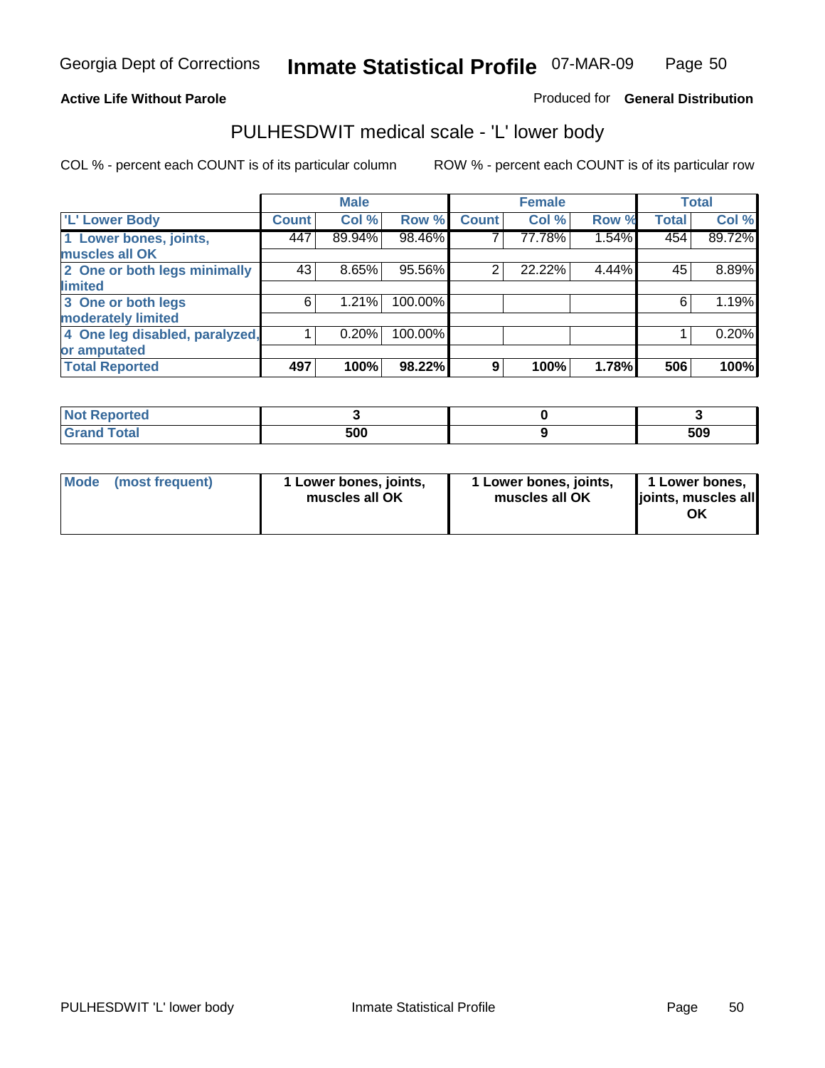**Active Life Without Parole** | Produced for **General Distribution**

## PULHESDWIT medical scale - 'L' lower body

COL % - percent each COUNT is of its particular column    ROW % - percent each COUNT is of its particular row

| | Male | | | Female | | | Total | |
|---|---|---|---|---|---|---|---|---|
| 'L' Lower Body | Count | Col % | Row % | Count | Col % | Row % | Total | Col % |
| 1 Lower bones, joints, muscles all OK | 447 | 89.94% | 98.46% | 7 | 77.78% | 1.54% | 454 | 89.72% |
| 2 One or both legs minimally limited | 43 | 8.65% | 95.56% | 2 | 22.22% | 4.44% | 45 | 8.89% |
| 3 One or both legs moderately limited | 6 | 1.21% | 100.00% | | | | 6 | 1.19% |
| 4 One leg disabled, paralyzed, or amputated | 1 | 0.20% | 100.00% | | | | 1 | 0.20% |
| **Total Reported** | **497** | **100%** | **98.22%** | **9** | **100%** | **1.78%** | **506** | **100%** |

| | Male | Female | Total |
|---|---|---|---|
| Not Reported | 3 | 0 | 3 |
| Grand Total | 500 | 9 | 509 |

| | Male | Female | Total |
|---|---|---|---|
| Mode (most frequent) | 1 Lower bones, joints, muscles all OK | 1 Lower bones, joints, muscles all OK | 1 Lower bones, joints, muscles all OK |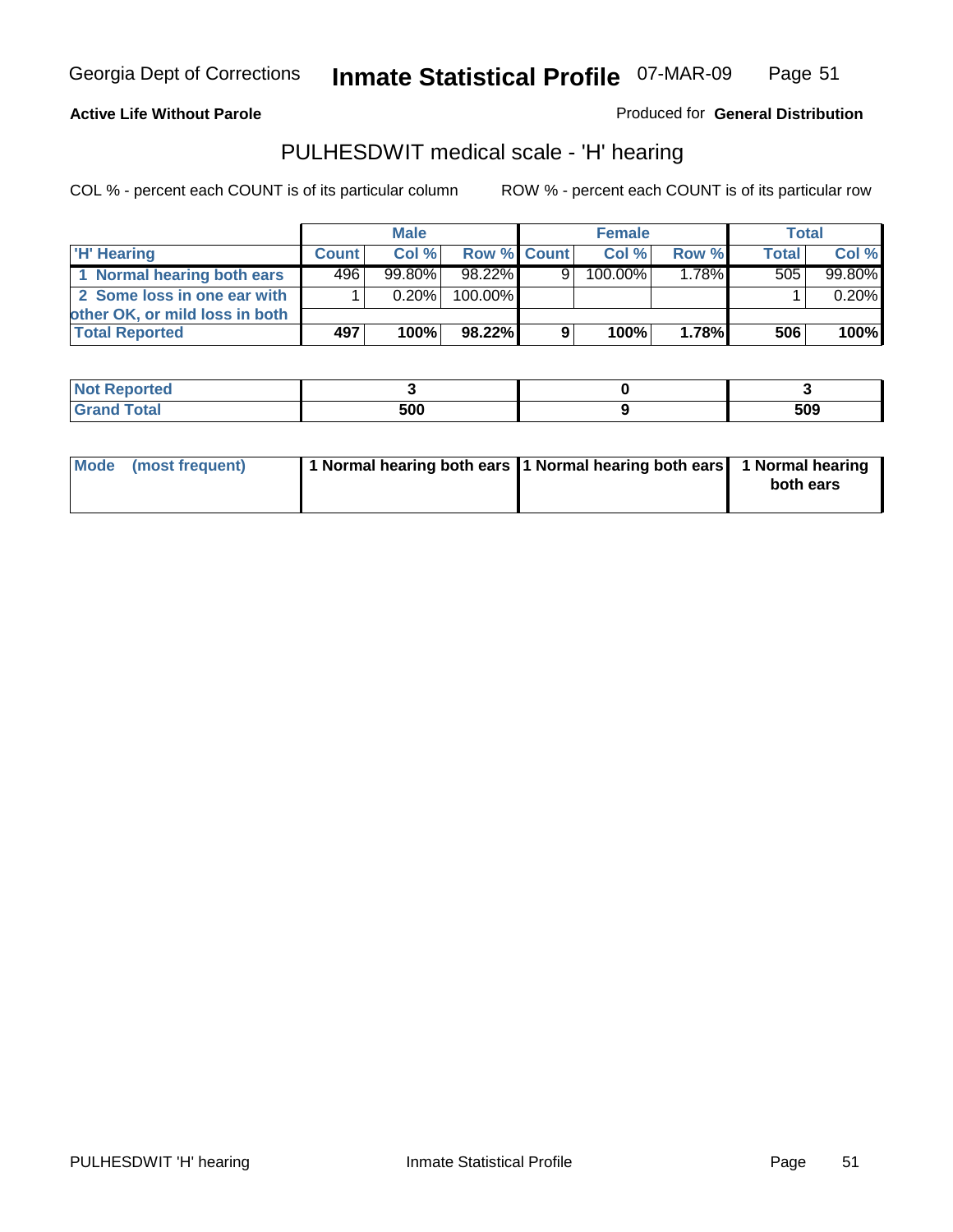**Active Life Without Parole**

Produced for **General Distribution**

## PULHESDWIT medical scale - 'H' hearing

COL % - percent each COUNT is of its particular column

ROW % - percent each COUNT is of its particular row

| | Male | | | Female | | | Total | |
|---|---|---|---|---|---|---|---|---|
| 'H' Hearing | Count | Col % | Row % | Count | Col % | Row % | Total | Col % |
| 1 Normal hearing both ears | 496 | 99.80% | 98.22% | 9 | 100.00% | 1.78% | 505 | 99.80% |
| 2 Some loss in one ear with other OK, or mild loss in both | 1 | 0.20% | 100.00% | | | | 1 | 0.20% |
| **Total Reported** | **497** | **100%** | **98.22%** | **9** | **100%** | **1.78%** | **506** | **100%** |

| | Male | Female | Total |
|---|---|---|---|
| Not Reported | 3 | 0 | 3 |
| Grand Total | 500 | 9 | 509 |

| | Male | Female | Total |
|---|---|---|---|
| Mode (most frequent) | 1 Normal hearing both ears | 1 Normal hearing both ears | 1 Normal hearing both ears |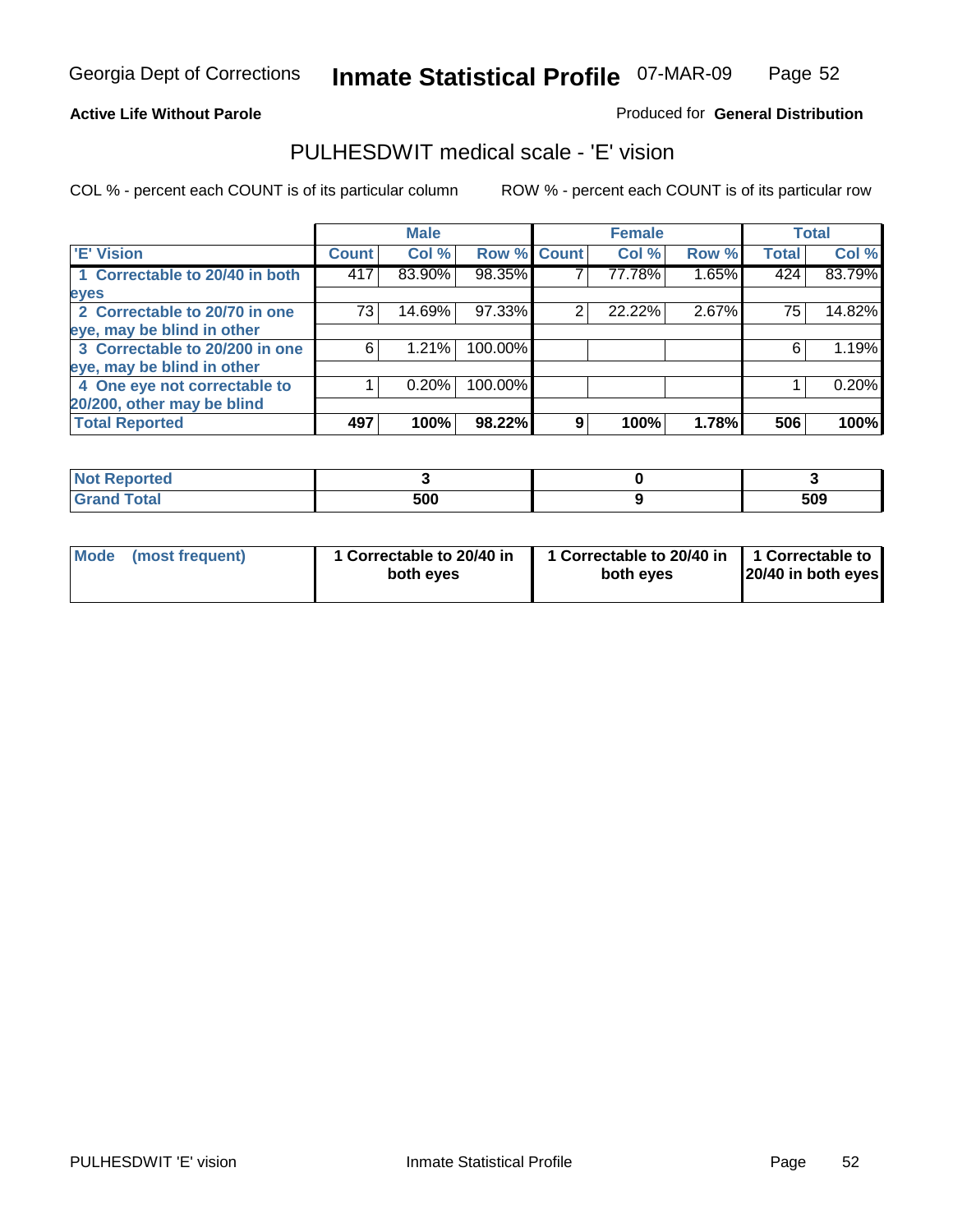Georgia Dept of Corrections **Inmate Statistical Profile** 07-MAR-09

**Active Life Without Parole**

Produced for **General Distribution**

## PULHESDWIT medical scale - 'E' vision

COL % - percent each COUNT is of its particular column

ROW % - percent each COUNT is of its particular row

| | Male | | | Female | | | Total | |
|---|---|---|---|---|---|---|---|---|
| 'E' Vision | Count | Col % | Row % | Count | Col % | Row % | Total | Col % |
| 1 Correctable to 20/40 in both eyes | 417 | 83.90% | 98.35% | 7 | 77.78% | 1.65% | 424 | 83.79% |
| 2 Correctable to 20/70 in one eye, may be blind in other | 73 | 14.69% | 97.33% | 2 | 22.22% | 2.67% | 75 | 14.82% |
| 3 Correctable to 20/200 in one eye, may be blind in other | 6 | 1.21% | 100.00% | | | | 6 | 1.19% |
| 4 One eye not correctable to 20/200, other may be blind | 1 | 0.20% | 100.00% | | | | 1 | 0.20% |
| **Total Reported** | **497** | **100%** | **98.22%** | **9** | **100%** | **1.78%** | **506** | **100%** |

| | Male | Female | Total |
|---|---|---|---|
| Not Reported | 3 | 0 | 3 |
| Grand Total | 500 | 9 | 509 |

| | Male | Female | Total |
|---|---|---|---|
| Mode (most frequent) | 1 Correctable to 20/40 in both eyes | 1 Correctable to 20/40 in both eyes | 1 Correctable to 20/40 in both eyes |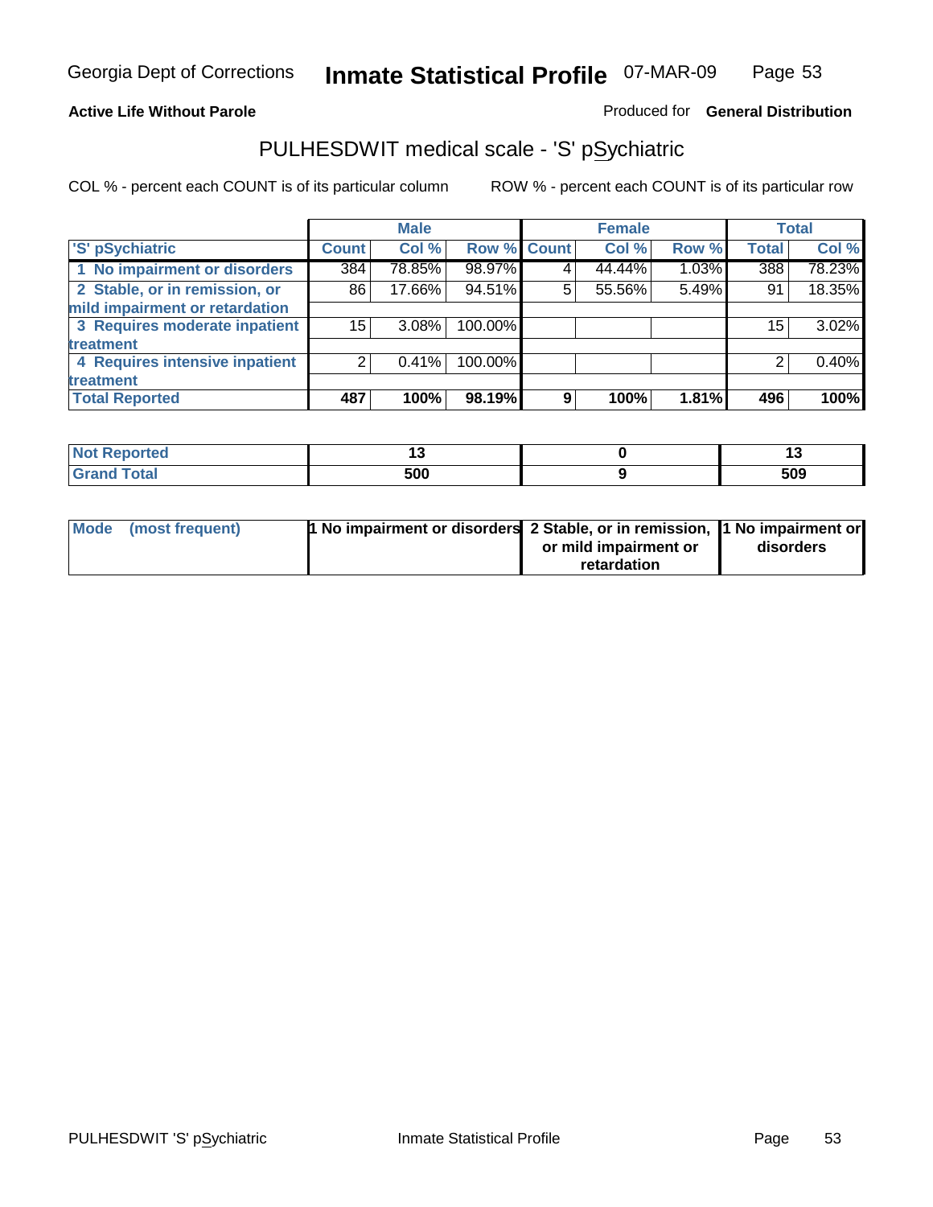Georgia Dept of Corrections **Inmate Statistical Profile** 07-MAR-09

**Active Life Without Parole**

Produced for **General Distribution**

## PULHESDWIT medical scale - 'S' pSychiatric

COL % - percent each COUNT is of its particular column

ROW % - percent each COUNT is of its particular row

| | Male | | | Female | | | Total | |
|---|---|---|---|---|---|---|---|---|
| 'S' pSychiatric | Count | Col % | Row % | Count | Col % | Row % | Total | Col % |
| 1 No impairment or disorders | 384 | 78.85% | 98.97% | 4 | 44.44% | 1.03% | 388 | 78.23% |
| 2 Stable, or in remission, or mild impairment or retardation | 86 | 17.66% | 94.51% | 5 | 55.56% | 5.49% | 91 | 18.35% |
| 3 Requires moderate inpatient treatment | 15 | 3.08% | 100.00% | | | | 15 | 3.02% |
| 4 Requires intensive inpatient treatment | 2 | 0.41% | 100.00% | | | | 2 | 0.40% |
| **Total Reported** | **487** | **100%** | **98.19%** | **9** | **100%** | **1.81%** | **496** | **100%** |

| | Male | Female | Total |
|---|---|---|---|
| Not Reported | 13 | 0 | 13 |
| Grand Total | 500 | 9 | 509 |

| | Male | Female | Total |
|---|---|---|---|
| Mode (most frequent) | 1 No impairment or disorders | 2 Stable, or in remission, or mild impairment or retardation | 1 No impairment or disorders |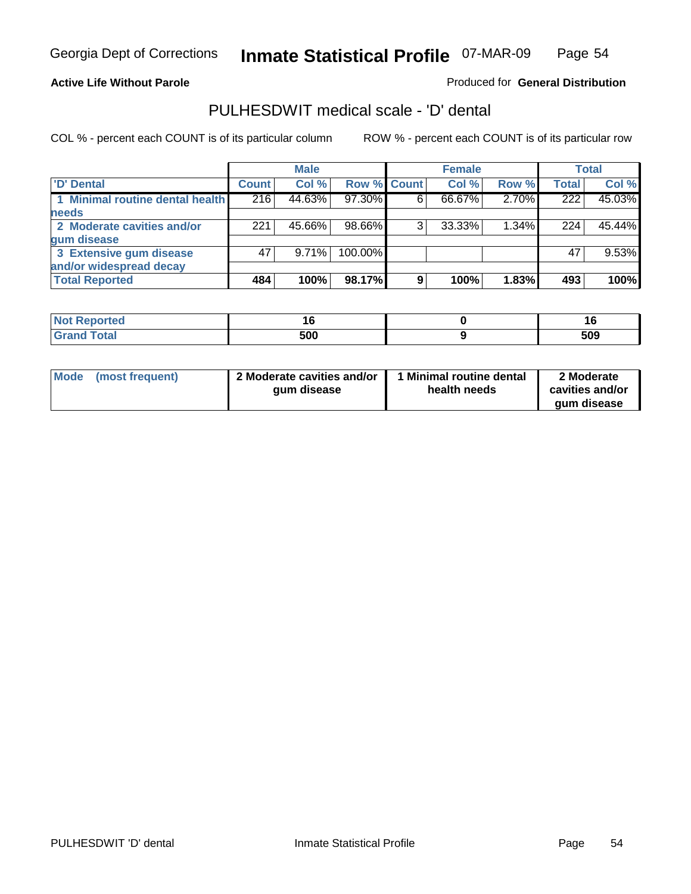Georgia Dept of Corrections **Inmate Statistical Profile** 07-MAR-09

**Active Life Without Parole**

Produced for **General Distribution**

## PULHESDWIT medical scale - 'D' dental

COL % - percent each COUNT is of its particular column ROW % - percent each COUNT is of its particular row

| | Male | | | Female | | | Total | |
|---|---|---|---|---|---|---|---|---|
| 'D' Dental | Count | Col % | Row % | Count | Col % | Row % | Total | Col % |
| 1 Minimal routine dental health needs | 216 | 44.63% | 97.30% | 6 | 66.67% | 2.70% | 222 | 45.03% |
| 2 Moderate cavities and/or gum disease | 221 | 45.66% | 98.66% | 3 | 33.33% | 1.34% | 224 | 45.44% |
| 3 Extensive gum disease and/or widespread decay | 47 | 9.71% | 100.00% | | | | 47 | 9.53% |
| **Total Reported** | **484** | **100%** | **98.17%** | **9** | **100%** | **1.83%** | **493** | **100%** |

| | Male | Female | Total |
|---|---|---|---|
| Not Reported | 16 | 0 | 16 |
| Grand Total | 500 | 9 | 509 |

| | Male | Female | Total |
|---|---|---|---|
| Mode (most frequent) | 2 Moderate cavities and/or gum disease | 1 Minimal routine dental health needs | 2 Moderate cavities and/or gum disease |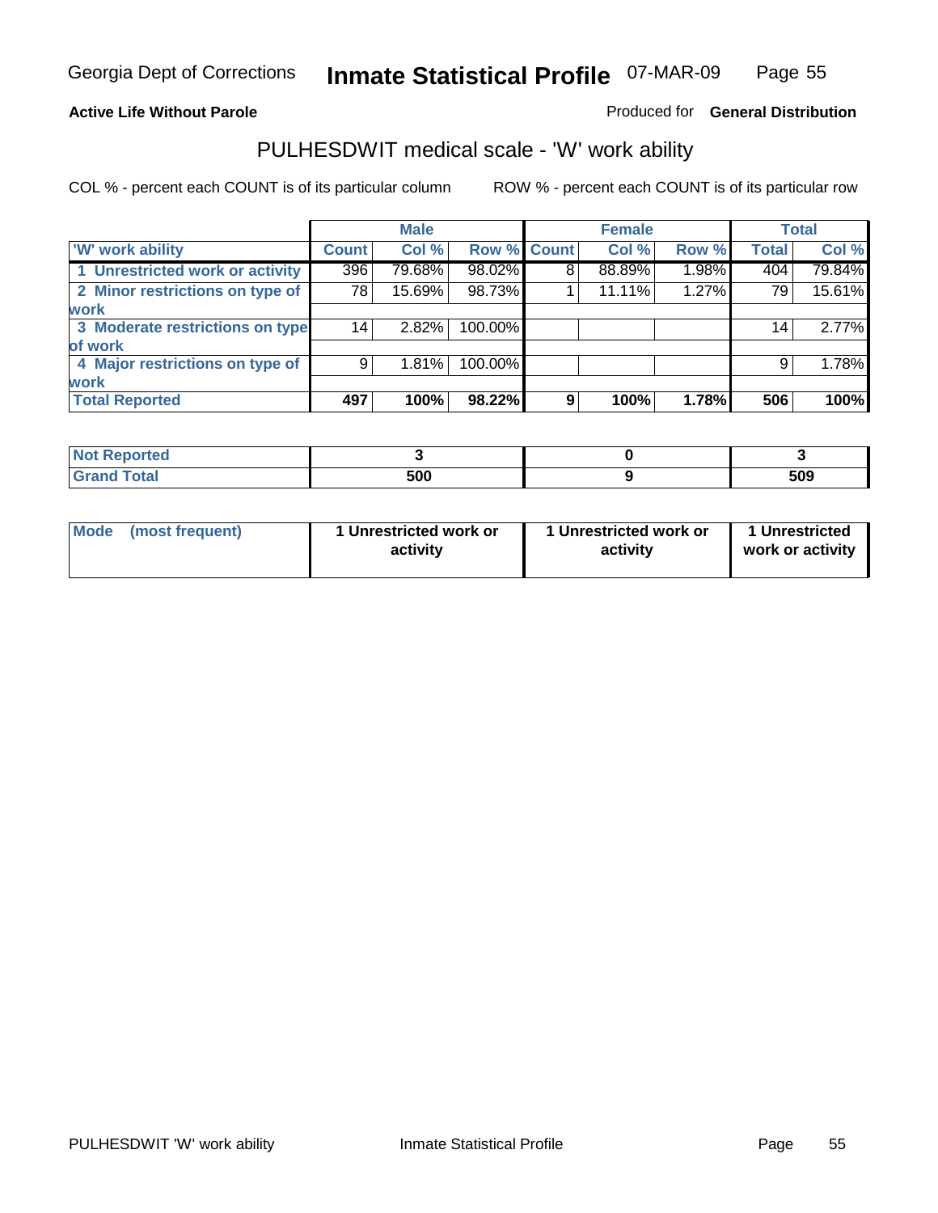Georgia Dept of Corrections **Inmate Statistical Profile** 07-MAR-09

**Active Life Without Parole**

Produced for **General Distribution**

## PULHESDWIT medical scale - 'W' work ability

COL % - percent each COUNT is of its particular column ROW % - percent each COUNT is of its particular row

| | Male | | | Female | | | Total | |
|---|---|---|---|---|---|---|---|---|
| 'W' work ability | Count | Col % | Row % | Count | Col % | Row % | Total | Col % |
| 1 Unrestricted work or activity | 396 | 79.68% | 98.02% | 8 | 88.89% | 1.98% | 404 | 79.84% |
| 2 Minor restrictions on type of work | 78 | 15.69% | 98.73% | 1 | 11.11% | 1.27% | 79 | 15.61% |
| 3 Moderate restrictions on type of work | 14 | 2.82% | 100.00% | | | | 14 | 2.77% |
| 4 Major restrictions on type of work | 9 | 1.81% | 100.00% | | | | 9 | 1.78% |
| **Total Reported** | **497** | **100%** | **98.22%** | **9** | **100%** | **1.78%** | **506** | **100%** |

| | Male | Female | Total |
|---|---|---|---|
| Not Reported | 3 | 0 | 3 |
| Grand Total | 500 | 9 | 509 |

| | Male | Female | Total |
|---|---|---|---|
| Mode (most frequent) | 1 Unrestricted work or activity | 1 Unrestricted work or activity | 1 Unrestricted work or activity |

PULHESDWIT 'W' work ability Inmate Statistical Profile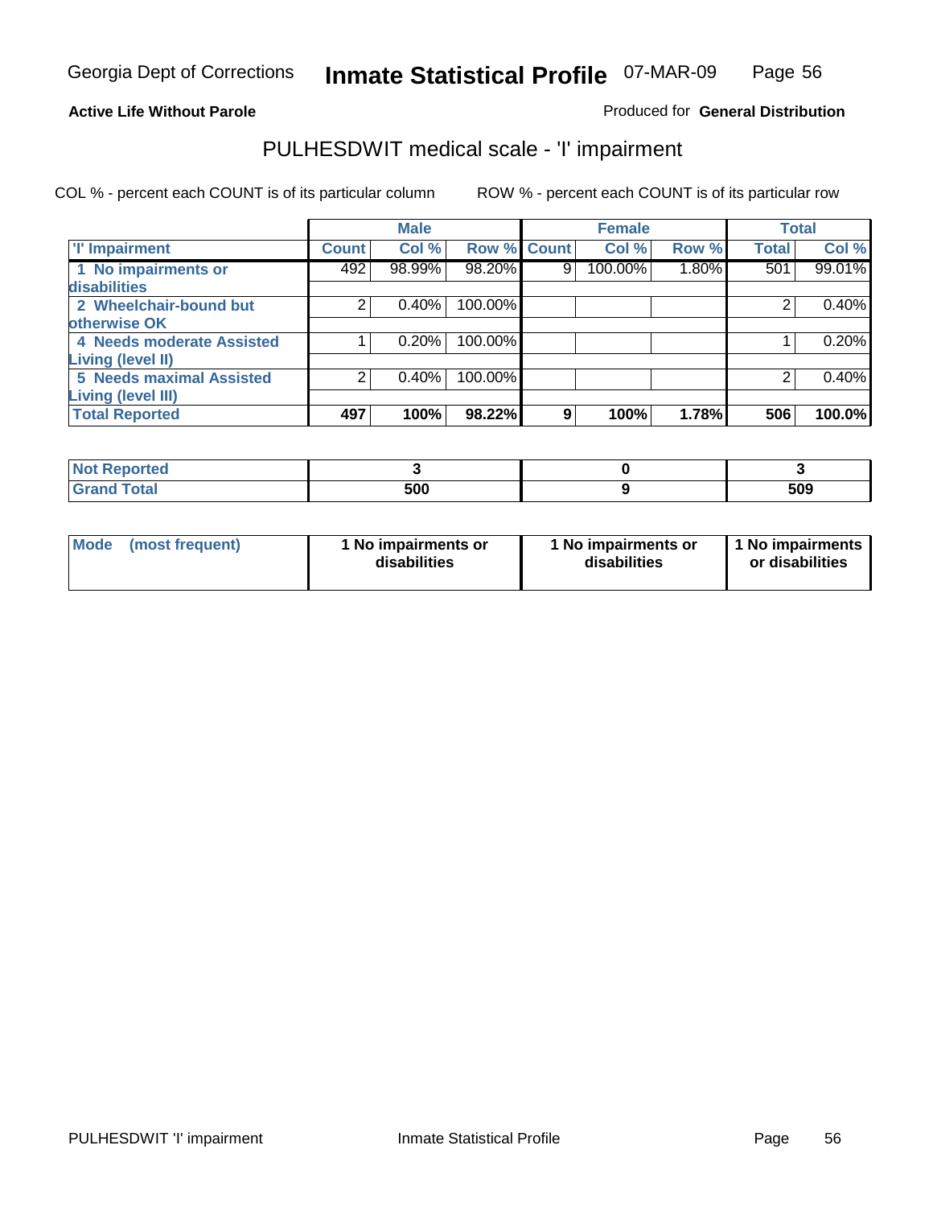Georgia Dept of Corrections **Inmate Statistical Profile** 07-MAR-09

**Active Life Without Parole**

Produced for **General Distribution**

## PULHESDWIT medical scale - 'I' impairment

COL % - percent each COUNT is of its particular column    ROW % - percent each COUNT is of its particular row

| | Male | | | Female | | | Total | |
|---|---|---|---|---|---|---|---|---|
| 'I' Impairment | Count | Col % | Row % | Count | Col % | Row % | Total | Col % |
| 1 No impairments or disabilities | 492 | 98.99% | 98.20% | 9 | 100.00% | 1.80% | 501 | 99.01% |
| 2 Wheelchair-bound but otherwise OK | 2 | 0.40% | 100.00% | | | | 2 | 0.40% |
| 4 Needs moderate Assisted Living (level II) | 1 | 0.20% | 100.00% | | | | 1 | 0.20% |
| 5 Needs maximal Assisted Living (level III) | 2 | 0.40% | 100.00% | | | | 2 | 0.40% |
| **Total Reported** | **497** | **100%** | **98.22%** | **9** | **100%** | **1.78%** | **506** | **100.0%** |

| | Male | Female | Total |
|---|---|---|---|
| Not Reported | 3 | 0 | 3 |
| Grand Total | 500 | 9 | 509 |

| | Male | Female | Total |
|---|---|---|---|
| Mode (most frequent) | 1 No impairments or disabilities | 1 No impairments or disabilities | 1 No impairments or disabilities |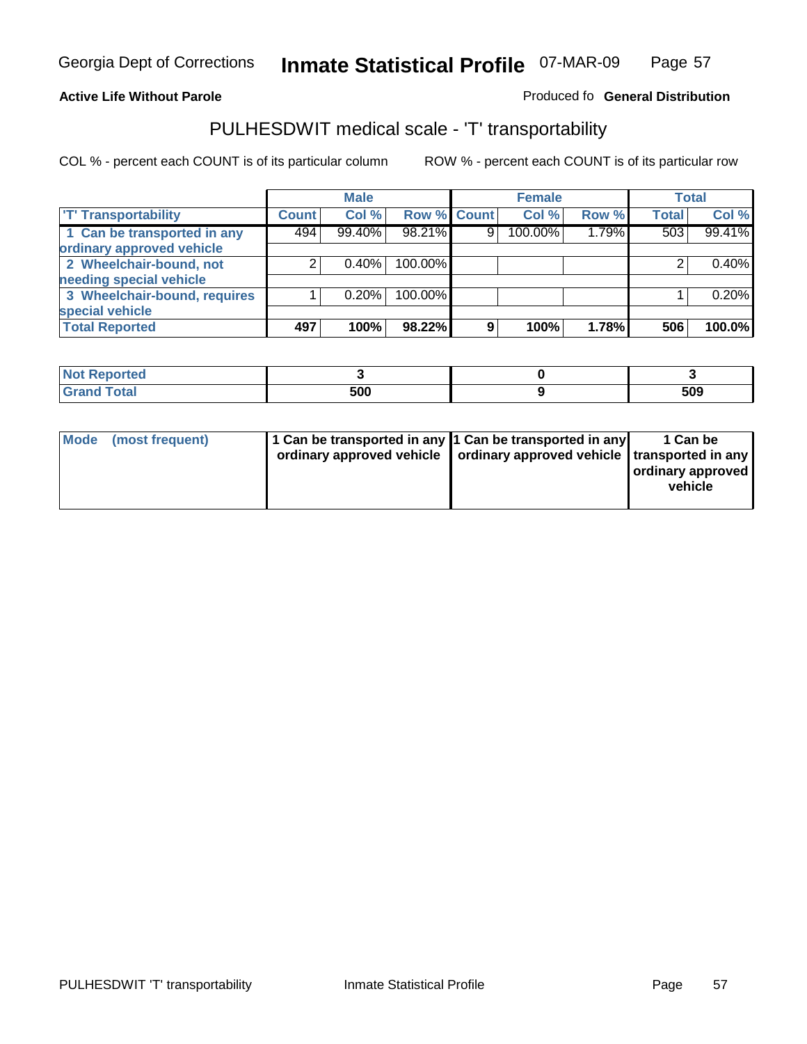Georgia Dept of Corrections **Inmate Statistical Profile** 07-MAR-09

**Active Life Without Parole**

Produced fo **General Distribution**

## PULHESDWIT medical scale - 'T' transportability

COL % - percent each COUNT is of its particular column ROW % - percent each COUNT is of its particular row

| 'T' Transportability | Male | | | Female | | | Total | |
|---|---|---|---|---|---|---|---|---|
| | Count | Col % | Row % | Count | Col % | Row % | Total | Col % |
| 1 Can be transported in any ordinary approved vehicle | 494 | 99.40% | 98.21% | 9 | 100.00% | 1.79% | 503 | 99.41% |
| 2 Wheelchair-bound, not needing special vehicle | 2 | 0.40% | 100.00% | | | | 2 | 0.40% |
| 3 Wheelchair-bound, requires special vehicle | 1 | 0.20% | 100.00% | | | | 1 | 0.20% |
| **Total Reported** | **497** | **100%** | **98.22%** | **9** | **100%** | **1.78%** | **506** | **100.0%** |

| | Male | Female | Total |
|---|---|---|---|
| Not Reported | 3 | 0 | 3 |
| Grand Total | 500 | 9 | 509 |

| | Male | Female | Total |
|---|---|---|---|
| Mode (most frequent) | 1 Can be transported in any ordinary approved vehicle | 1 Can be transported in any ordinary approved vehicle | 1 Can be transported in any ordinary approved vehicle |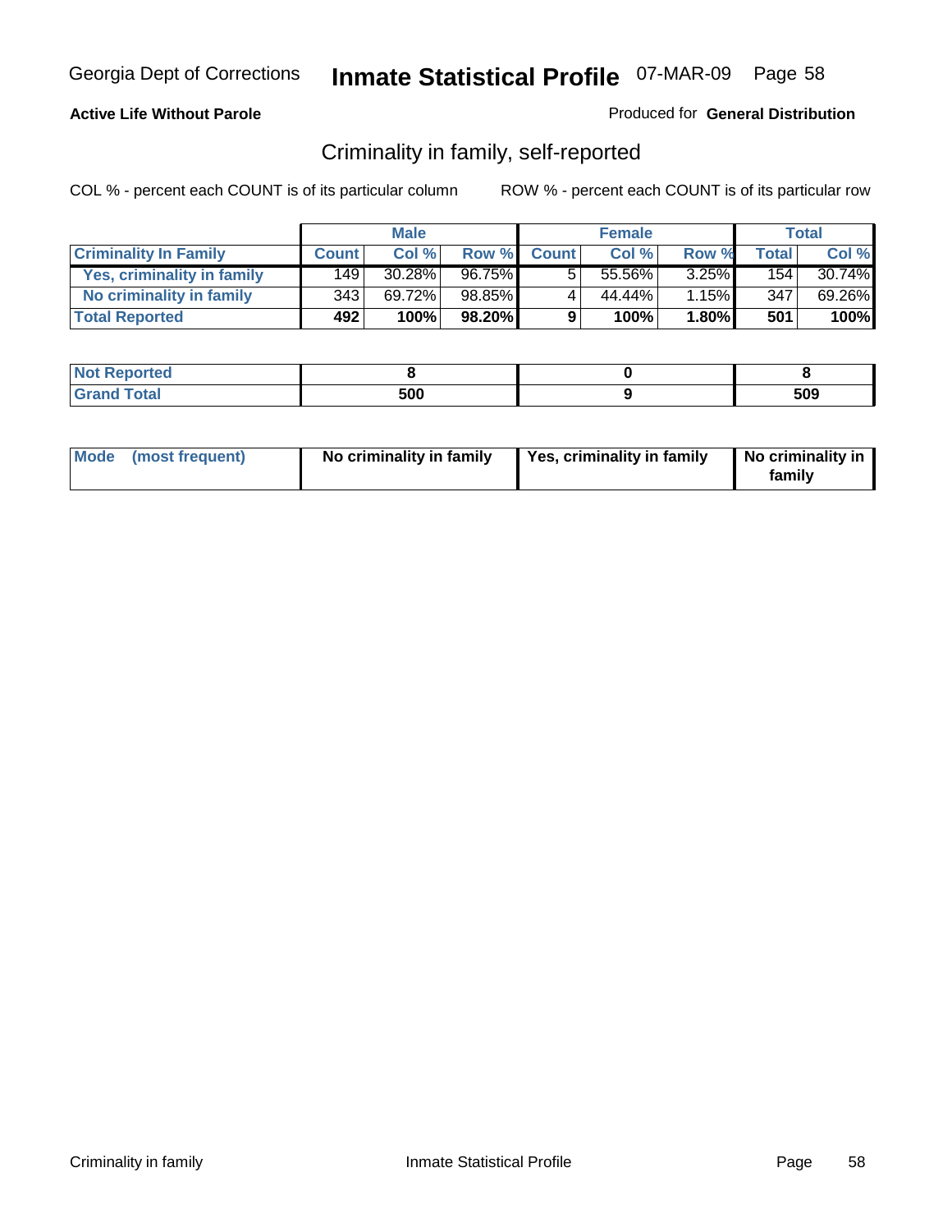Georgia Dept of Corrections **Inmate Statistical Profile** 07-MAR-09 Page 58

**Active Life Without Parole**

Produced for **General Distribution**

## Criminality in family, self-reported

COL % - percent each COUNT is of its particular column ROW % - percent each COUNT is of its particular row

| | Male | | | Female | | | Total | |
|---|---|---|---|---|---|---|---|---|
| **Criminality In Family** | **Count** | **Col %** | **Row %** | **Count** | **Col %** | **Row %** | **Total** | **Col %** |
| **Yes, criminality in family** | 149 | 30.28% | 96.75% | 5 | 55.56% | 3.25% | 154 | 30.74% |
| **No criminality in family** | 343 | 69.72% | 98.85% | 4 | 44.44% | 1.15% | 347 | 69.26% |
| **Total Reported** | **492** | **100%** | **98.20%** | **9** | **100%** | **1.80%** | **501** | **100%** |

| | Male | Female | Total |
|---|---|---|---|
| **Not Reported** | **8** | **0** | **8** |
| **Grand Total** | **500** | **9** | **509** |

| | Male | Female | Total |
|---|---|---|---|
| **Mode (most frequent)** | **No criminality in family** | **Yes, criminality in family** | **No criminality in family** |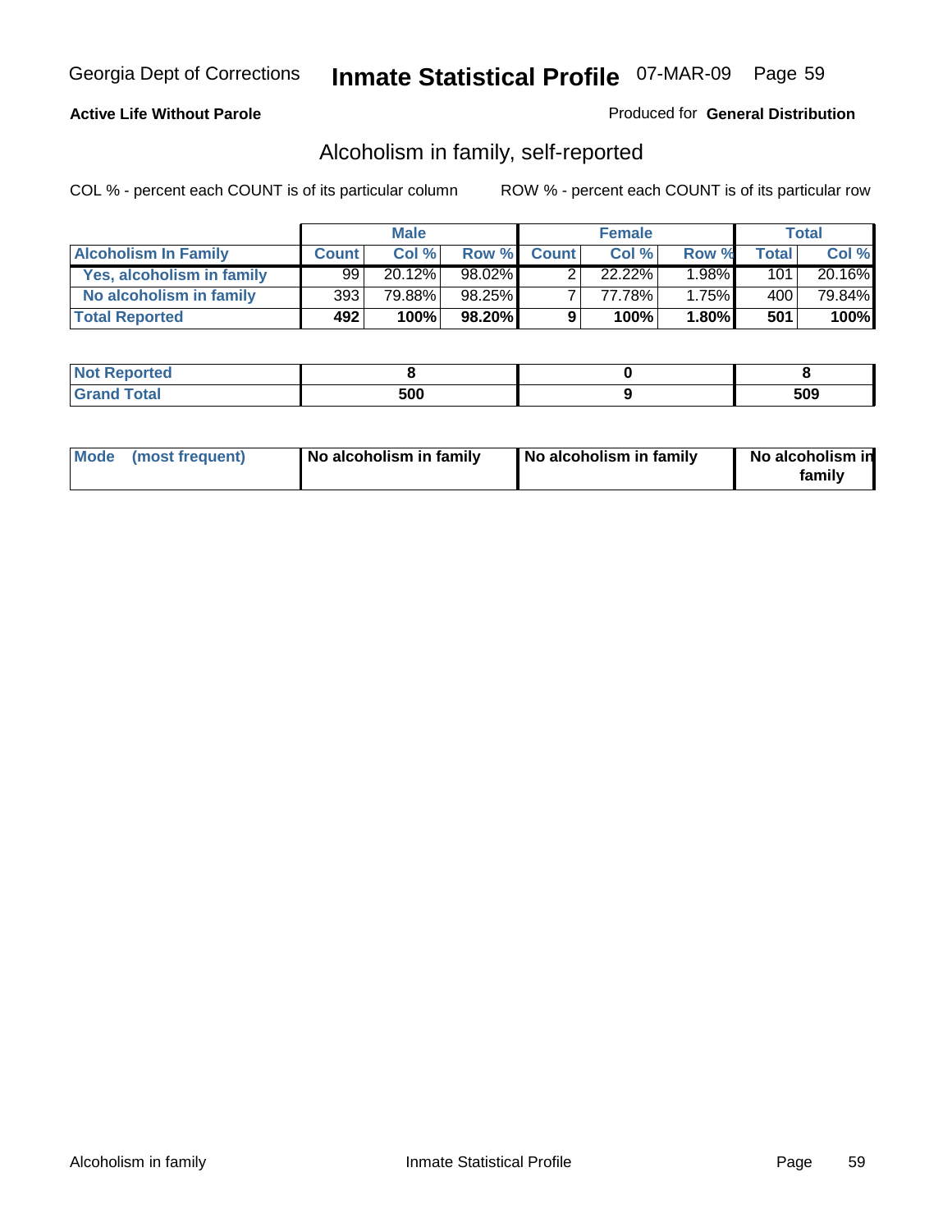**Active Life Without Parole**

Produced for **General Distribution**

## Alcoholism in family, self-reported

COL % - percent each COUNT is of its particular column

ROW % - percent each COUNT is of its particular row

| | Male | | | Female | | | Total | |
|---|---|---|---|---|---|---|---|---|
| **Alcoholism In Family** | **Count** | **Col %** | **Row %** | **Count** | **Col %** | **Row %** | **Total** | **Col %** |
| Yes, alcoholism in family | 99 | 20.12% | 98.02% | 2 | 22.22% | 1.98% | 101 | 20.16% |
| No alcoholism in family | 393 | 79.88% | 98.25% | 7 | 77.78% | 1.75% | 400 | 79.84% |
| **Total Reported** | **492** | **100%** | **98.20%** | **9** | **100%** | **1.80%** | **501** | **100%** |

| | Male | Female | Total |
|---|---|---|---|
| **Not Reported** | **8** | **0** | **8** |
| **Grand Total** | **500** | **9** | **509** |

| | Male | Female | Total |
|---|---|---|---|
| **Mode (most frequent)** | **No alcoholism in family** | **No alcoholism in family** | **No alcoholism in family** |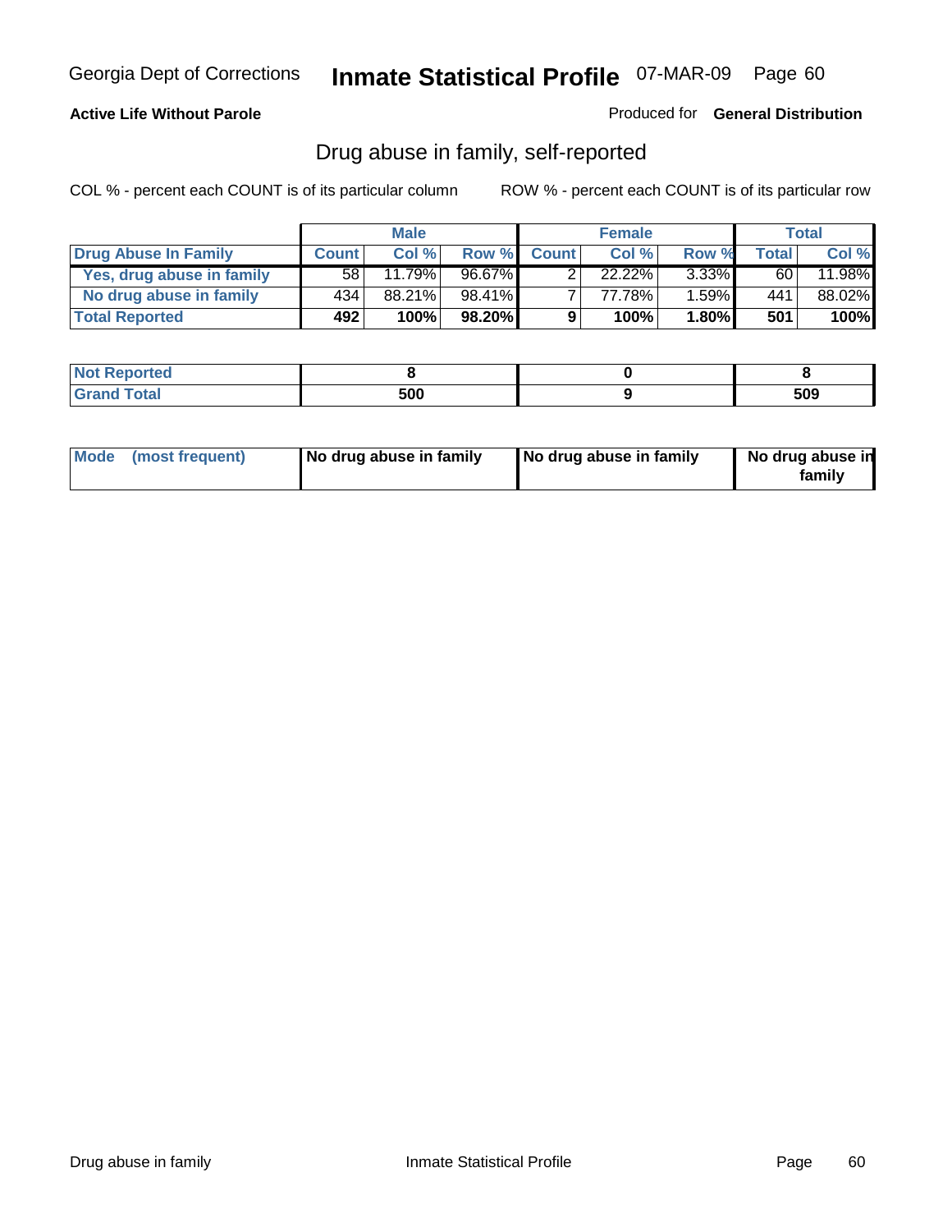**Active Life Without Parole**

Produced for **General Distribution**

## Drug abuse in family, self-reported

COL % - percent each COUNT is of its particular column

ROW % - percent each COUNT is of its particular row

| | Male | | | Female | | | Total | |
|---|---|---|---|---|---|---|---|---|
| **Drug Abuse In Family** | **Count** | **Col %** | **Row %** | **Count** | **Col %** | **Row %** | **Total** | **Col %** |
| Yes, drug abuse in family | 58 | 11.79% | 96.67% | 2 | 22.22% | 3.33% | 60 | 11.98% |
| No drug abuse in family | 434 | 88.21% | 98.41% | 7 | 77.78% | 1.59% | 441 | 88.02% |
| **Total Reported** | **492** | **100%** | **98.20%** | **9** | **100%** | **1.80%** | **501** | **100%** |

| | Male | Female | Total |
|---|---|---|---|
| Not Reported | 8 | 0 | 8 |
| Grand Total | 500 | 9 | 509 |

| | Male | Female | Total |
|---|---|---|---|
| Mode (most frequent) | No drug abuse in family | No drug abuse in family | No drug abuse in family |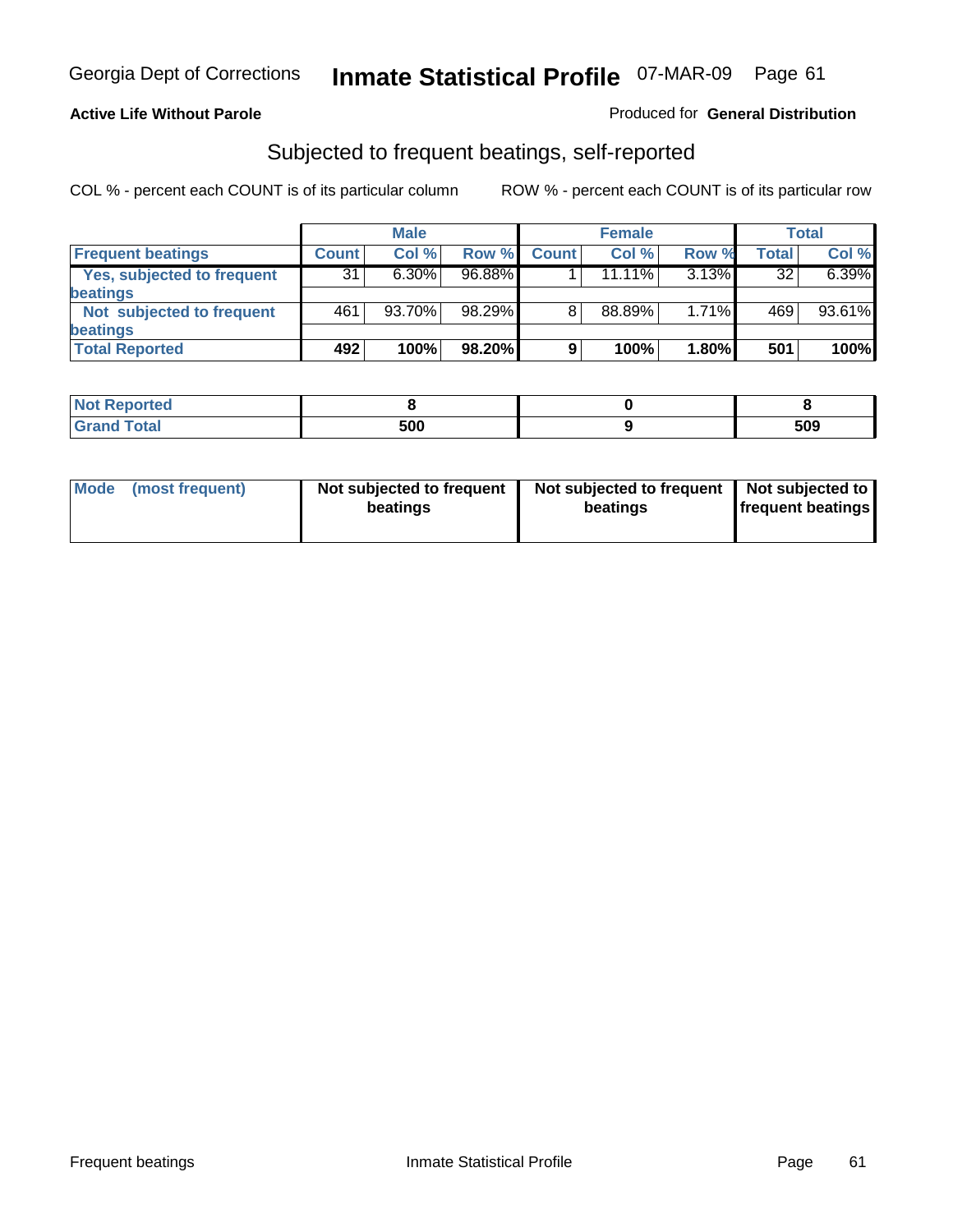Georgia Dept of Corrections **Inmate Statistical Profile** 07-MAR-09

**Active Life Without Parole**

Produced for **General Distribution**

## Subjected to frequent beatings, self-reported

COL % - percent each COUNT is of its particular column ROW % - percent each COUNT is of its particular row

| | Male | | | Female | | | Total | |
|---|---|---|---|---|---|---|---|---|
| **Frequent beatings** | **Count** | **Col %** | **Row %** | **Count** | **Col %** | **Row %** | **Total** | **Col %** |
| **Yes, subjected to frequent beatings** | 31 | 6.30% | 96.88% | 1 | 11.11% | 3.13% | 32 | 6.39% |
| **Not subjected to frequent beatings** | 461 | 93.70% | 98.29% | 8 | 88.89% | 1.71% | 469 | 93.61% |
| **Total Reported** | **492** | **100%** | **98.20%** | **9** | **100%** | **1.80%** | **501** | **100%** |

| | Male | Female | Total |
|---|---|---|---|
| **Not Reported** | **8** | **0** | **8** |
| **Grand Total** | **500** | **9** | **509** |

| | Male | Female | Total |
|---|---|---|---|
| **Mode (most frequent)** | **Not subjected to frequent beatings** | **Not subjected to frequent beatings** | **Not subjected to frequent beatings** |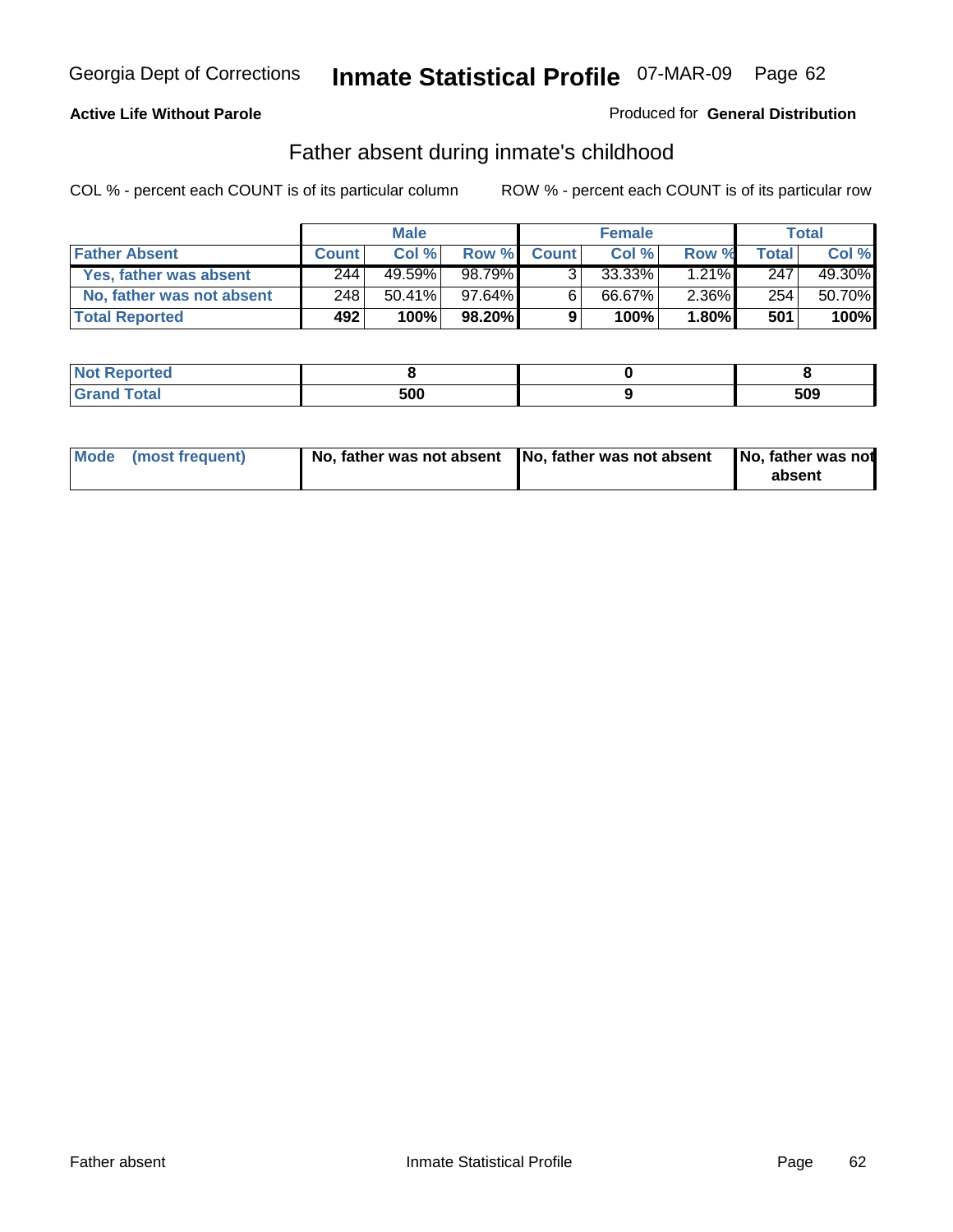**Active Life Without Parole**

Produced for **General Distribution**

## Father absent during inmate's childhood

COL % - percent each COUNT is of its particular column

ROW % - percent each COUNT is of its particular row

| | Male | | | Female | | | Total | |
|---|---|---|---|---|---|---|---|---|
| **Father Absent** | **Count** | **Col %** | **Row %** | **Count** | **Col %** | **Row %** | **Total** | **Col %** |
| Yes, father was absent | 244 | 49.59% | 98.79% | 3 | 33.33% | 1.21% | 247 | 49.30% |
| No, father was not absent | 248 | 50.41% | 97.64% | 6 | 66.67% | 2.36% | 254 | 50.70% |
| **Total Reported** | **492** | **100%** | **98.20%** | **9** | **100%** | **1.80%** | **501** | **100%** |

| | Male | Female | Total |
|---|---|---|---|
| **Not Reported** | **8** | **0** | **8** |
| **Grand Total** | **500** | **9** | **509** |

| | Male | Female | Total |
|---|---|---|---|
| **Mode (most frequent)** | **No, father was not absent** | **No, father was not absent** | **No, father was not absent** |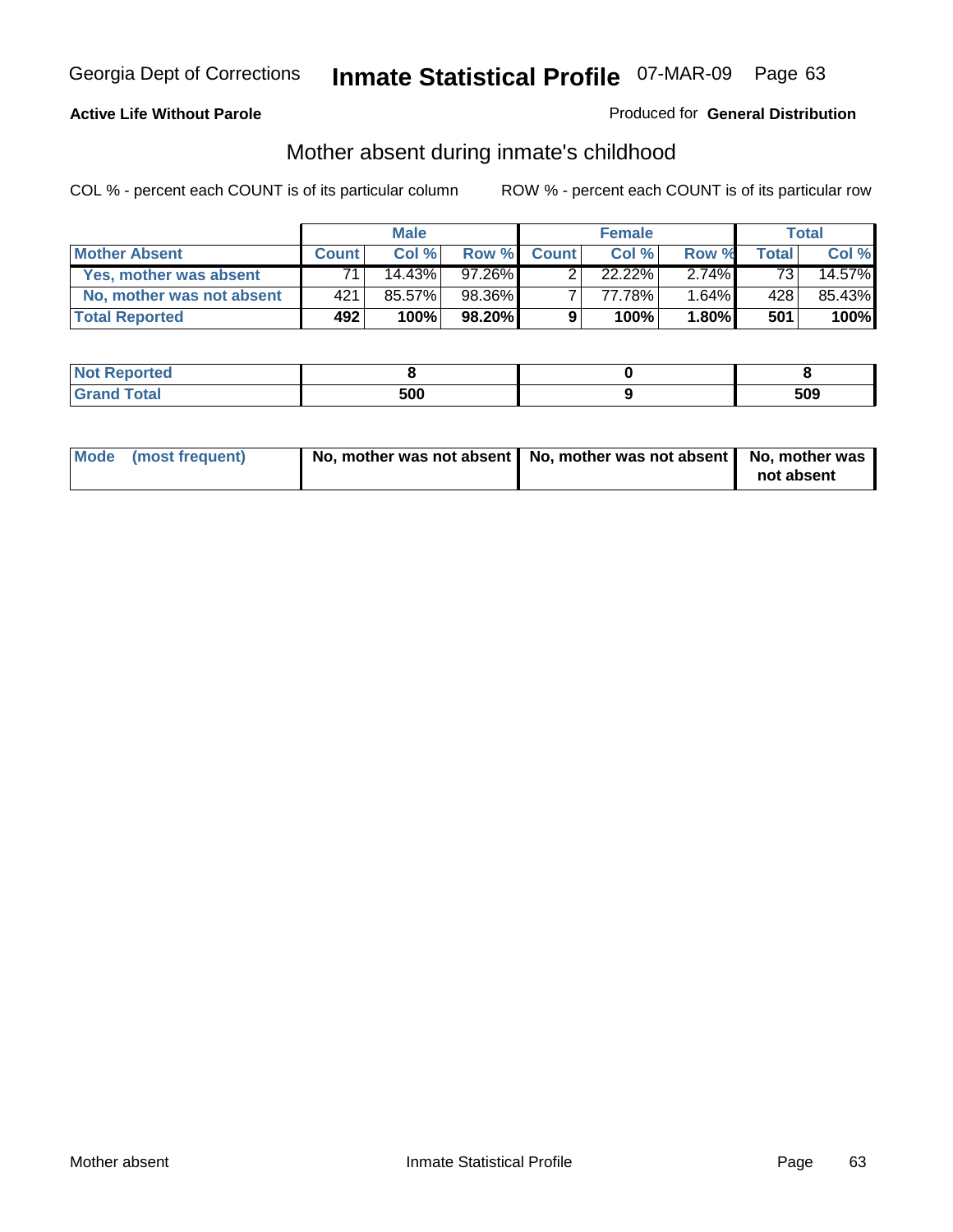Georgia Dept of Corrections **Inmate Statistical Profile** 07-MAR-09

**Active Life Without Parole**

Produced for **General Distribution**

## Mother absent during inmate's childhood

COL % - percent each COUNT is of its particular column

ROW % - percent each COUNT is of its particular row

| | Male | | | Female | | | Total | |
|---|---|---|---|---|---|---|---|---|
| **Mother Absent** | **Count** | **Col %** | **Row %** | **Count** | **Col %** | **Row %** | **Total** | **Col %** |
| **Yes, mother was absent** | 71 | 14.43% | 97.26% | 2 | 22.22% | 2.74% | 73 | 14.57% |
| **No, mother was not absent** | 421 | 85.57% | 98.36% | 7 | 77.78% | 1.64% | 428 | 85.43% |
| **Total Reported** | **492** | **100%** | **98.20%** | **9** | **100%** | **1.80%** | **501** | **100%** |

| | Male | Female | Total |
|---|---|---|---|
| **Not Reported** | **8** | **0** | **8** |
| **Grand Total** | **500** | **9** | **509** |

| | Male | Female | Total |
|---|---|---|---|
| **Mode (most frequent)** | **No, mother was not absent** | **No, mother was not absent** | **No, mother was not absent** |

Mother absent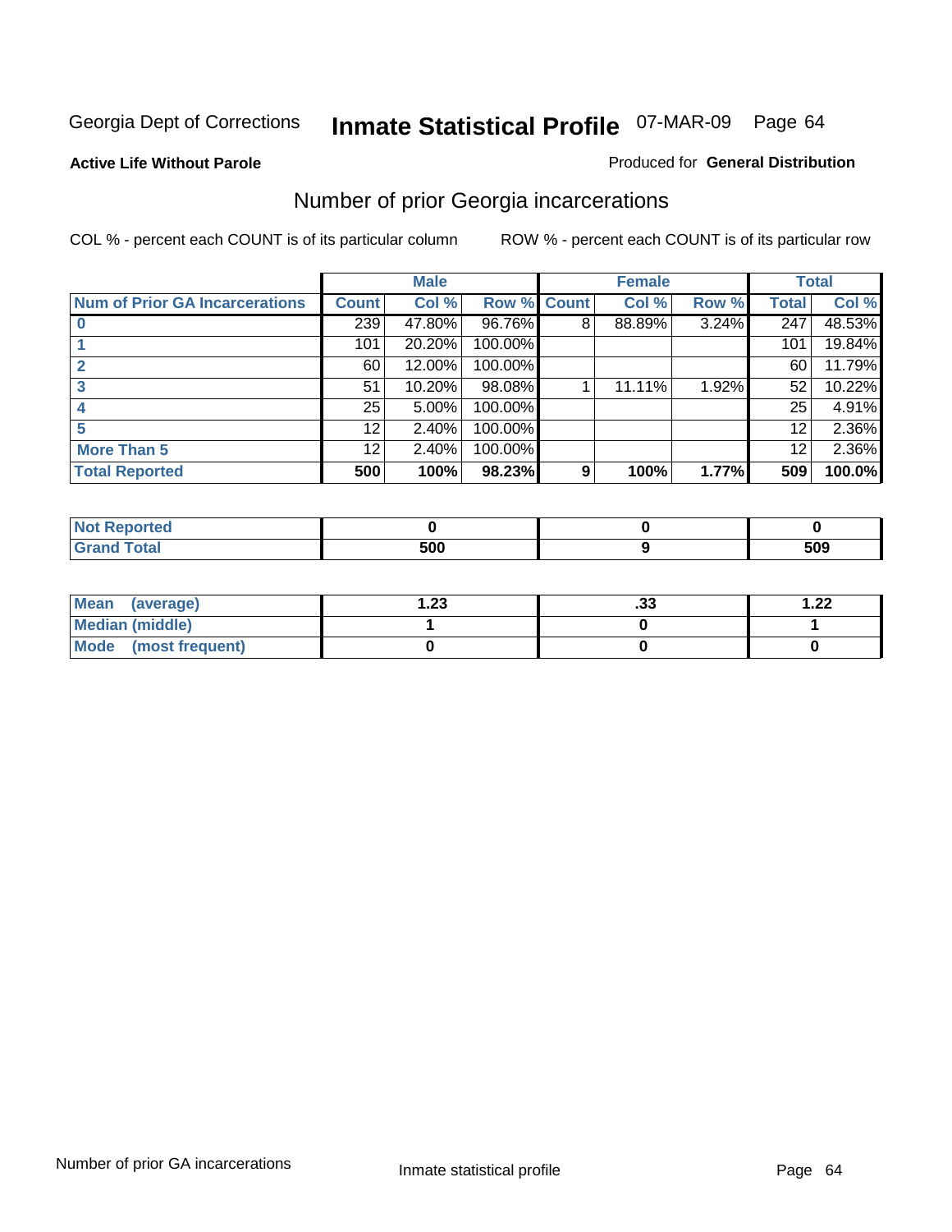Georgia Dept of Corrections **Inmate Statistical Profile** 07-MAR-09

**Active Life Without Parole**

Produced for **General Distribution**

## Number of prior Georgia incarcerations

COL % - percent each COUNT is of its particular column

ROW % - percent each COUNT is of its particular row

| | Male | | | Female | | | Total | |
|---|---|---|---|---|---|---|---|---|
| **Num of Prior GA Incarcerations** | **Count** | **Col %** | **Row %** | **Count** | **Col %** | **Row %** | **Total** | **Col %** |
| **0** | 239 | 47.80% | 96.76% | 8 | 88.89% | 3.24% | 247 | 48.53% |
| **1** | 101 | 20.20% | 100.00% | | | | 101 | 19.84% |
| **2** | 60 | 12.00% | 100.00% | | | | 60 | 11.79% |
| **3** | 51 | 10.20% | 98.08% | 1 | 11.11% | 1.92% | 52 | 10.22% |
| **4** | 25 | 5.00% | 100.00% | | | | 25 | 4.91% |
| **5** | 12 | 2.40% | 100.00% | | | | 12 | 2.36% |
| **More Than 5** | 12 | 2.40% | 100.00% | | | | 12 | 2.36% |
| **Total Reported** | **500** | **100%** | **98.23%** | **9** | **100%** | **1.77%** | **509** | **100.0%** |

| | Male | Female | Total |
|---|---|---|---|
| **Not Reported** | **0** | **0** | **0** |
| **Grand Total** | **500** | **9** | **509** |

| | Male | Female | Total |
|---|---|---|---|
| **Mean (average)** | **1.23** | **.33** | **1.22** |
| **Median (middle)** | **1** | **0** | **1** |
| **Mode (most frequent)** | **0** | **0** | **0** |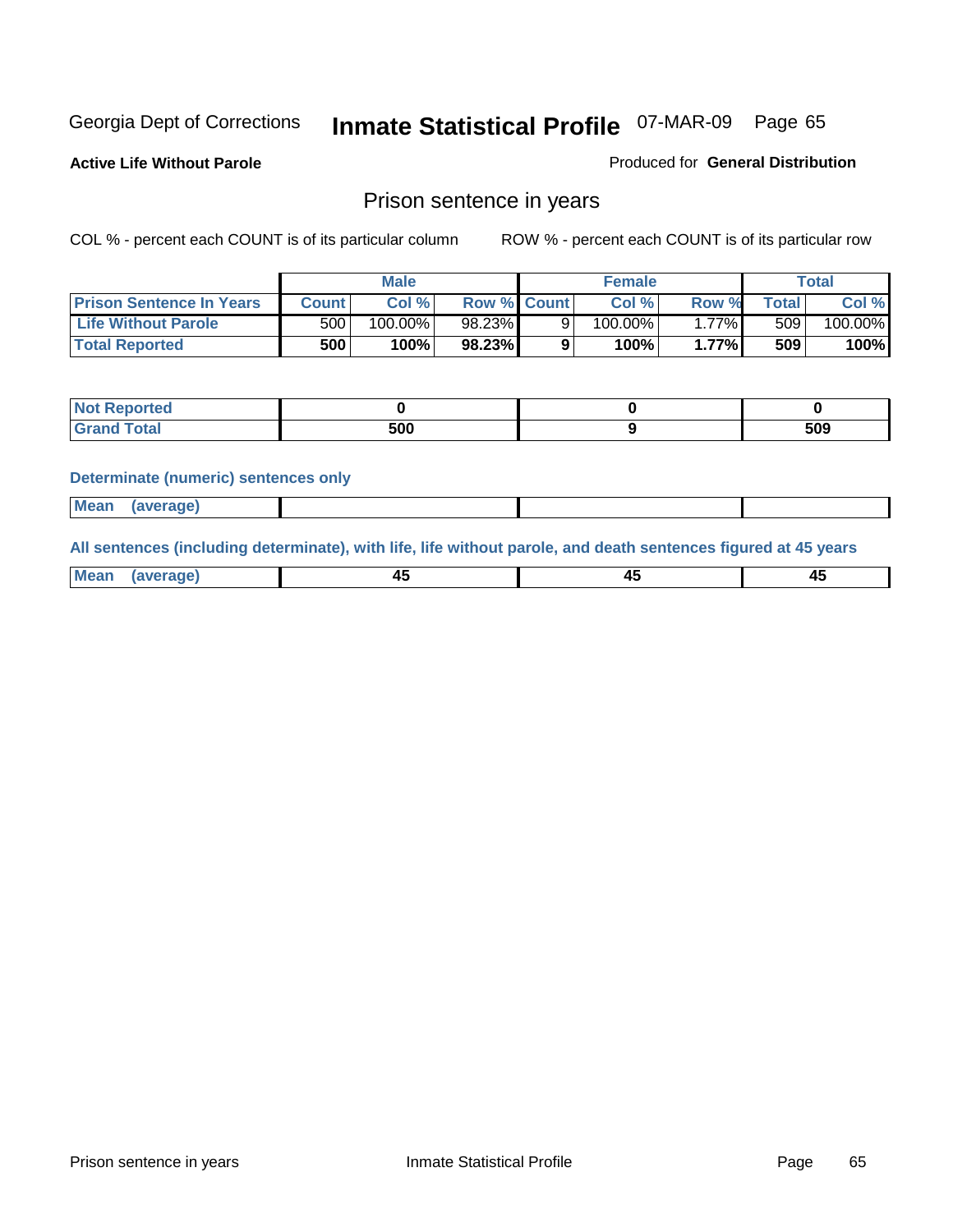Georgia Dept of Corrections **Inmate Statistical Profile** 07-MAR-09 Page 65

**Active Life Without Parole**

Produced for **General Distribution**

## Prison sentence in years

COL % - percent each COUNT is of its particular column

ROW % - percent each COUNT is of its particular row

| | Male | | | Female | | | Total | |
|---|---|---|---|---|---|---|---|---|
| **Prison Sentence In Years** | **Count** | **Col %** | **Row %** | **Count** | **Col %** | **Row %** | **Total** | **Col %** |
| **Life Without Parole** | 500 | 100.00% | 98.23% | 9 | 100.00% | 1.77% | 509 | 100.00% |
| **Total Reported** | **500** | **100%** | **98.23%** | **9** | **100%** | **1.77%** | **509** | **100%** |

| | Male | Female | Total |
|---|---|---|---|
| **Not Reported** | **0** | **0** | **0** |
| **Grand Total** | **500** | **9** | **509** |

**Determinate (numeric) sentences only**

| | Male | Female | Total |
|---|---|---|---|
| **Mean (average)** | | | |

**All sentences (including determinate), with life, life without parole, and death sentences figured at 45 years**

| | Male | Female | Total |
|---|---|---|---|
| **Mean (average)** | **45** | **45** | **45** |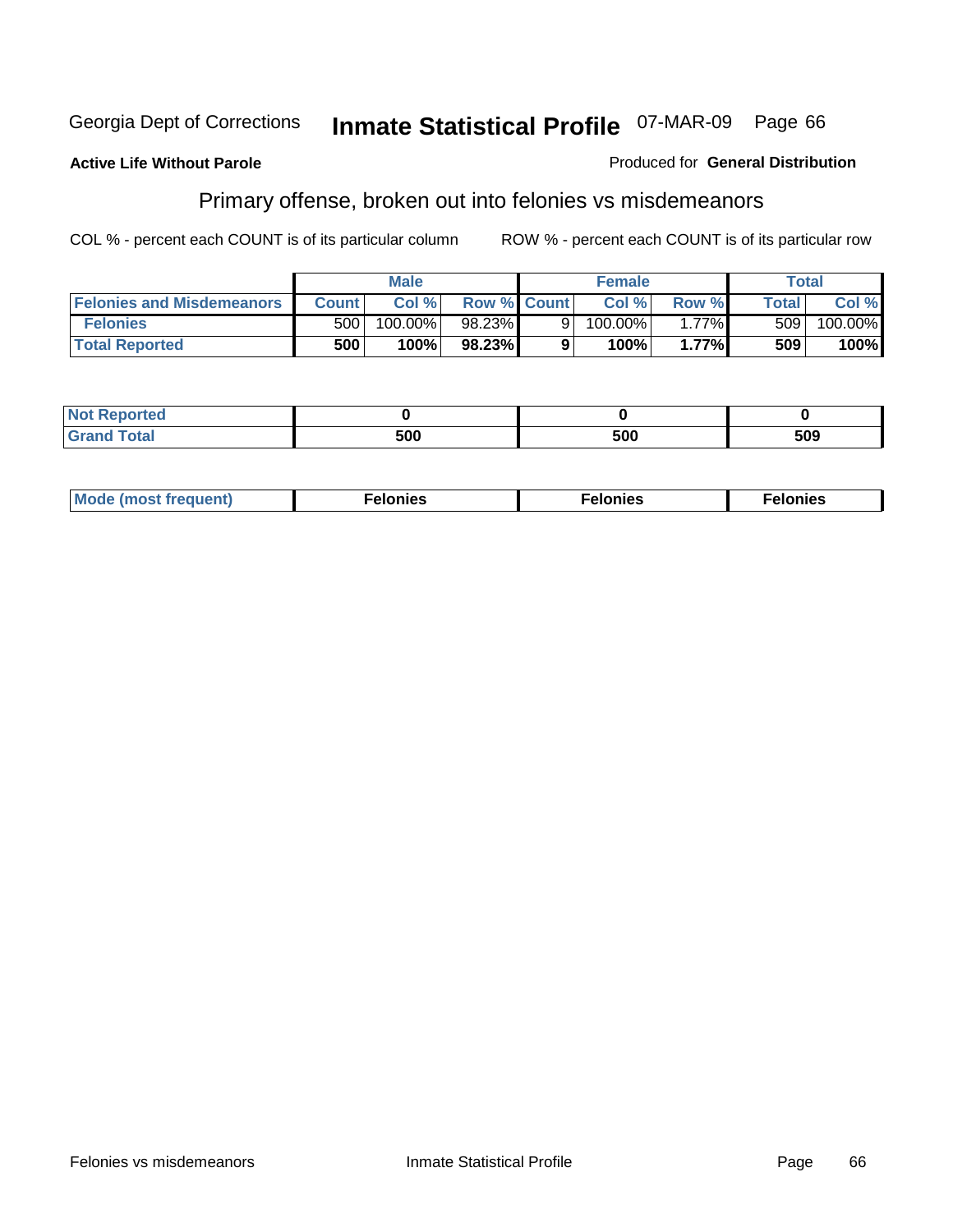Georgia Dept of Corrections **Inmate Statistical Profile** 07-MAR-09

**Active Life Without Parole**

Produced for **General Distribution**

## Primary offense, broken out into felonies vs misdemeanors

COL % - percent each COUNT is of its particular column

ROW % - percent each COUNT is of its particular row

| | Male | | | Female | | | Total | |
|---|---|---|---|---|---|---|---|---|
| **Felonies and Misdemeanors** | **Count** | **Col %** | **Row %** | **Count** | **Col %** | **Row %** | **Total** | **Col %** |
| **Felonies** | 500 | 100.00% | 98.23% | 9 | 100.00% | 1.77% | 509 | 100.00% |
| **Total Reported** | **500** | **100%** | **98.23%** | **9** | **100%** | **1.77%** | **509** | **100%** |

| | Male | Female | Total |
|---|---|---|---|
| **Not Reported** | **0** | **0** | **0** |
| **Grand Total** | **500** | **500** | **509** |

| | Male | Female | Total |
|---|---|---|---|
| **Mode (most frequent)** | **Felonies** | **Felonies** | **Felonies** |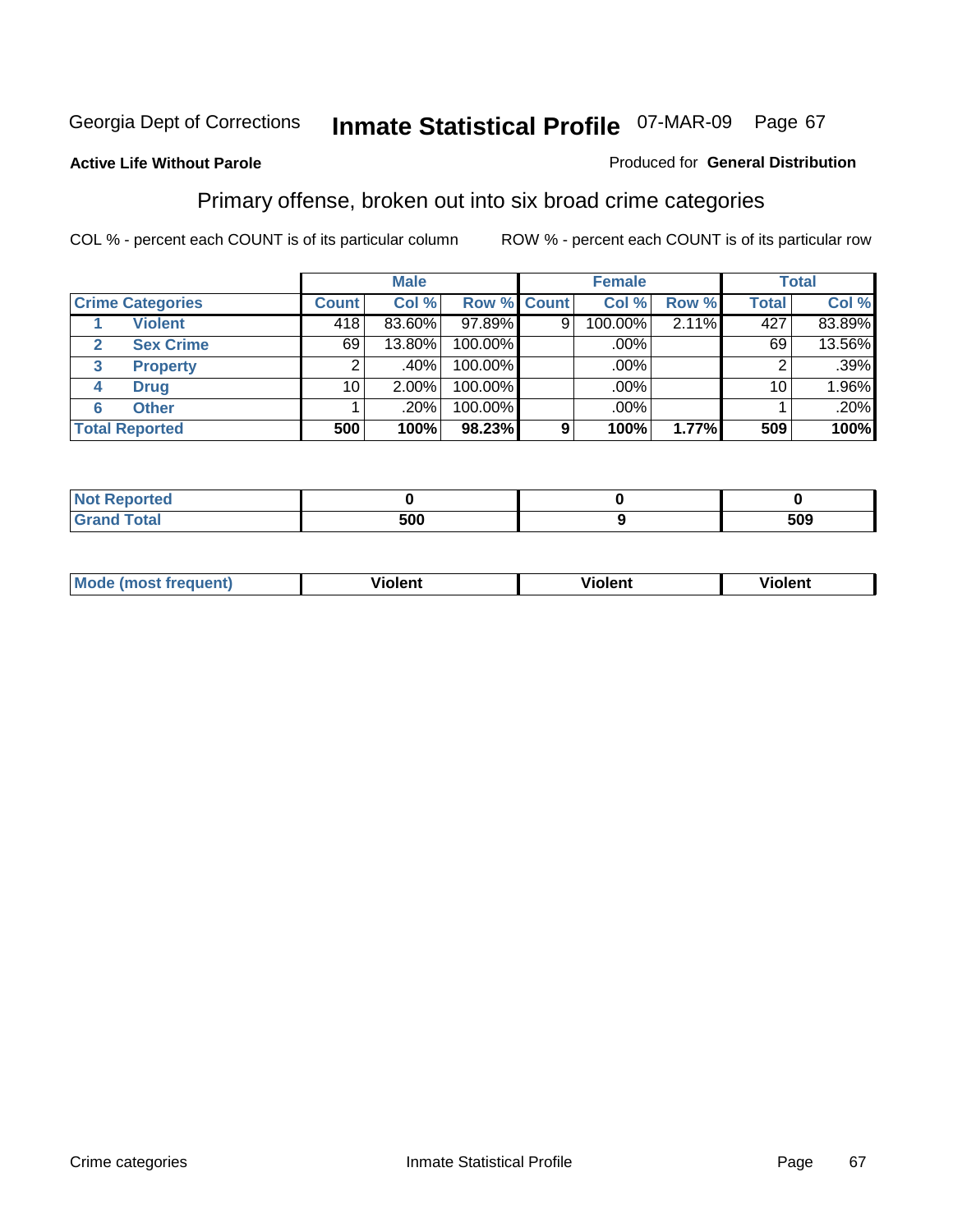Georgia Dept of Corrections **Inmate Statistical Profile** 07-MAR-09 Page 67

**Active Life Without Parole** Produced for **General Distribution**

## Primary offense, broken out into six broad crime categories

COL % - percent each COUNT is of its particular column ROW % - percent each COUNT is of its particular row

| Crime Categories | | Male | | | Female | | | Total | |
|---|---|---|---|---|---|---|---|---|---|
| | | Count | Col % | Row % | Count | Col % | Row % | Total | Col % |
| 1 | Violent | 418 | 83.60% | 97.89% | 9 | 100.00% | 2.11% | 427 | 83.89% |
| 2 | Sex Crime | 69 | 13.80% | 100.00% | | .00% | | 69 | 13.56% |
| 3 | Property | 2 | .40% | 100.00% | | .00% | | 2 | .39% |
| 4 | Drug | 10 | 2.00% | 100.00% | | .00% | | 10 | 1.96% |
| 6 | Other | 1 | .20% | 100.00% | | .00% | | 1 | .20% |
| **Total Reported** | | **500** | **100%** | **98.23%** | **9** | **100%** | **1.77%** | **509** | **100%** |

| | Male | Female | Total |
|---|---|---|---|
| Not Reported | 0 | 0 | 0 |
| Grand Total | 500 | 9 | 509 |

| | Male | Female | Total |
|---|---|---|---|
| Mode (most frequent) | Violent | Violent | Violent |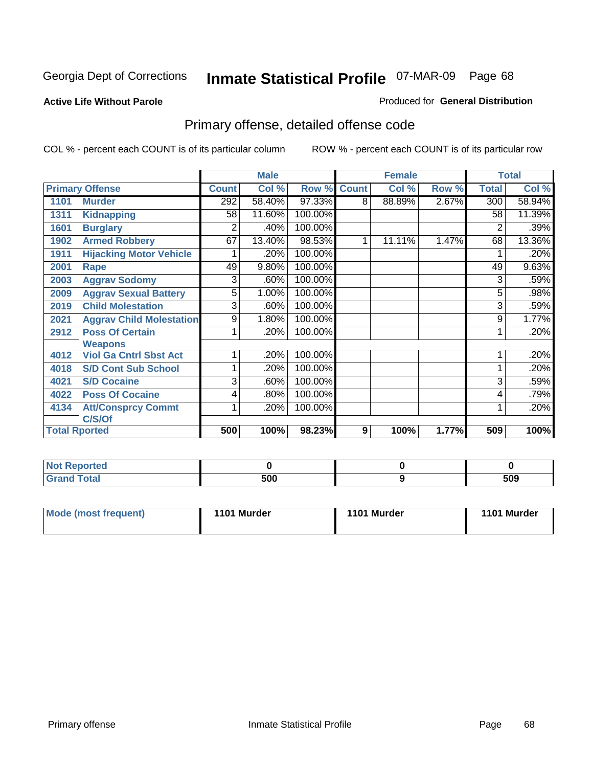Georgia Dept of Corrections **Inmate Statistical Profile** 07-MAR-09 Page 68

**Active Life Without Parole**

Produced for **General Distribution**

## Primary offense, detailed offense code

COL % - percent each COUNT is of its particular column

ROW % - percent each COUNT is of its particular row

| Primary Offense | | Male | | | Female | | | Total | |
|---|---|---|---|---|---|---|---|---|---|
| | | Count | Col % | Row % | Count | Col % | Row % | Total | Col % |
| 1101 | Murder | 292 | 58.40% | 97.33% | 8 | 88.89% | 2.67% | 300 | 58.94% |
| 1311 | Kidnapping | 58 | 11.60% | 100.00% | | | | 58 | 11.39% |
| 1601 | Burglary | 2 | .40% | 100.00% | | | | 2 | .39% |
| 1902 | Armed Robbery | 67 | 13.40% | 98.53% | 1 | 11.11% | 1.47% | 68 | 13.36% |
| 1911 | Hijacking Motor Vehicle | 1 | .20% | 100.00% | | | | 1 | .20% |
| 2001 | Rape | 49 | 9.80% | 100.00% | | | | 49 | 9.63% |
| 2003 | Aggrav Sodomy | 3 | .60% | 100.00% | | | | 3 | .59% |
| 2009 | Aggrav Sexual Battery | 5 | 1.00% | 100.00% | | | | 5 | .98% |
| 2019 | Child Molestation | 3 | .60% | 100.00% | | | | 3 | .59% |
| 2021 | Aggrav Child Molestation | 9 | 1.80% | 100.00% | | | | 9 | 1.77% |
| 2912 | Poss Of Certain Weapons | 1 | .20% | 100.00% | | | | 1 | .20% |
| 4012 | Viol Ga Cntrl Sbst Act | 1 | .20% | 100.00% | | | | 1 | .20% |
| 4018 | S/D Cont Sub School | 1 | .20% | 100.00% | | | | 1 | .20% |
| 4021 | S/D Cocaine | 3 | .60% | 100.00% | | | | 3 | .59% |
| 4022 | Poss Of Cocaine | 4 | .80% | 100.00% | | | | 4 | .79% |
| 4134 | Att/Consprcy Commt C/S/Of | 1 | .20% | 100.00% | | | | 1 | .20% |
| **Total Rported** | | **500** | **100%** | **98.23%** | **9** | **100%** | **1.77%** | **509** | **100%** |

| | Male | Female | Total |
|---|---|---|---|
| Not Reported | 0 | 0 | 0 |
| Grand Total | 500 | 9 | 509 |

| | Male | Female | Total |
|---|---|---|---|
| Mode (most frequent) | 1101 Murder | 1101 Murder | 1101 Murder |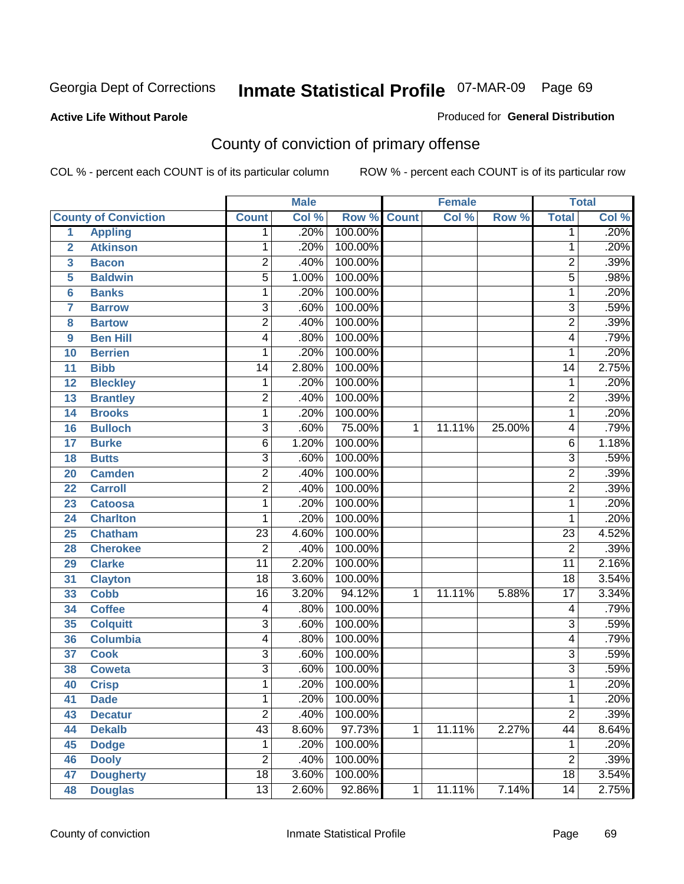Georgia Dept of Corrections **Inmate Statistical Profile** 07-MAR-09 Page 69

**Active Life Without Parole**

Produced for **General Distribution**

## County of conviction of primary offense

COL % - percent each COUNT is of its particular column ROW % - percent each COUNT is of its particular row

| County of Conviction | | Male | | | Female | | | Total | |
|---|---|---|---|---|---|---|---|---|---|
| | | Count | Col % | Row % | Count | Col % | Row % | Total | Col % |
| 1 | Appling | 1 | .20% | 100.00% | | | | 1 | .20% |
| 2 | Atkinson | 1 | .20% | 100.00% | | | | 1 | .20% |
| 3 | Bacon | 2 | .40% | 100.00% | | | | 2 | .39% |
| 5 | Baldwin | 5 | 1.00% | 100.00% | | | | 5 | .98% |
| 6 | Banks | 1 | .20% | 100.00% | | | | 1 | .20% |
| 7 | Barrow | 3 | .60% | 100.00% | | | | 3 | .59% |
| 8 | Bartow | 2 | .40% | 100.00% | | | | 2 | .39% |
| 9 | Ben Hill | 4 | .80% | 100.00% | | | | 4 | .79% |
| 10 | Berrien | 1 | .20% | 100.00% | | | | 1 | .20% |
| 11 | Bibb | 14 | 2.80% | 100.00% | | | | 14 | 2.75% |
| 12 | Bleckley | 1 | .20% | 100.00% | | | | 1 | .20% |
| 13 | Brantley | 2 | .40% | 100.00% | | | | 2 | .39% |
| 14 | Brooks | 1 | .20% | 100.00% | | | | 1 | .20% |
| 16 | Bulloch | 3 | .60% | 75.00% | 1 | 11.11% | 25.00% | 4 | .79% |
| 17 | Burke | 6 | 1.20% | 100.00% | | | | 6 | 1.18% |
| 18 | Butts | 3 | .60% | 100.00% | | | | 3 | .59% |
| 20 | Camden | 2 | .40% | 100.00% | | | | 2 | .39% |
| 22 | Carroll | 2 | .40% | 100.00% | | | | 2 | .39% |
| 23 | Catoosa | 1 | .20% | 100.00% | | | | 1 | .20% |
| 24 | Charlton | 1 | .20% | 100.00% | | | | 1 | .20% |
| 25 | Chatham | 23 | 4.60% | 100.00% | | | | 23 | 4.52% |
| 28 | Cherokee | 2 | .40% | 100.00% | | | | 2 | .39% |
| 29 | Clarke | 11 | 2.20% | 100.00% | | | | 11 | 2.16% |
| 31 | Clayton | 18 | 3.60% | 100.00% | | | | 18 | 3.54% |
| 33 | Cobb | 16 | 3.20% | 94.12% | 1 | 11.11% | 5.88% | 17 | 3.34% |
| 34 | Coffee | 4 | .80% | 100.00% | | | | 4 | .79% |
| 35 | Colquitt | 3 | .60% | 100.00% | | | | 3 | .59% |
| 36 | Columbia | 4 | .80% | 100.00% | | | | 4 | .79% |
| 37 | Cook | 3 | .60% | 100.00% | | | | 3 | .59% |
| 38 | Coweta | 3 | .60% | 100.00% | | | | 3 | .59% |
| 40 | Crisp | 1 | .20% | 100.00% | | | | 1 | .20% |
| 41 | Dade | 1 | .20% | 100.00% | | | | 1 | .20% |
| 43 | Decatur | 2 | .40% | 100.00% | | | | 2 | .39% |
| 44 | Dekalb | 43 | 8.60% | 97.73% | 1 | 11.11% | 2.27% | 44 | 8.64% |
| 45 | Dodge | 1 | .20% | 100.00% | | | | 1 | .20% |
| 46 | Dooly | 2 | .40% | 100.00% | | | | 2 | .39% |
| 47 | Dougherty | 18 | 3.60% | 100.00% | | | | 18 | 3.54% |
| 48 | Douglas | 13 | 2.60% | 92.86% | 1 | 11.11% | 7.14% | 14 | 2.75% |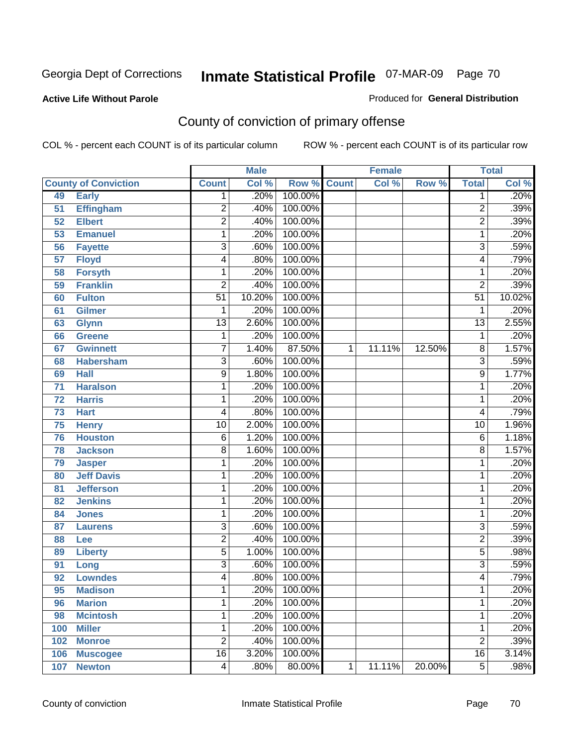Georgia Dept of Corrections **Inmate Statistical Profile** 07-MAR-09

**Active Life Without Parole**

Produced for **General Distribution**

## County of conviction of primary offense

COL % - percent each COUNT is of its particular column ROW % - percent each COUNT is of its particular row

| County of Conviction | | Male | | | Female | | | Total | |
|---|---|---|---|---|---|---|---|---|---|
| | | Count | Col % | Row % | Count | Col % | Row % | Total | Col % |
| 49 | Early | 1 | .20% | 100.00% | | | | 1 | .20% |
| 51 | Effingham | 2 | .40% | 100.00% | | | | 2 | .39% |
| 52 | Elbert | 2 | .40% | 100.00% | | | | 2 | .39% |
| 53 | Emanuel | 1 | .20% | 100.00% | | | | 1 | .20% |
| 56 | Fayette | 3 | .60% | 100.00% | | | | 3 | .59% |
| 57 | Floyd | 4 | .80% | 100.00% | | | | 4 | .79% |
| 58 | Forsyth | 1 | .20% | 100.00% | | | | 1 | .20% |
| 59 | Franklin | 2 | .40% | 100.00% | | | | 2 | .39% |
| 60 | Fulton | 51 | 10.20% | 100.00% | | | | 51 | 10.02% |
| 61 | Gilmer | 1 | .20% | 100.00% | | | | 1 | .20% |
| 63 | Glynn | 13 | 2.60% | 100.00% | | | | 13 | 2.55% |
| 66 | Greene | 1 | .20% | 100.00% | | | | 1 | .20% |
| 67 | Gwinnett | 7 | 1.40% | 87.50% | 1 | 11.11% | 12.50% | 8 | 1.57% |
| 68 | Habersham | 3 | .60% | 100.00% | | | | 3 | .59% |
| 69 | Hall | 9 | 1.80% | 100.00% | | | | 9 | 1.77% |
| 71 | Haralson | 1 | .20% | 100.00% | | | | 1 | .20% |
| 72 | Harris | 1 | .20% | 100.00% | | | | 1 | .20% |
| 73 | Hart | 4 | .80% | 100.00% | | | | 4 | .79% |
| 75 | Henry | 10 | 2.00% | 100.00% | | | | 10 | 1.96% |
| 76 | Houston | 6 | 1.20% | 100.00% | | | | 6 | 1.18% |
| 78 | Jackson | 8 | 1.60% | 100.00% | | | | 8 | 1.57% |
| 79 | Jasper | 1 | .20% | 100.00% | | | | 1 | .20% |
| 80 | Jeff Davis | 1 | .20% | 100.00% | | | | 1 | .20% |
| 81 | Jefferson | 1 | .20% | 100.00% | | | | 1 | .20% |
| 82 | Jenkins | 1 | .20% | 100.00% | | | | 1 | .20% |
| 84 | Jones | 1 | .20% | 100.00% | | | | 1 | .20% |
| 87 | Laurens | 3 | .60% | 100.00% | | | | 3 | .59% |
| 88 | Lee | 2 | .40% | 100.00% | | | | 2 | .39% |
| 89 | Liberty | 5 | 1.00% | 100.00% | | | | 5 | .98% |
| 91 | Long | 3 | .60% | 100.00% | | | | 3 | .59% |
| 92 | Lowndes | 4 | .80% | 100.00% | | | | 4 | .79% |
| 95 | Madison | 1 | .20% | 100.00% | | | | 1 | .20% |
| 96 | Marion | 1 | .20% | 100.00% | | | | 1 | .20% |
| 98 | Mcintosh | 1 | .20% | 100.00% | | | | 1 | .20% |
| 100 | Miller | 1 | .20% | 100.00% | | | | 1 | .20% |
| 102 | Monroe | 2 | .40% | 100.00% | | | | 2 | .39% |
| 106 | Muscogee | 16 | 3.20% | 100.00% | | | | 16 | 3.14% |
| 107 | Newton | 4 | .80% | 80.00% | 1 | 11.11% | 20.00% | 5 | .98% |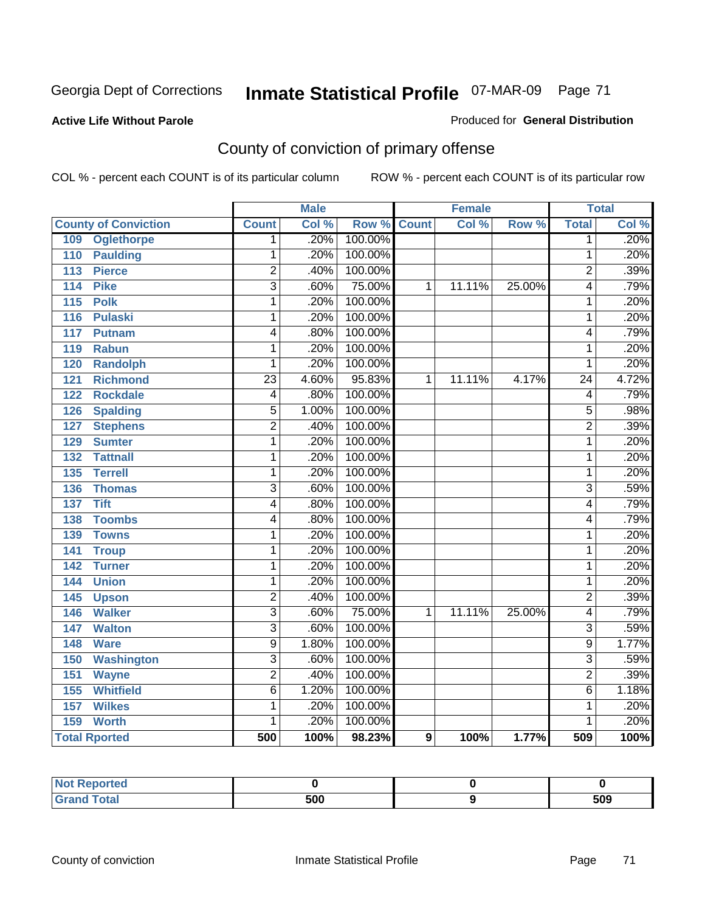Georgia Dept of Corrections **Inmate Statistical Profile** 07-MAR-09

**Active Life Without Parole**

Produced for **General Distribution**

## County of conviction of primary offense

COL % - percent each COUNT is of its particular column ROW % - percent each COUNT is of its particular row

| County of Conviction | Male | | | Female | | | Total | |
|---|---|---|---|---|---|---|---|---|
| | Count | Col % | Row % | Count | Col % | Row % | Total | Col % |
| 109 Oglethorpe | 1 | .20% | 100.00% | | | | 1 | .20% |
| 110 Paulding | 1 | .20% | 100.00% | | | | 1 | .20% |
| 113 Pierce | 2 | .40% | 100.00% | | | | 2 | .39% |
| 114 Pike | 3 | .60% | 75.00% | 1 | 11.11% | 25.00% | 4 | .79% |
| 115 Polk | 1 | .20% | 100.00% | | | | 1 | .20% |
| 116 Pulaski | 1 | .20% | 100.00% | | | | 1 | .20% |
| 117 Putnam | 4 | .80% | 100.00% | | | | 4 | .79% |
| 119 Rabun | 1 | .20% | 100.00% | | | | 1 | .20% |
| 120 Randolph | 1 | .20% | 100.00% | | | | 1 | .20% |
| 121 Richmond | 23 | 4.60% | 95.83% | 1 | 11.11% | 4.17% | 24 | 4.72% |
| 122 Rockdale | 4 | .80% | 100.00% | | | | 4 | .79% |
| 126 Spalding | 5 | 1.00% | 100.00% | | | | 5 | .98% |
| 127 Stephens | 2 | .40% | 100.00% | | | | 2 | .39% |
| 129 Sumter | 1 | .20% | 100.00% | | | | 1 | .20% |
| 132 Tattnall | 1 | .20% | 100.00% | | | | 1 | .20% |
| 135 Terrell | 1 | .20% | 100.00% | | | | 1 | .20% |
| 136 Thomas | 3 | .60% | 100.00% | | | | 3 | .59% |
| 137 Tift | 4 | .80% | 100.00% | | | | 4 | .79% |
| 138 Toombs | 4 | .80% | 100.00% | | | | 4 | .79% |
| 139 Towns | 1 | .20% | 100.00% | | | | 1 | .20% |
| 141 Troup | 1 | .20% | 100.00% | | | | 1 | .20% |
| 142 Turner | 1 | .20% | 100.00% | | | | 1 | .20% |
| 144 Union | 1 | .20% | 100.00% | | | | 1 | .20% |
| 145 Upson | 2 | .40% | 100.00% | | | | 2 | .39% |
| 146 Walker | 3 | .60% | 75.00% | 1 | 11.11% | 25.00% | 4 | .79% |
| 147 Walton | 3 | .60% | 100.00% | | | | 3 | .59% |
| 148 Ware | 9 | 1.80% | 100.00% | | | | 9 | 1.77% |
| 150 Washington | 3 | .60% | 100.00% | | | | 3 | .59% |
| 151 Wayne | 2 | .40% | 100.00% | | | | 2 | .39% |
| 155 Whitfield | 6 | 1.20% | 100.00% | | | | 6 | 1.18% |
| 157 Wilkes | 1 | .20% | 100.00% | | | | 1 | .20% |
| 159 Worth | 1 | .20% | 100.00% | | | | 1 | .20% |
| **Total Rported** | **500** | **100%** | **98.23%** | **9** | **100%** | **1.77%** | **509** | **100%** |

| | Male | Female | Total |
|---|---|---|---|
| Not Reported | 0 | 0 | 0 |
| Grand Total | 500 | 9 | 509 |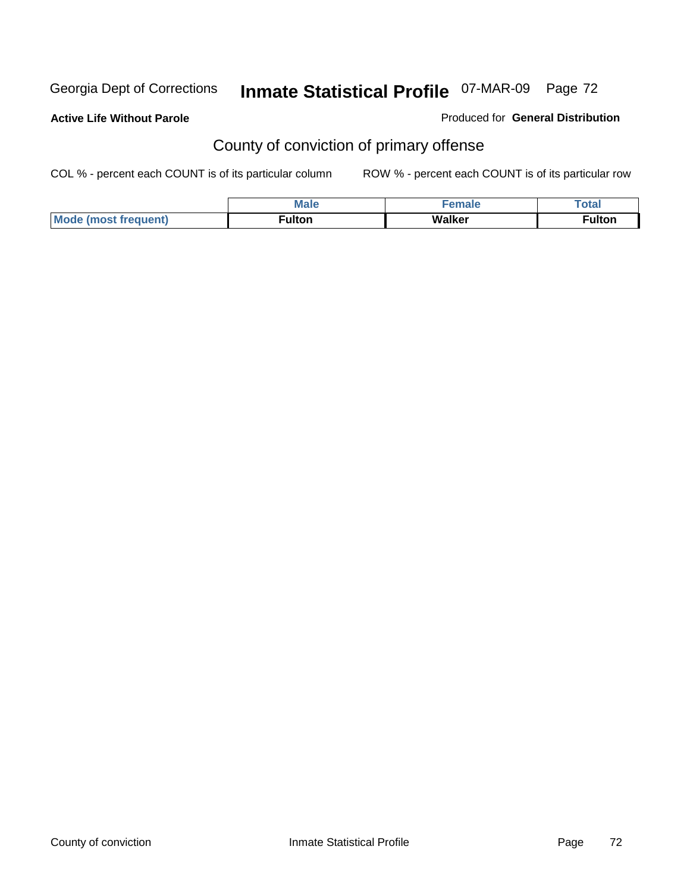Georgia Dept of Corrections **Inmate Statistical Profile** 07-MAR-09

**Active Life Without Parole**

Produced for **General Distribution**

## County of conviction of primary offense

COL % - percent each COUNT is of its particular column

ROW % - percent each COUNT is of its particular row

| | Male | Female | Total |
|---|---|---|---|
| **Mode (most frequent)** | **Fulton** | **Walker** | **Fulton** |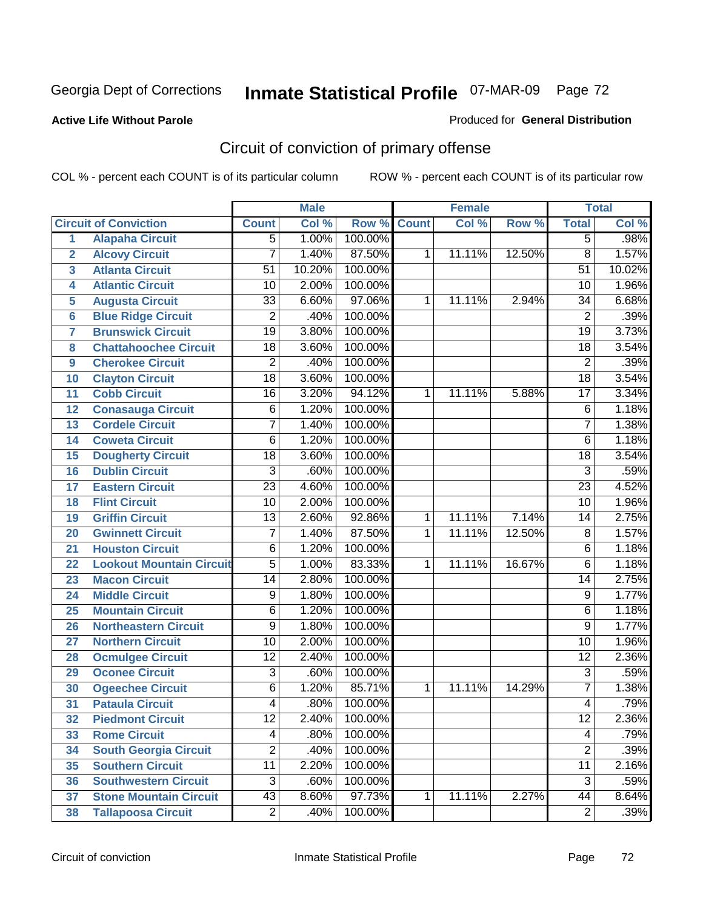Georgia Dept of Corrections **Inmate Statistical Profile** 07-MAR-09

**Active Life Without Parole**

Produced for **General Distribution**

## Circuit of conviction of primary offense

COL % - percent each COUNT is of its particular column ROW % - percent each COUNT is of its particular row

| | | Male | | | Female | | | Total | |
|---|---|---|---|---|---|---|---|---|---|
| **Circuit of Conviction** | | **Count** | **Col %** | **Row %** | **Count** | **Col %** | **Row %** | **Total** | **Col %** |
| **1** | **Alapaha Circuit** | 5 | 1.00% | 100.00% | | | | 5 | .98% |
| **2** | **Alcovy Circuit** | 7 | 1.40% | 87.50% | 1 | 11.11% | 12.50% | 8 | 1.57% |
| **3** | **Atlanta Circuit** | 51 | 10.20% | 100.00% | | | | 51 | 10.02% |
| **4** | **Atlantic Circuit** | 10 | 2.00% | 100.00% | | | | 10 | 1.96% |
| **5** | **Augusta Circuit** | 33 | 6.60% | 97.06% | 1 | 11.11% | 2.94% | 34 | 6.68% |
| **6** | **Blue Ridge Circuit** | 2 | .40% | 100.00% | | | | 2 | .39% |
| **7** | **Brunswick Circuit** | 19 | 3.80% | 100.00% | | | | 19 | 3.73% |
| **8** | **Chattahoochee Circuit** | 18 | 3.60% | 100.00% | | | | 18 | 3.54% |
| **9** | **Cherokee Circuit** | 2 | .40% | 100.00% | | | | 2 | .39% |
| **10** | **Clayton Circuit** | 18 | 3.60% | 100.00% | | | | 18 | 3.54% |
| **11** | **Cobb Circuit** | 16 | 3.20% | 94.12% | 1 | 11.11% | 5.88% | 17 | 3.34% |
| **12** | **Conasauga Circuit** | 6 | 1.20% | 100.00% | | | | 6 | 1.18% |
| **13** | **Cordele Circuit** | 7 | 1.40% | 100.00% | | | | 7 | 1.38% |
| **14** | **Coweta Circuit** | 6 | 1.20% | 100.00% | | | | 6 | 1.18% |
| **15** | **Dougherty Circuit** | 18 | 3.60% | 100.00% | | | | 18 | 3.54% |
| **16** | **Dublin Circuit** | 3 | .60% | 100.00% | | | | 3 | .59% |
| **17** | **Eastern Circuit** | 23 | 4.60% | 100.00% | | | | 23 | 4.52% |
| **18** | **Flint Circuit** | 10 | 2.00% | 100.00% | | | | 10 | 1.96% |
| **19** | **Griffin Circuit** | 13 | 2.60% | 92.86% | 1 | 11.11% | 7.14% | 14 | 2.75% |
| **20** | **Gwinnett Circuit** | 7 | 1.40% | 87.50% | 1 | 11.11% | 12.50% | 8 | 1.57% |
| **21** | **Houston Circuit** | 6 | 1.20% | 100.00% | | | | 6 | 1.18% |
| **22** | **Lookout Mountain Circuit** | 5 | 1.00% | 83.33% | 1 | 11.11% | 16.67% | 6 | 1.18% |
| **23** | **Macon Circuit** | 14 | 2.80% | 100.00% | | | | 14 | 2.75% |
| **24** | **Middle Circuit** | 9 | 1.80% | 100.00% | | | | 9 | 1.77% |
| **25** | **Mountain Circuit** | 6 | 1.20% | 100.00% | | | | 6 | 1.18% |
| **26** | **Northeastern Circuit** | 9 | 1.80% | 100.00% | | | | 9 | 1.77% |
| **27** | **Northern Circuit** | 10 | 2.00% | 100.00% | | | | 10 | 1.96% |
| **28** | **Ocmulgee Circuit** | 12 | 2.40% | 100.00% | | | | 12 | 2.36% |
| **29** | **Oconee Circuit** | 3 | .60% | 100.00% | | | | 3 | .59% |
| **30** | **Ogeechee Circuit** | 6 | 1.20% | 85.71% | 1 | 11.11% | 14.29% | 7 | 1.38% |
| **31** | **Pataula Circuit** | 4 | .80% | 100.00% | | | | 4 | .79% |
| **32** | **Piedmont Circuit** | 12 | 2.40% | 100.00% | | | | 12 | 2.36% |
| **33** | **Rome Circuit** | 4 | .80% | 100.00% | | | | 4 | .79% |
| **34** | **South Georgia Circuit** | 2 | .40% | 100.00% | | | | 2 | .39% |
| **35** | **Southern Circuit** | 11 | 2.20% | 100.00% | | | | 11 | 2.16% |
| **36** | **Southwestern Circuit** | 3 | .60% | 100.00% | | | | 3 | .59% |
| **37** | **Stone Mountain Circuit** | 43 | 8.60% | 97.73% | 1 | 11.11% | 2.27% | 44 | 8.64% |
| **38** | **Tallapoosa Circuit** | 2 | .40% | 100.00% | | | | 2 | .39% |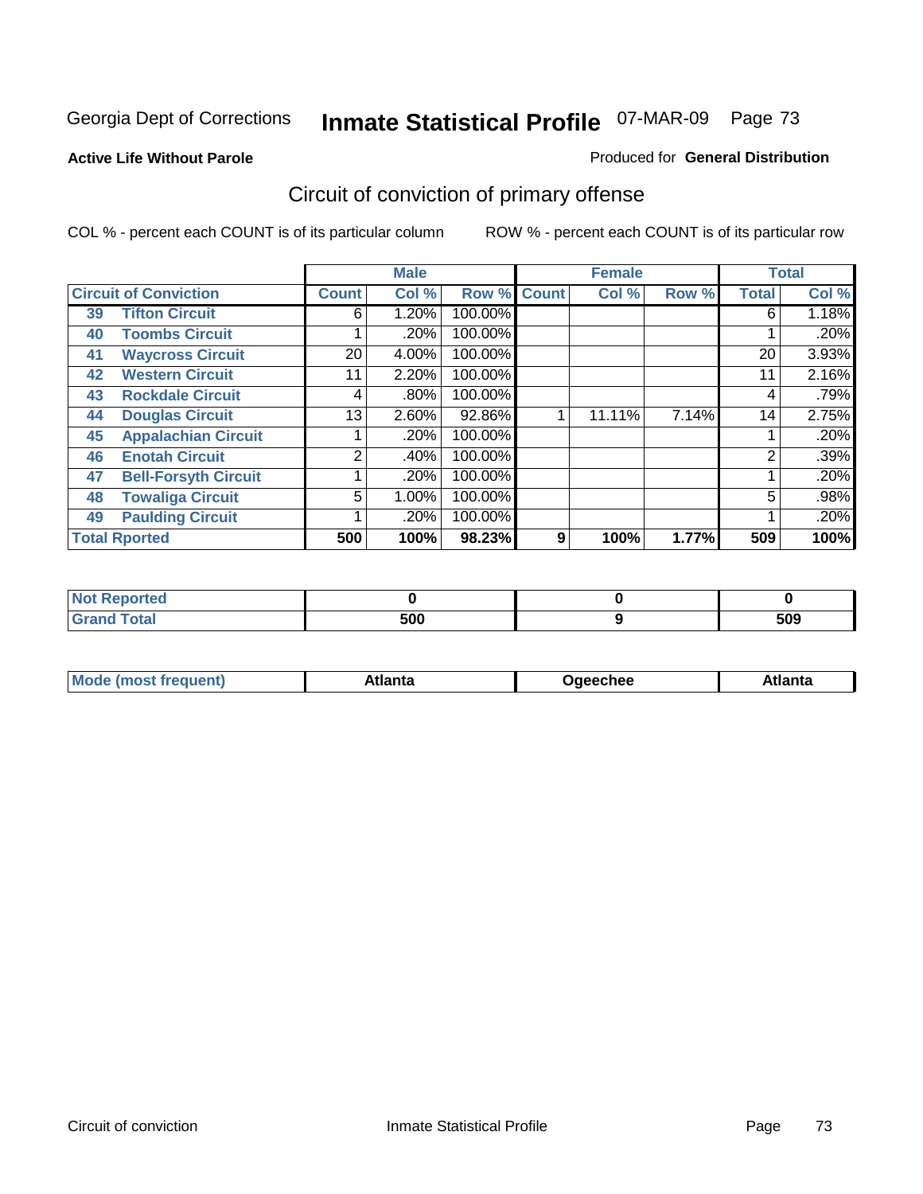Georgia Dept of Corrections **Inmate Statistical Profile** 07-MAR-09

**Active Life Without Parole**

Produced for **General Distribution**

## Circuit of conviction of primary offense

COL % - percent each COUNT is of its particular column

ROW % - percent each COUNT is of its particular row

| Circuit of Conviction | | Male | | | Female | | | Total | |
|---|---|---|---|---|---|---|---|---|---|
| | | Count | Col % | Row % | Count | Col % | Row % | Total | Col % |
| 39 | Tifton Circuit | 6 | 1.20% | 100.00% | | | | 6 | 1.18% |
| 40 | Toombs Circuit | 1 | .20% | 100.00% | | | | 1 | .20% |
| 41 | Waycross Circuit | 20 | 4.00% | 100.00% | | | | 20 | 3.93% |
| 42 | Western Circuit | 11 | 2.20% | 100.00% | | | | 11 | 2.16% |
| 43 | Rockdale Circuit | 4 | .80% | 100.00% | | | | 4 | .79% |
| 44 | Douglas Circuit | 13 | 2.60% | 92.86% | 1 | 11.11% | 7.14% | 14 | 2.75% |
| 45 | Appalachian Circuit | 1 | .20% | 100.00% | | | | 1 | .20% |
| 46 | Enotah Circuit | 2 | .40% | 100.00% | | | | 2 | .39% |
| 47 | Bell-Forsyth Circuit | 1 | .20% | 100.00% | | | | 1 | .20% |
| 48 | Towaliga Circuit | 5 | 1.00% | 100.00% | | | | 5 | .98% |
| 49 | Paulding Circuit | 1 | .20% | 100.00% | | | | 1 | .20% |
| **Total Rported** | | **500** | **100%** | **98.23%** | **9** | **100%** | **1.77%** | **509** | **100%** |

| | Male | Female | Total |
|---|---|---|---|
| Not Reported | 0 | 0 | 0 |
| Grand Total | 500 | 9 | 509 |

| | Male | Female | Total |
|---|---|---|---|
| Mode (most frequent) | Atlanta | Ogeechee | Atlanta |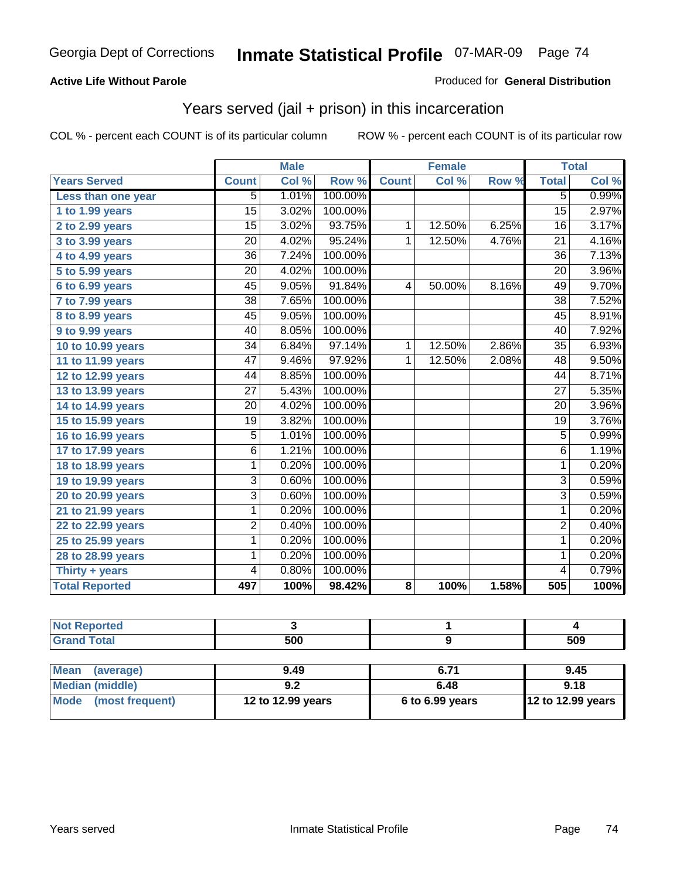Georgia Dept of Corrections **Inmate Statistical Profile** 07-MAR-09

**Active Life Without Parole**

Produced for **General Distribution**

## Years served (jail + prison) in this incarceration

COL % - percent each COUNT is of its particular column    ROW % - percent each COUNT is of its particular row

| | Male | | | Female | | | Total | |
|---|---|---|---|---|---|---|---|---|
| **Years Served** | **Count** | **Col %** | **Row %** | **Count** | **Col %** | **Row %** | **Total** | **Col %** |
| Less than one year | 5 | 1.01% | 100.00% | | | | 5 | 0.99% |
| 1 to 1.99 years | 15 | 3.02% | 100.00% | | | | 15 | 2.97% |
| 2 to 2.99 years | 15 | 3.02% | 93.75% | 1 | 12.50% | 6.25% | 16 | 3.17% |
| 3 to 3.99 years | 20 | 4.02% | 95.24% | 1 | 12.50% | 4.76% | 21 | 4.16% |
| 4 to 4.99 years | 36 | 7.24% | 100.00% | | | | 36 | 7.13% |
| 5 to 5.99 years | 20 | 4.02% | 100.00% | | | | 20 | 3.96% |
| 6 to 6.99 years | 45 | 9.05% | 91.84% | 4 | 50.00% | 8.16% | 49 | 9.70% |
| 7 to 7.99 years | 38 | 7.65% | 100.00% | | | | 38 | 7.52% |
| 8 to 8.99 years | 45 | 9.05% | 100.00% | | | | 45 | 8.91% |
| 9 to 9.99 years | 40 | 8.05% | 100.00% | | | | 40 | 7.92% |
| 10 to 10.99 years | 34 | 6.84% | 97.14% | 1 | 12.50% | 2.86% | 35 | 6.93% |
| 11 to 11.99 years | 47 | 9.46% | 97.92% | 1 | 12.50% | 2.08% | 48 | 9.50% |
| 12 to 12.99 years | 44 | 8.85% | 100.00% | | | | 44 | 8.71% |
| 13 to 13.99 years | 27 | 5.43% | 100.00% | | | | 27 | 5.35% |
| 14 to 14.99 years | 20 | 4.02% | 100.00% | | | | 20 | 3.96% |
| 15 to 15.99 years | 19 | 3.82% | 100.00% | | | | 19 | 3.76% |
| 16 to 16.99 years | 5 | 1.01% | 100.00% | | | | 5 | 0.99% |
| 17 to 17.99 years | 6 | 1.21% | 100.00% | | | | 6 | 1.19% |
| 18 to 18.99 years | 1 | 0.20% | 100.00% | | | | 1 | 0.20% |
| 19 to 19.99 years | 3 | 0.60% | 100.00% | | | | 3 | 0.59% |
| 20 to 20.99 years | 3 | 0.60% | 100.00% | | | | 3 | 0.59% |
| 21 to 21.99 years | 1 | 0.20% | 100.00% | | | | 1 | 0.20% |
| 22 to 22.99 years | 2 | 0.40% | 100.00% | | | | 2 | 0.40% |
| 25 to 25.99 years | 1 | 0.20% | 100.00% | | | | 1 | 0.20% |
| 28 to 28.99 years | 1 | 0.20% | 100.00% | | | | 1 | 0.20% |
| Thirty + years | 4 | 0.80% | 100.00% | | | | 4 | 0.79% |
| **Total Reported** | **497** | **100%** | **98.42%** | **8** | **100%** | **1.58%** | **505** | **100%** |

| | Male | Female | Total |
|---|---|---|---|
| Not Reported | 3 | 1 | 4 |
| Grand Total | 500 | 9 | 509 |

| | Male | Female | Total |
|---|---|---|---|
| Mean (average) | 9.49 | 6.71 | 9.45 |
| Median (middle) | 9.2 | 6.48 | 9.18 |
| Mode (most frequent) | 12 to 12.99 years | 6 to 6.99 years | 12 to 12.99 years |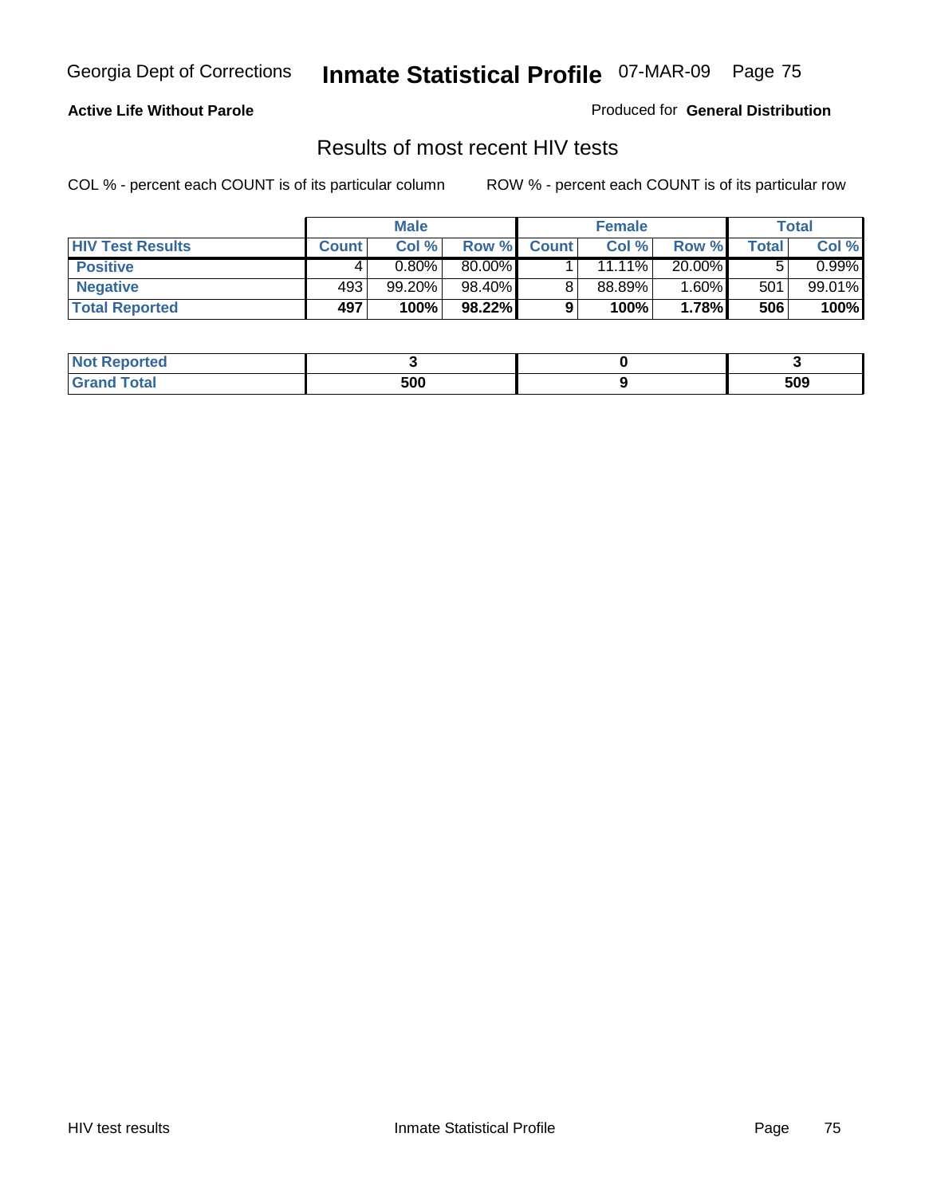**Active Life Without Parole**

Produced for **General Distribution**

## Results of most recent HIV tests

COL % - percent each COUNT is of its particular column

ROW % - percent each COUNT is of its particular row

| | Male | | | Female | | | Total | |
|---|---|---|---|---|---|---|---|---|
| **HIV Test Results** | **Count** | **Col %** | **Row %** | **Count** | **Col %** | **Row %** | **Total** | **Col %** |
| **Positive** | 4 | 0.80% | 80.00% | 1 | 11.11% | 20.00% | 5 | 0.99% |
| **Negative** | 493 | 99.20% | 98.40% | 8 | 88.89% | 1.60% | 501 | 99.01% |
| **Total Reported** | **497** | **100%** | **98.22%** | **9** | **100%** | **1.78%** | **506** | **100%** |

| | Male | Female | Total |
|---|---|---|---|
| **Not Reported** | **3** | **0** | **3** |
| **Grand Total** | **500** | **9** | **509** |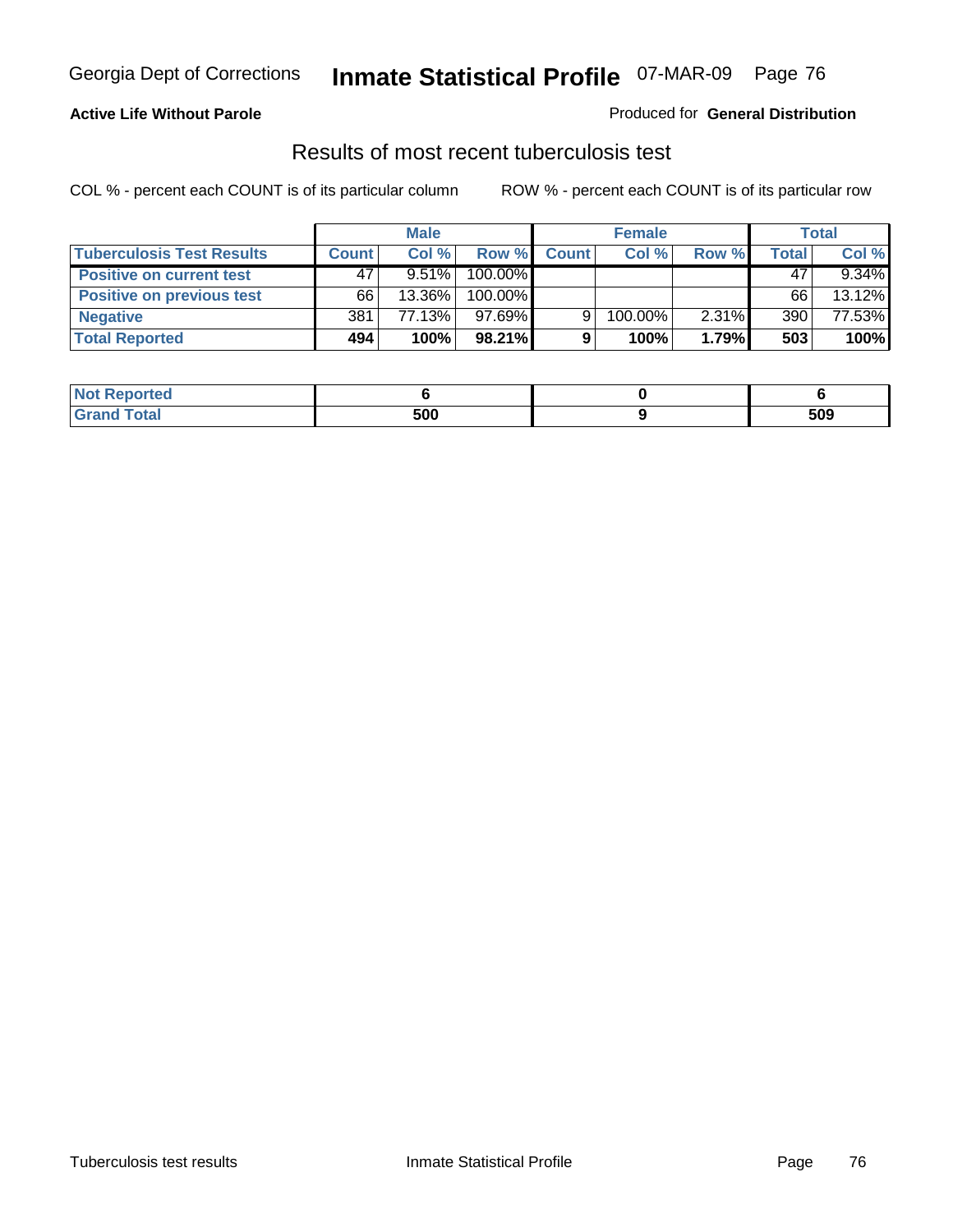**Active Life Without Parole**

Produced for **General Distribution**

## Results of most recent tuberculosis test

COL % - percent each COUNT is of its particular column

ROW % - percent each COUNT is of its particular row

| | Male | | | Female | | | Total | |
|---|---|---|---|---|---|---|---|---|
| **Tuberculosis Test Results** | **Count** | **Col %** | **Row %** | **Count** | **Col %** | **Row %** | **Total** | **Col %** |
| **Positive on current test** | 47 | 9.51% | 100.00% | | | | 47 | 9.34% |
| **Positive on previous test** | 66 | 13.36% | 100.00% | | | | 66 | 13.12% |
| **Negative** | 381 | 77.13% | 97.69% | 9 | 100.00% | 2.31% | 390 | 77.53% |
| **Total Reported** | **494** | **100%** | **98.21%** | **9** | **100%** | **1.79%** | **503** | **100%** |

| | Male | Female | Total |
|---|---|---|---|
| **Not Reported** | **6** | **0** | **6** |
| **Grand Total** | **500** | **9** | **509** |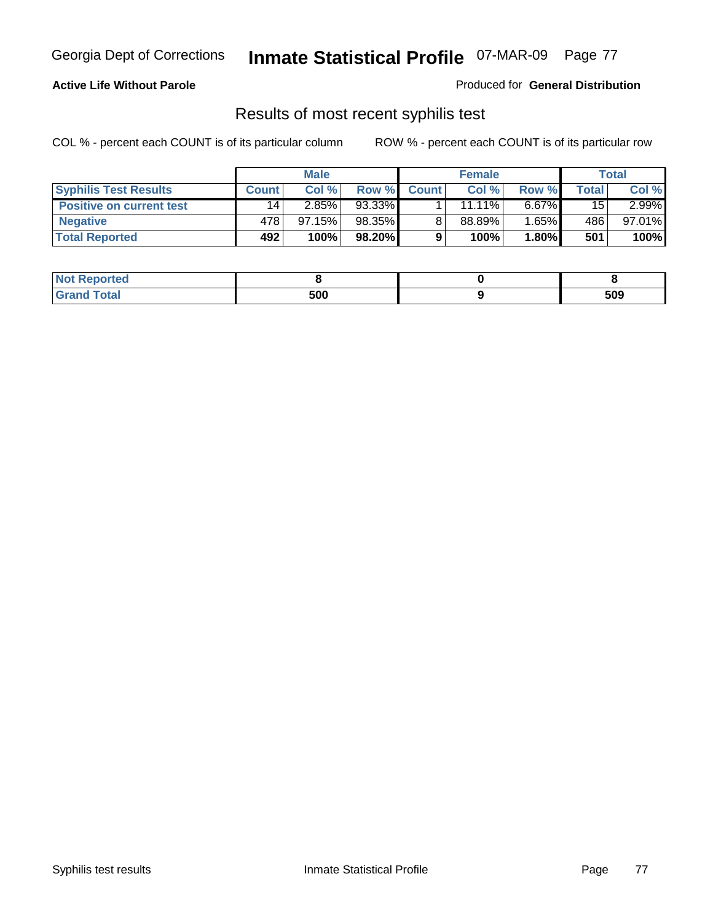Georgia Dept of Corrections **Inmate Statistical Profile** 07-MAR-09

**Active Life Without Parole**

Produced for **General Distribution**

## Results of most recent syphilis test

COL % - percent each COUNT is of its particular column    ROW % - percent each COUNT is of its particular row

| | Male | | | Female | | | Total | |
|---|---|---|---|---|---|---|---|---|
| **Syphilis Test Results** | **Count** | **Col %** | **Row %** | **Count** | **Col %** | **Row %** | **Total** | **Col %** |
| **Positive on current test** | 14 | 2.85% | 93.33% | 1 | 11.11% | 6.67% | 15 | 2.99% |
| **Negative** | 478 | 97.15% | 98.35% | 8 | 88.89% | 1.65% | 486 | 97.01% |
| **Total Reported** | **492** | **100%** | **98.20%** | **9** | **100%** | **1.80%** | **501** | **100%** |

| | Male | Female | Total |
|---|---|---|---|
| **Not Reported** | **8** | **0** | **8** |
| **Grand Total** | **500** | **9** | **509** |

Syphilis test results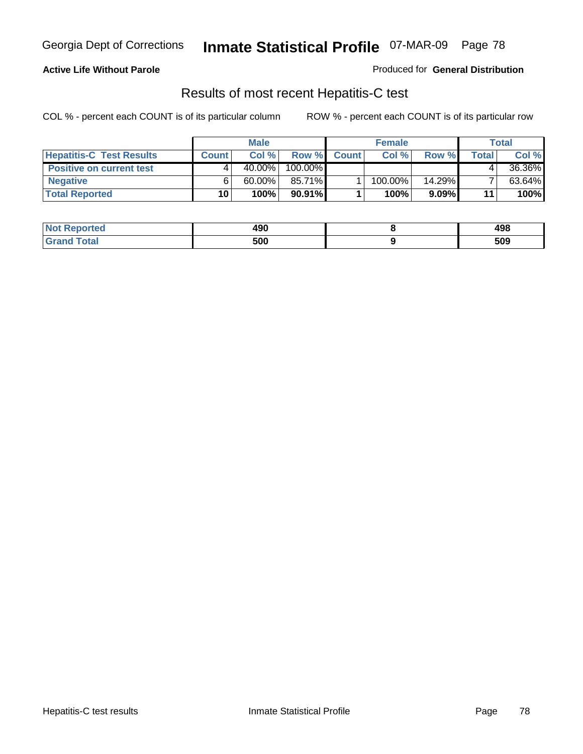**Active Life Without Parole**

Produced for **General Distribution**

## Results of most recent Hepatitis-C test

COL % - percent each COUNT is of its particular column

ROW % - percent each COUNT is of its particular row

| | Male | | | Female | | | Total | |
|---|---|---|---|---|---|---|---|---|
| **Hepatitis-C Test Results** | **Count** | **Col %** | **Row %** | **Count** | **Col %** | **Row %** | **Total** | **Col %** |
| **Positive on current test** | 4 | 40.00% | 100.00% | | | | 4 | 36.36% |
| **Negative** | 6 | 60.00% | 85.71% | 1 | 100.00% | 14.29% | 7 | 63.64% |
| **Total Reported** | **10** | **100%** | **90.91%** | **1** | **100%** | **9.09%** | **11** | **100%** |

| | Male | Female | Total |
|---|---|---|---|
| **Not Reported** | **490** | **8** | **498** |
| **Grand Total** | **500** | **9** | **509** |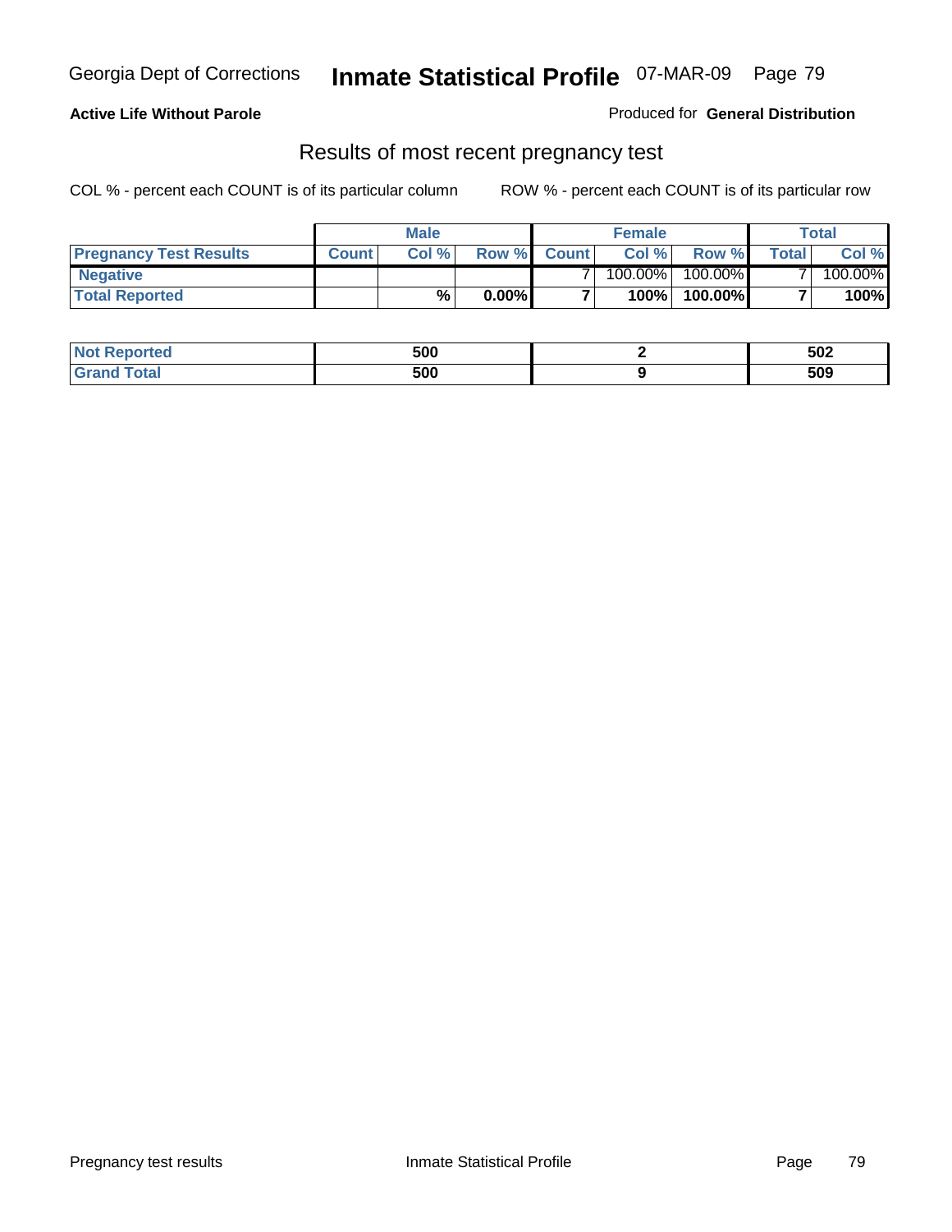Georgia Dept of Corrections **Inmate Statistical Profile** 07-MAR-09

**Active Life Without Parole**

Produced for **General Distribution**

## Results of most recent pregnancy test

COL % - percent each COUNT is of its particular column ROW % - percent each COUNT is of its particular row

| | Male | | | Female | | | Total | |
|---|---|---|---|---|---|---|---|---|
| **Pregnancy Test Results** | **Count** | **Col %** | **Row %** | **Count** | **Col %** | **Row %** | **Total** | **Col %** |
| **Negative** | | | | 7 | 100.00% | 100.00% | 7 | 100.00% |
| **Total Reported** | | **%** | **0.00%** | **7** | **100%** | **100.00%** | **7** | **100%** |

| | Male | Female | Total |
|---|---|---|---|
| **Not Reported** | **500** | **2** | **502** |
| **Grand Total** | **500** | **9** | **509** |

Pregnancy test results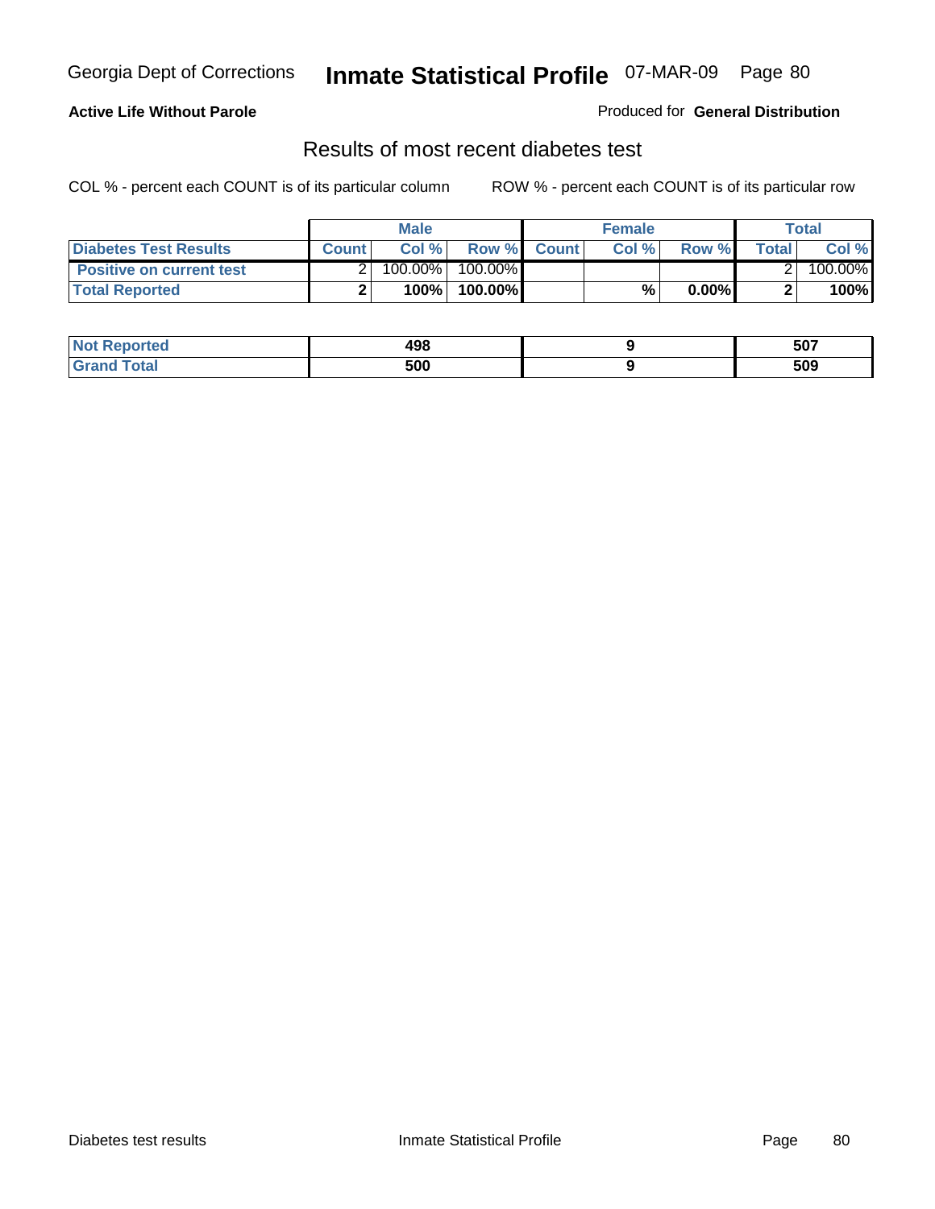**Active Life Without Parole**

Produced for **General Distribution**

## Results of most recent diabetes test

COL % - percent each COUNT is of its particular column

ROW % - percent each COUNT is of its particular row

| | Male | | | Female | | | Total | |
|---|---|---|---|---|---|---|---|---|
| **Diabetes Test Results** | **Count** | **Col %** | **Row %** | **Count** | **Col %** | **Row %** | **Total** | **Col %** |
| **Positive on current test** | 2 | 100.00% | 100.00% | | | | 2 | 100.00% |
| **Total Reported** | **2** | **100%** | **100.00%** | | **%** | **0.00%** | **2** | **100%** |

| | Male | Female | Total |
|---|---|---|---|
| **Not Reported** | **498** | **9** | **507** |
| **Grand Total** | **500** | **9** | **509** |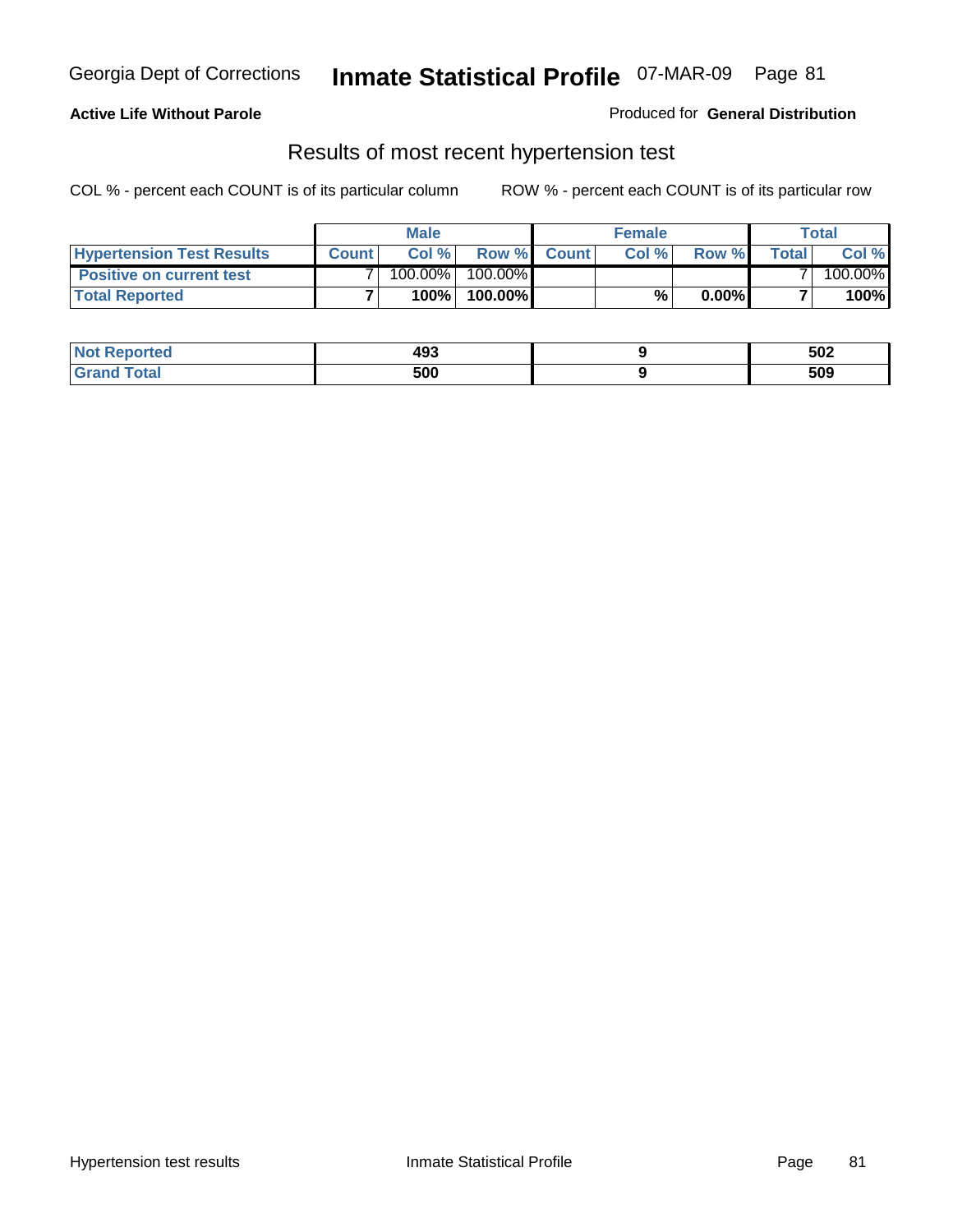Georgia Dept of Corrections **Inmate Statistical Profile** 07-MAR-09

**Active Life Without Parole**

Produced for **General Distribution**

## Results of most recent hypertension test

COL % - percent each COUNT is of its particular column ROW % - percent each COUNT is of its particular row

| | Male | | | Female | | | Total | |
|---|---|---|---|---|---|---|---|---|
| **Hypertension Test Results** | **Count** | **Col %** | **Row %** | **Count** | **Col %** | **Row %** | **Total** | **Col %** |
| **Positive on current test** | 7 | 100.00% | 100.00% | | | | 7 | 100.00% |
| **Total Reported** | **7** | **100%** | **100.00%** | | **%** | **0.00%** | **7** | **100%** |

| | Male | Female | Total |
|---|---|---|---|
| **Not Reported** | **493** | **9** | **502** |
| **Grand Total** | **500** | **9** | **509** |

Hypertension test results Inmate Statistical Profile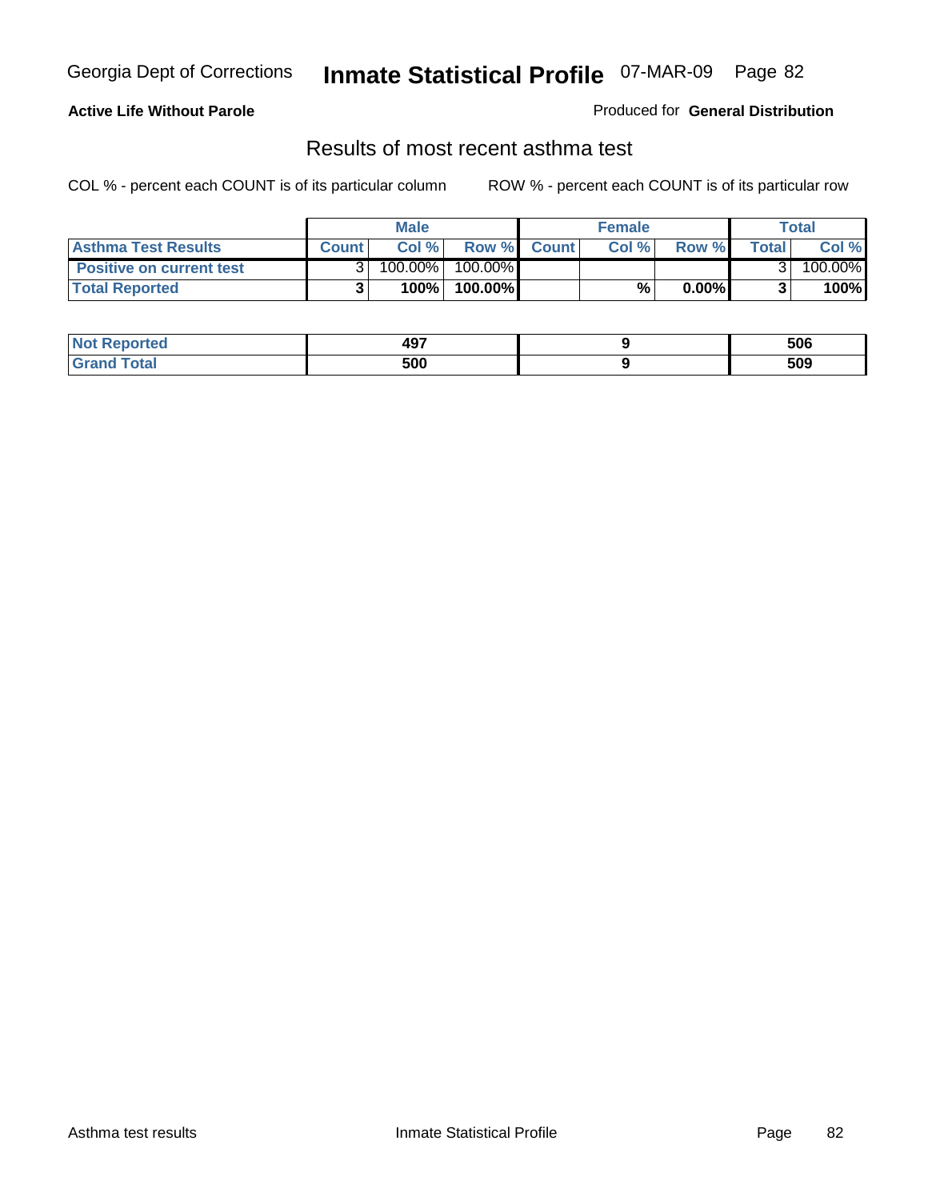# Georgia Dept of Corrections — Inmate Statistical Profile 07-MAR-09 Page 82

**Active Life Without Parole**

Produced for **General Distribution**

## Results of most recent asthma test

COL % - percent each COUNT is of its particular column

ROW % - percent each COUNT is of its particular row

| | Male | | | Female | | | Total | |
|---|---|---|---|---|---|---|---|---|
| **Asthma Test Results** | **Count** | **Col %** | **Row %** | **Count** | **Col %** | **Row %** | **Total** | **Col %** |
| **Positive on current test** | 3 | 100.00% | 100.00% | | | | 3 | 100.00% |
| **Total Reported** | **3** | **100%** | **100.00%** | | **%** | **0.00%** | **3** | **100%** |

| | Male | Female | Total |
|---|---|---|---|
| **Not Reported** | **497** | **9** | **506** |
| **Grand Total** | **500** | **9** | **509** |